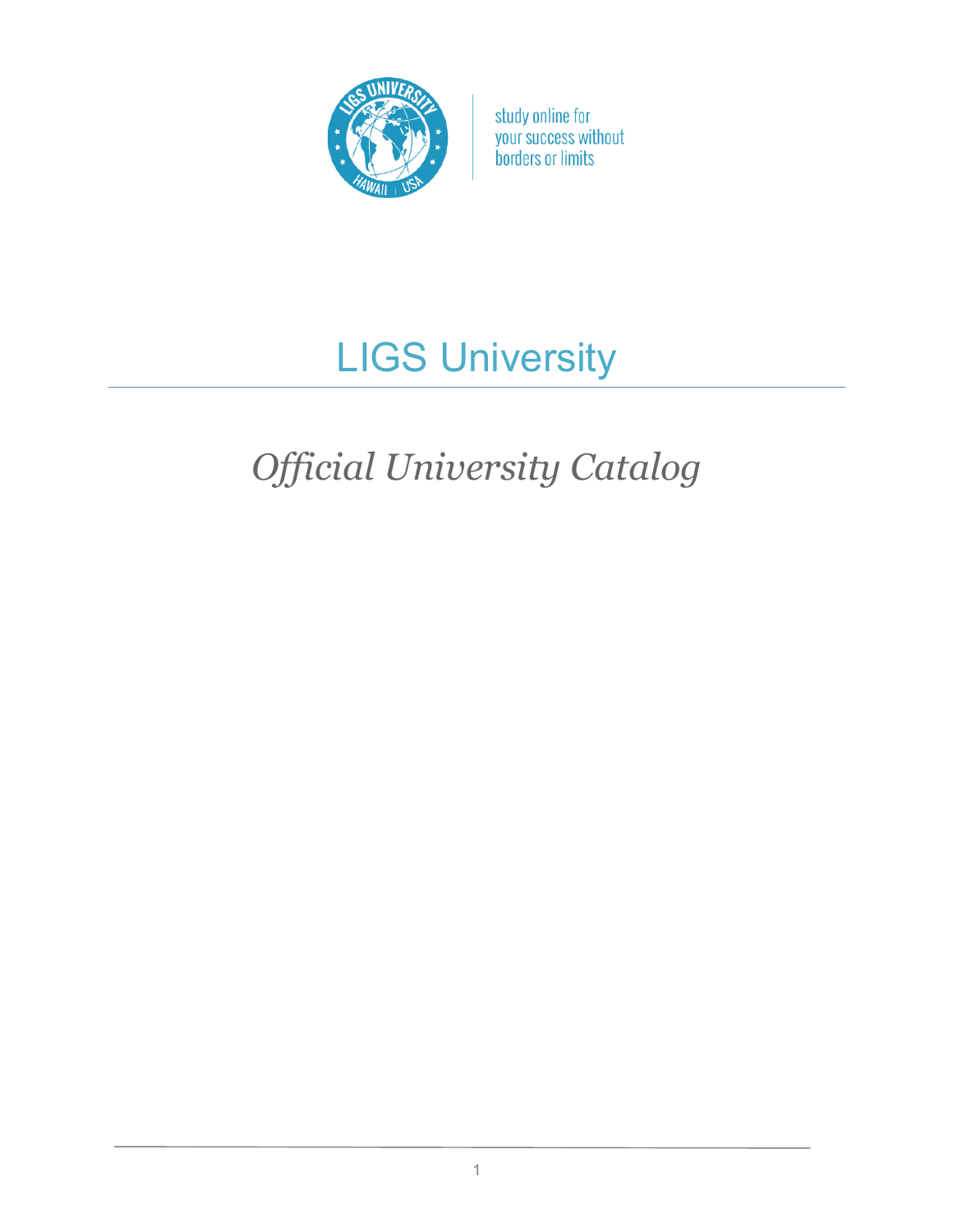study online for your success without borders or limits

# LIGS University

## *Official University Catalog*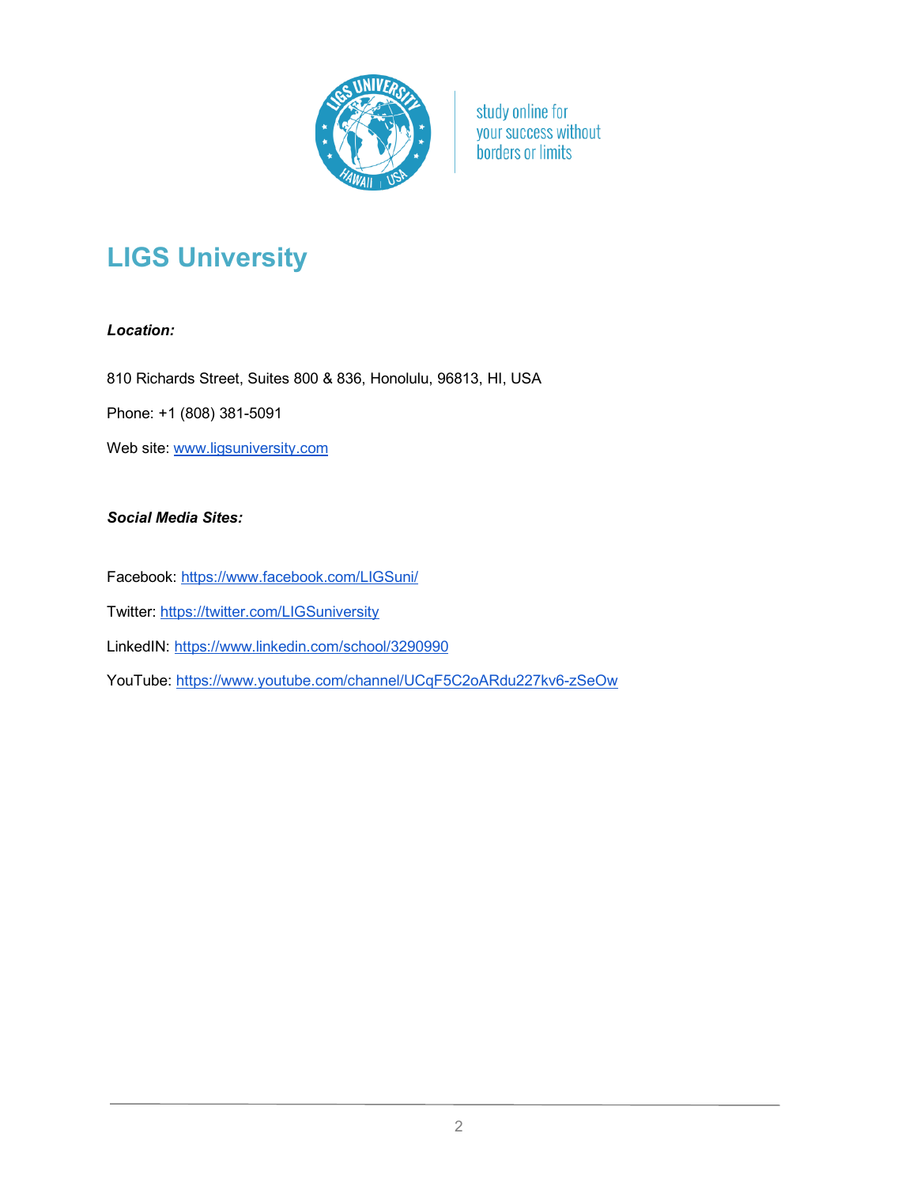study online for your success without borders or limits

# LIGS University

***Location:***

810 Richards Street, Suites 800 & 836, Honolulu, 96813, HI, USA

Phone: +1 (808) 381-5091

Web site: www.ligsuniversity.com

***Social Media Sites:***

Facebook: https://www.facebook.com/LIGSuni/

Twitter: https://twitter.com/LIGSuniversity

LinkedIN: https://www.linkedin.com/school/3290990

YouTube: https://www.youtube.com/channel/UCqF5C2oARdu227kv6-zSeOw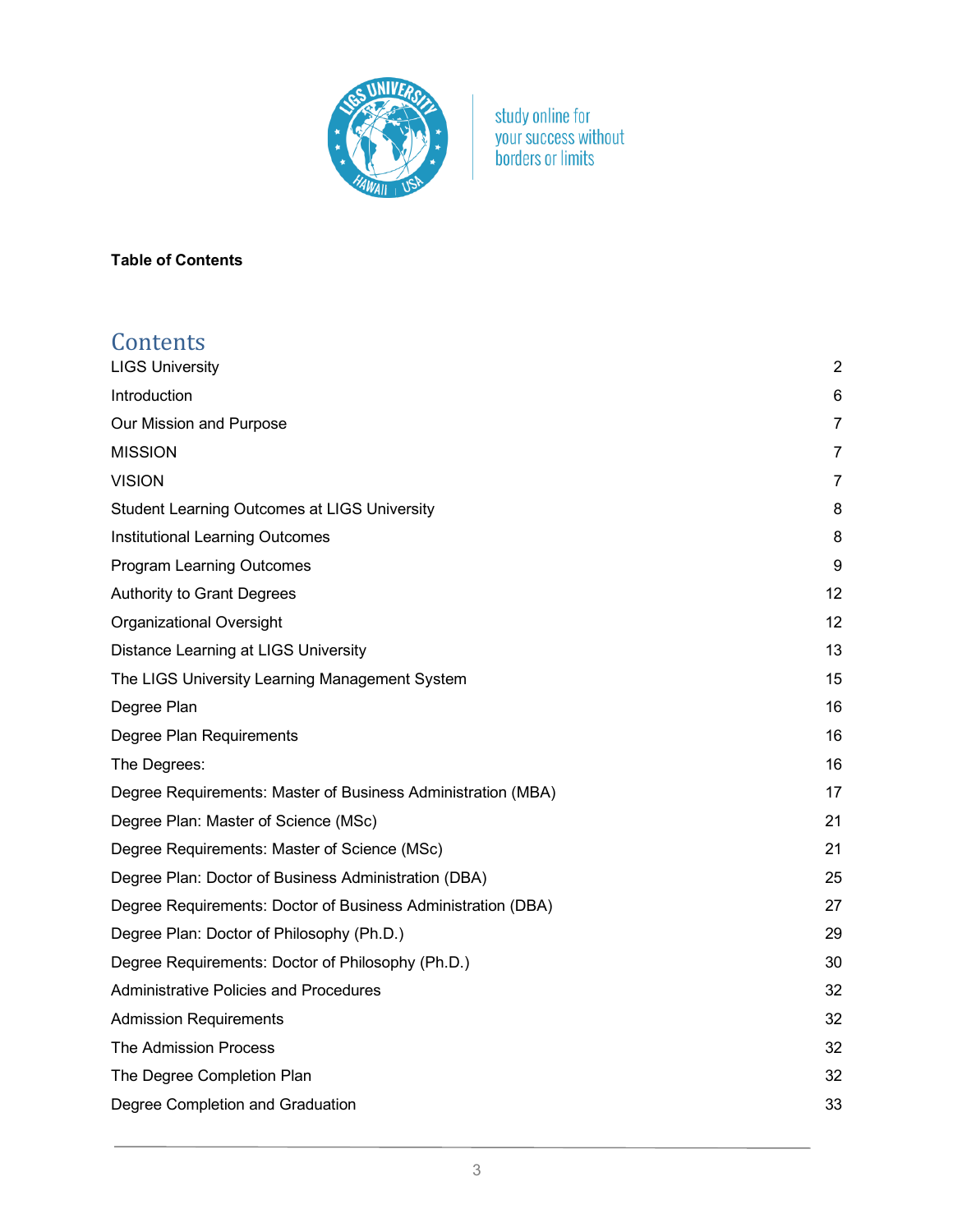**Table of Contents**

## Contents

| | |
|---|---|
| LIGS University | 2 |
| Introduction | 6 |
| Our Mission and Purpose | 7 |
| MISSION | 7 |
| VISION | 7 |
| Student Learning Outcomes at LIGS University | 8 |
| Institutional Learning Outcomes | 8 |
| Program Learning Outcomes | 9 |
| Authority to Grant Degrees | 12 |
| Organizational Oversight | 12 |
| Distance Learning at LIGS University | 13 |
| The LIGS University Learning Management System | 15 |
| Degree Plan | 16 |
| Degree Plan Requirements | 16 |
| The Degrees: | 16 |
| Degree Requirements: Master of Business Administration (MBA) | 17 |
| Degree Plan: Master of Science (MSc) | 21 |
| Degree Requirements: Master of Science (MSc) | 21 |
| Degree Plan: Doctor of Business Administration (DBA) | 25 |
| Degree Requirements: Doctor of Business Administration (DBA) | 27 |
| Degree Plan: Doctor of Philosophy (Ph.D.) | 29 |
| Degree Requirements: Doctor of Philosophy (Ph.D.) | 30 |
| Administrative Policies and Procedures | 32 |
| Admission Requirements | 32 |
| The Admission Process | 32 |
| The Degree Completion Plan | 32 |
| Degree Completion and Graduation | 33 |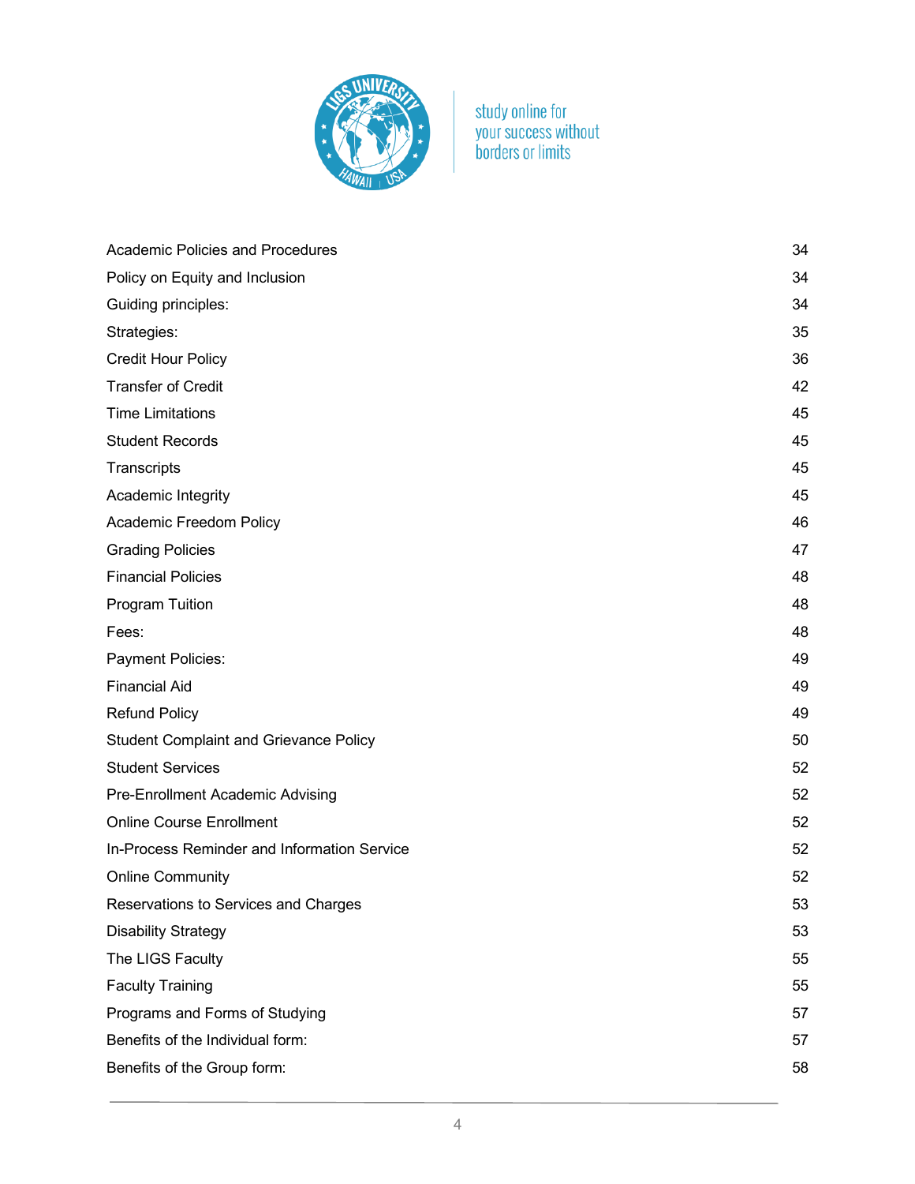| | |
|---|---|
| Academic Policies and Procedures | 34 |
| Policy on Equity and Inclusion | 34 |
| Guiding principles: | 34 |
| Strategies: | 35 |
| Credit Hour Policy | 36 |
| Transfer of Credit | 42 |
| Time Limitations | 45 |
| Student Records | 45 |
| Transcripts | 45 |
| Academic Integrity | 45 |
| Academic Freedom Policy | 46 |
| Grading Policies | 47 |
| Financial Policies | 48 |
| Program Tuition | 48 |
| Fees: | 48 |
| Payment Policies: | 49 |
| Financial Aid | 49 |
| Refund Policy | 49 |
| Student Complaint and Grievance Policy | 50 |
| Student Services | 52 |
| Pre-Enrollment Academic Advising | 52 |
| Online Course Enrollment | 52 |
| In-Process Reminder and Information Service | 52 |
| Online Community | 52 |
| Reservations to Services and Charges | 53 |
| Disability Strategy | 53 |
| The LIGS Faculty | 55 |
| Faculty Training | 55 |
| Programs and Forms of Studying | 57 |
| Benefits of the Individual form: | 57 |
| Benefits of the Group form: | 58 |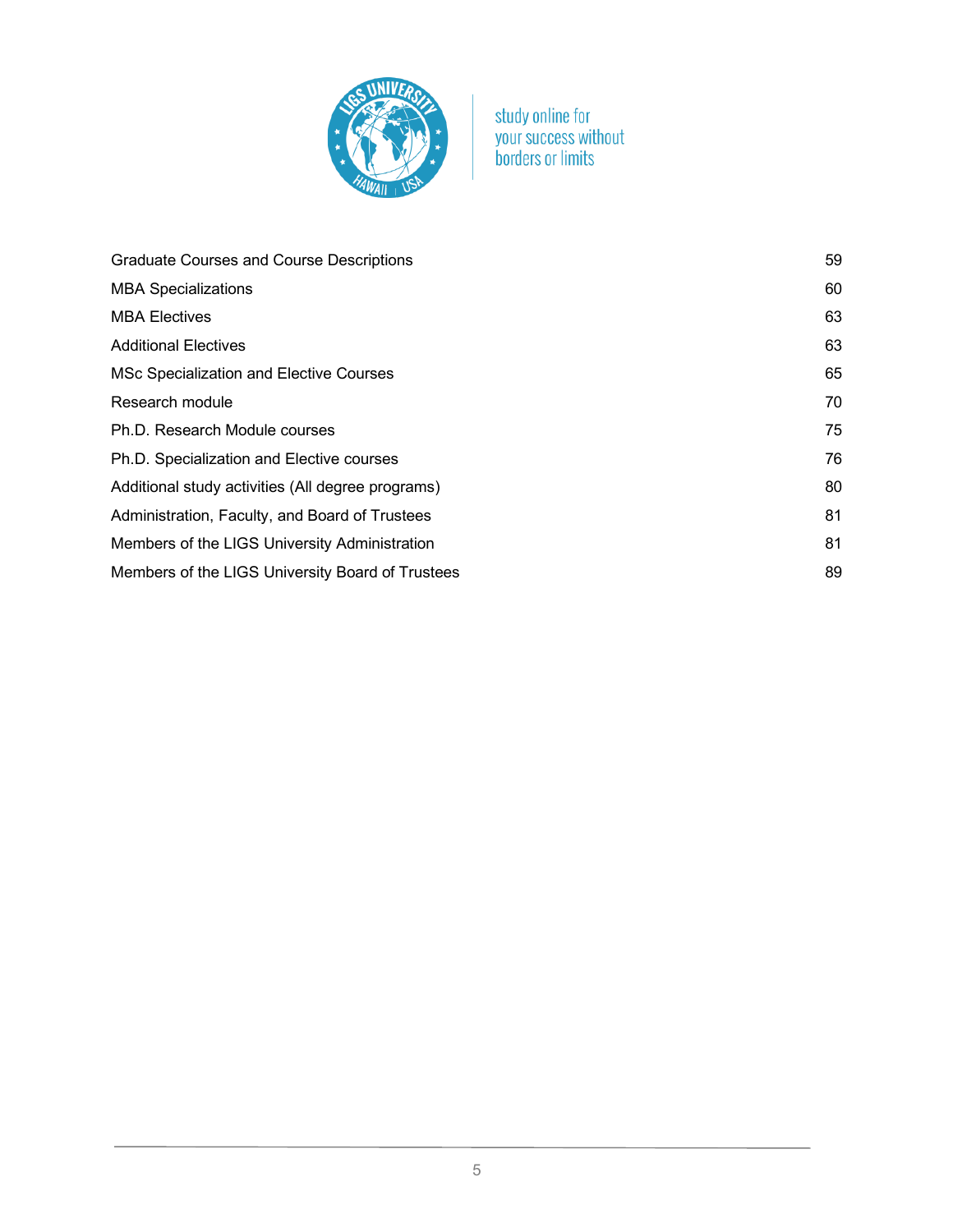| | |
|---|---|
| Graduate Courses and Course Descriptions | 59 |
| MBA Specializations | 60 |
| MBA Electives | 63 |
| Additional Electives | 63 |
| MSc Specialization and Elective Courses | 65 |
| Research module | 70 |
| Ph.D. Research Module courses | 75 |
| Ph.D. Specialization and Elective courses | 76 |
| Additional study activities (All degree programs) | 80 |
| Administration, Faculty, and Board of Trustees | 81 |
| Members of the LIGS University Administration | 81 |
| Members of the LIGS University Board of Trustees | 89 |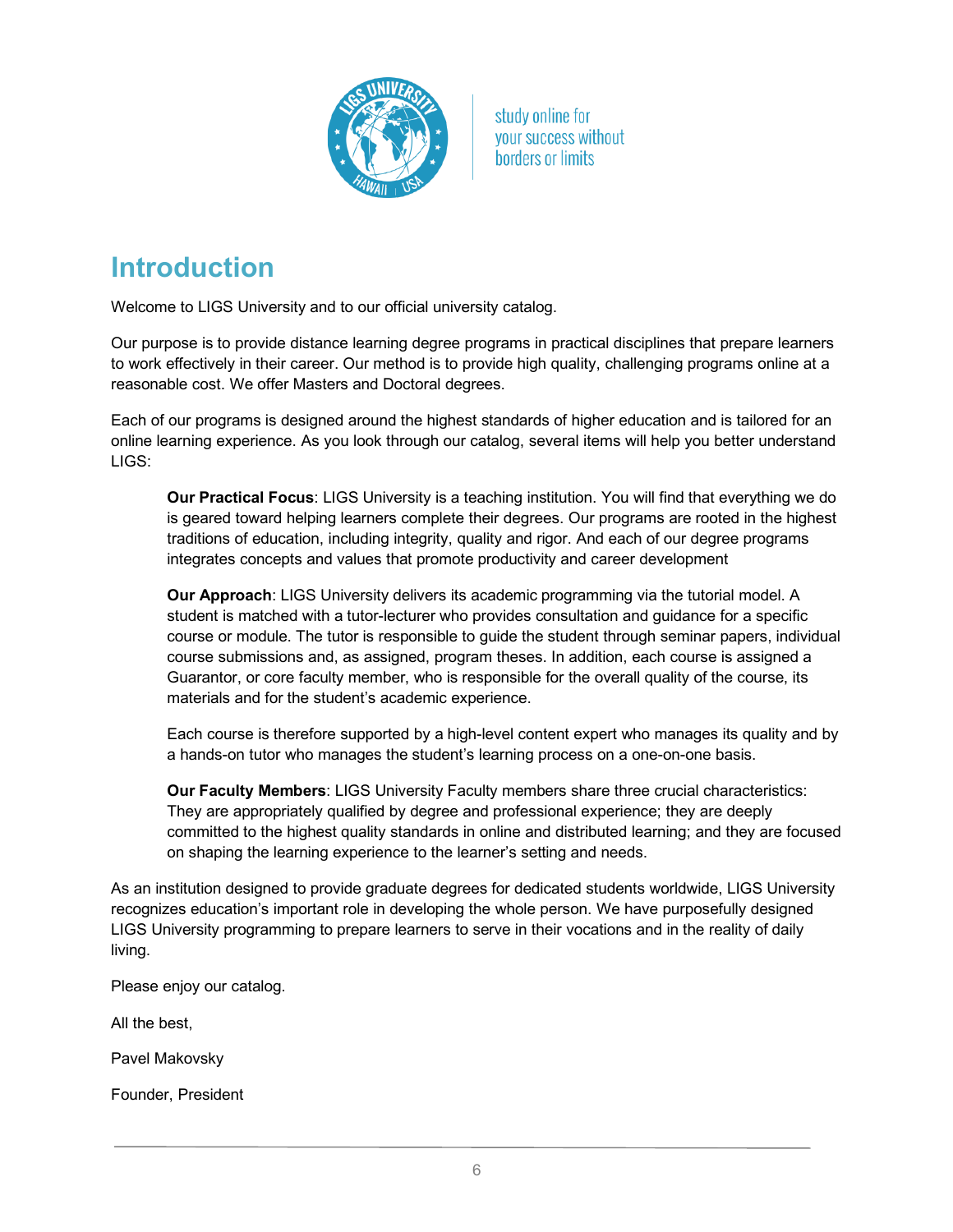study online for your success without borders or limits

# Introduction

Welcome to LIGS University and to our official university catalog.

Our purpose is to provide distance learning degree programs in practical disciplines that prepare learners to work effectively in their career. Our method is to provide high quality, challenging programs online at a reasonable cost. We offer Masters and Doctoral degrees.

Each of our programs is designed around the highest standards of higher education and is tailored for an online learning experience. As you look through our catalog, several items will help you better understand LIGS:

> **Our Practical Focus**: LIGS University is a teaching institution. You will find that everything we do is geared toward helping learners complete their degrees. Our programs are rooted in the highest traditions of education, including integrity, quality and rigor. And each of our degree programs integrates concepts and values that promote productivity and career development
>
> **Our Approach**: LIGS University delivers its academic programming via the tutorial model. A student is matched with a tutor-lecturer who provides consultation and guidance for a specific course or module. The tutor is responsible to guide the student through seminar papers, individual course submissions and, as assigned, program theses. In addition, each course is assigned a Guarantor, or core faculty member, who is responsible for the overall quality of the course, its materials and for the student's academic experience.
>
> Each course is therefore supported by a high-level content expert who manages its quality and by a hands-on tutor who manages the student's learning process on a one-on-one basis.
>
> **Our Faculty Members**: LIGS University Faculty members share three crucial characteristics: They are appropriately qualified by degree and professional experience; they are deeply committed to the highest quality standards in online and distributed learning; and they are focused on shaping the learning experience to the learner's setting and needs.

As an institution designed to provide graduate degrees for dedicated students worldwide, LIGS University recognizes education's important role in developing the whole person. We have purposefully designed LIGS University programming to prepare learners to serve in their vocations and in the reality of daily living.

Please enjoy our catalog.

All the best,

Pavel Makovsky

Founder, President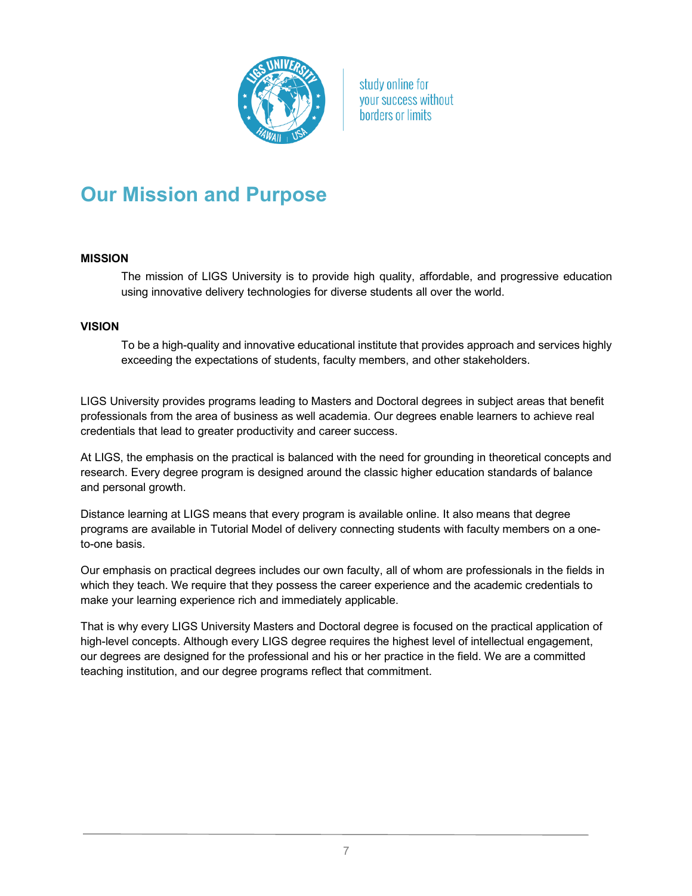study online for your success without borders or limits

# Our Mission and Purpose

**MISSION**

The mission of LIGS University is to provide high quality, affordable, and progressive education using innovative delivery technologies for diverse students all over the world.

**VISION**

To be a high-quality and innovative educational institute that provides approach and services highly exceeding the expectations of students, faculty members, and other stakeholders.

LIGS University provides programs leading to Masters and Doctoral degrees in subject areas that benefit professionals from the area of business as well academia. Our degrees enable learners to achieve real credentials that lead to greater productivity and career success.

At LIGS, the emphasis on the practical is balanced with the need for grounding in theoretical concepts and research. Every degree program is designed around the classic higher education standards of balance and personal growth.

Distance learning at LIGS means that every program is available online. It also means that degree programs are available in Tutorial Model of delivery connecting students with faculty members on a one-to-one basis.

Our emphasis on practical degrees includes our own faculty, all of whom are professionals in the fields in which they teach. We require that they possess the career experience and the academic credentials to make your learning experience rich and immediately applicable.

That is why every LIGS University Masters and Doctoral degree is focused on the practical application of high-level concepts. Although every LIGS degree requires the highest level of intellectual engagement, our degrees are designed for the professional and his or her practice in the field. We are a committed teaching institution, and our degree programs reflect that commitment.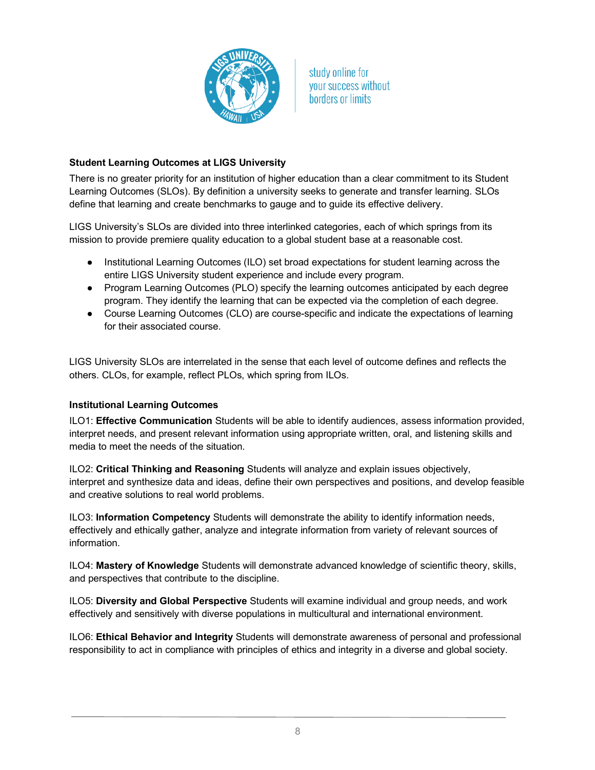study online for your success without borders or limits

### Student Learning Outcomes at LIGS University

There is no greater priority for an institution of higher education than a clear commitment to its Student Learning Outcomes (SLOs). By definition a university seeks to generate and transfer learning. SLOs define that learning and create benchmarks to gauge and to guide its effective delivery.

LIGS University's SLOs are divided into three interlinked categories, each of which springs from its mission to provide premiere quality education to a global student base at a reasonable cost.

- Institutional Learning Outcomes (ILO) set broad expectations for student learning across the entire LIGS University student experience and include every program.
- Program Learning Outcomes (PLO) specify the learning outcomes anticipated by each degree program. They identify the learning that can be expected via the completion of each degree.
- Course Learning Outcomes (CLO) are course-specific and indicate the expectations of learning for their associated course.

LIGS University SLOs are interrelated in the sense that each level of outcome defines and reflects the others. CLOs, for example, reflect PLOs, which spring from ILOs.

### Institutional Learning Outcomes

ILO1: **Effective Communication** Students will be able to identify audiences, assess information provided, interpret needs, and present relevant information using appropriate written, oral, and listening skills and media to meet the needs of the situation.

ILO2: **Critical Thinking and Reasoning** Students will analyze and explain issues objectively, interpret and synthesize data and ideas, define their own perspectives and positions, and develop feasible and creative solutions to real world problems.

ILO3: **Information Competency** Students will demonstrate the ability to identify information needs, effectively and ethically gather, analyze and integrate information from variety of relevant sources of information.

ILO4: **Mastery of Knowledge** Students will demonstrate advanced knowledge of scientific theory, skills, and perspectives that contribute to the discipline.

ILO5: **Diversity and Global Perspective** Students will examine individual and group needs, and work effectively and sensitively with diverse populations in multicultural and international environment.

ILO6: **Ethical Behavior and Integrity** Students will demonstrate awareness of personal and professional responsibility to act in compliance with principles of ethics and integrity in a diverse and global society.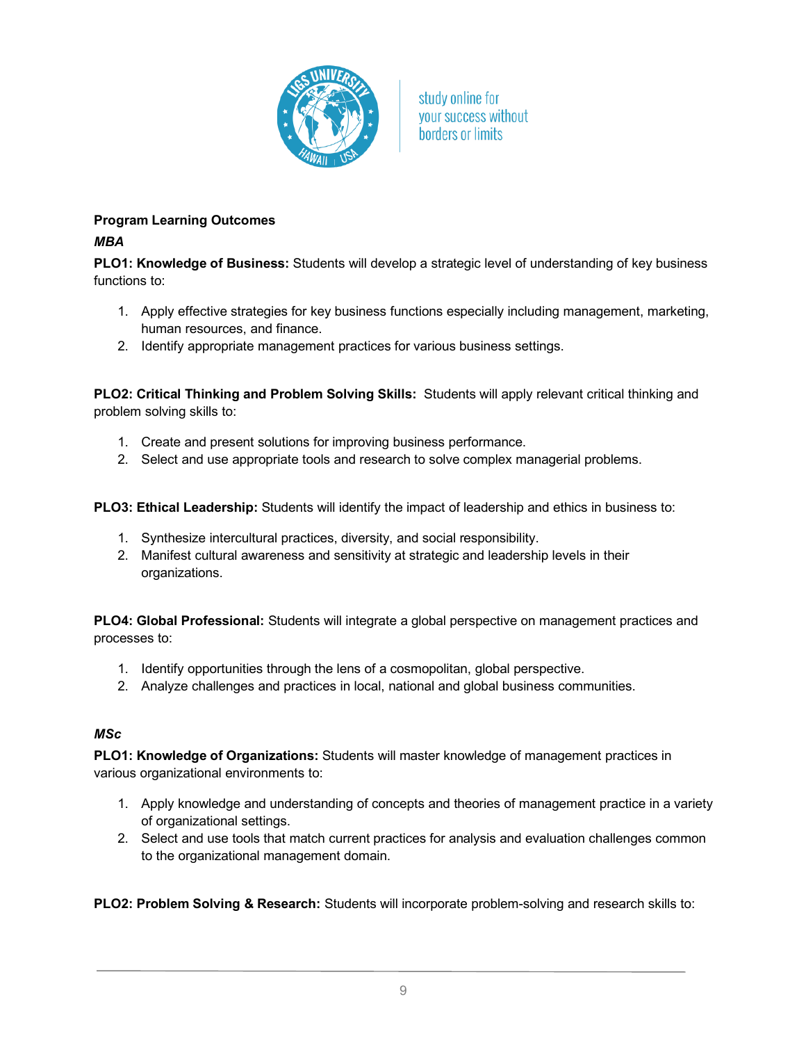**Program Learning Outcomes**

***MBA***

**PLO1: Knowledge of Business:** Students will develop a strategic level of understanding of key business functions to:

1. Apply effective strategies for key business functions especially including management, marketing, human resources, and finance.
2. Identify appropriate management practices for various business settings.

**PLO2: Critical Thinking and Problem Solving Skills:** Students will apply relevant critical thinking and problem solving skills to:

1. Create and present solutions for improving business performance.
2. Select and use appropriate tools and research to solve complex managerial problems.

**PLO3: Ethical Leadership:** Students will identify the impact of leadership and ethics in business to:

1. Synthesize intercultural practices, diversity, and social responsibility.
2. Manifest cultural awareness and sensitivity at strategic and leadership levels in their organizations.

**PLO4: Global Professional:** Students will integrate a global perspective on management practices and processes to:

1. Identify opportunities through the lens of a cosmopolitan, global perspective.
2. Analyze challenges and practices in local, national and global business communities.

***MSc***

**PLO1: Knowledge of Organizations:** Students will master knowledge of management practices in various organizational environments to:

1. Apply knowledge and understanding of concepts and theories of management practice in a variety of organizational settings.
2. Select and use tools that match current practices for analysis and evaluation challenges common to the organizational management domain.

**PLO2: Problem Solving & Research:** Students will incorporate problem-solving and research skills to: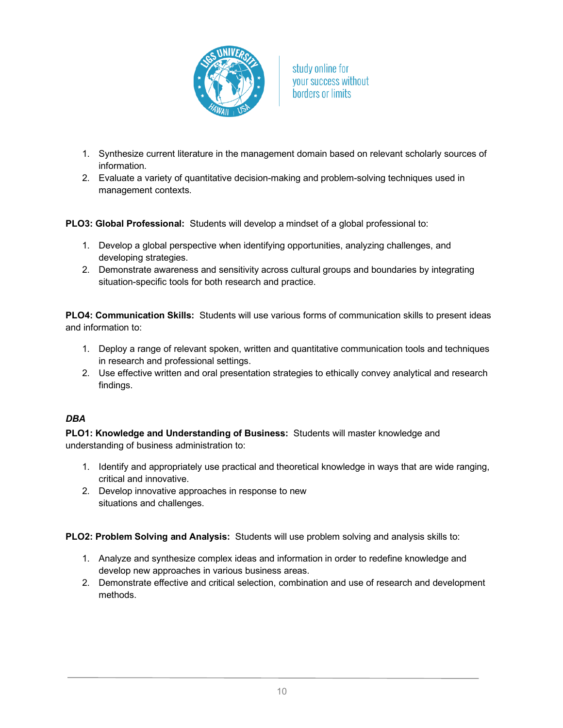1. Synthesize current literature in the management domain based on relevant scholarly sources of information.
2. Evaluate a variety of quantitative decision-making and problem-solving techniques used in management contexts.

**PLO3: Global Professional:** Students will develop a mindset of a global professional to:

1. Develop a global perspective when identifying opportunities, analyzing challenges, and developing strategies.
2. Demonstrate awareness and sensitivity across cultural groups and boundaries by integrating situation-specific tools for both research and practice.

**PLO4: Communication Skills:** Students will use various forms of communication skills to present ideas and information to:

1. Deploy a range of relevant spoken, written and quantitative communication tools and techniques in research and professional settings.
2. Use effective written and oral presentation strategies to ethically convey analytical and research findings.

***DBA***

**PLO1: Knowledge and Understanding of Business:** Students will master knowledge and understanding of business administration to:

1. Identify and appropriately use practical and theoretical knowledge in ways that are wide ranging, critical and innovative.
2. Develop innovative approaches in response to new situations and challenges.

**PLO2: Problem Solving and Analysis:** Students will use problem solving and analysis skills to:

1. Analyze and synthesize complex ideas and information in order to redefine knowledge and develop new approaches in various business areas.
2. Demonstrate effective and critical selection, combination and use of research and development methods.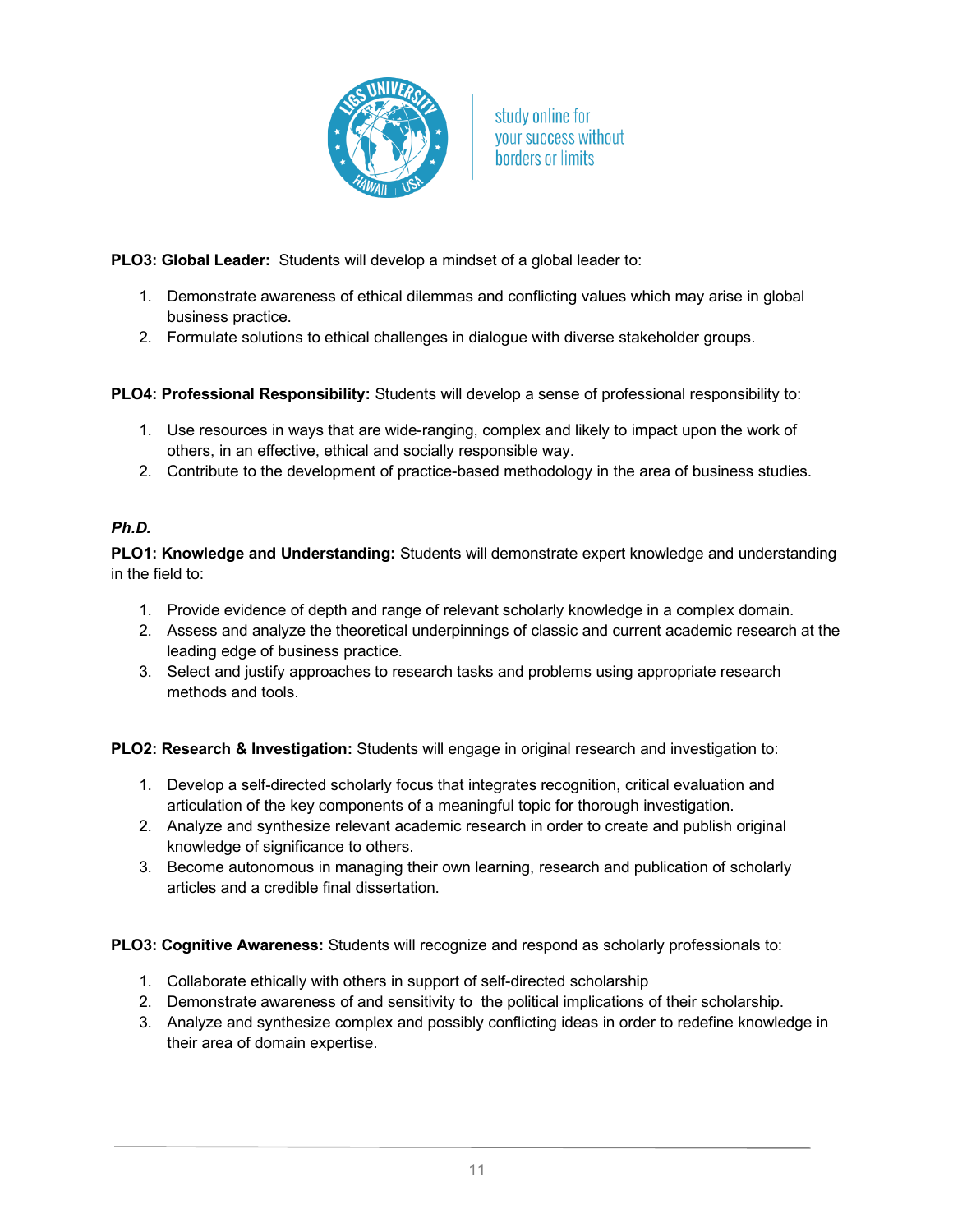**PLO3: Global Leader:** Students will develop a mindset of a global leader to:

1. Demonstrate awareness of ethical dilemmas and conflicting values which may arise in global business practice.
2. Formulate solutions to ethical challenges in dialogue with diverse stakeholder groups.

**PLO4: Professional Responsibility:** Students will develop a sense of professional responsibility to:

1. Use resources in ways that are wide-ranging, complex and likely to impact upon the work of others, in an effective, ethical and socially responsible way.
2. Contribute to the development of practice-based methodology in the area of business studies.

***Ph.D.***

**PLO1: Knowledge and Understanding:** Students will demonstrate expert knowledge and understanding in the field to:

1. Provide evidence of depth and range of relevant scholarly knowledge in a complex domain.
2. Assess and analyze the theoretical underpinnings of classic and current academic research at the leading edge of business practice.
3. Select and justify approaches to research tasks and problems using appropriate research methods and tools.

**PLO2: Research & Investigation:** Students will engage in original research and investigation to:

1. Develop a self-directed scholarly focus that integrates recognition, critical evaluation and articulation of the key components of a meaningful topic for thorough investigation.
2. Analyze and synthesize relevant academic research in order to create and publish original knowledge of significance to others.
3. Become autonomous in managing their own learning, research and publication of scholarly articles and a credible final dissertation.

**PLO3: Cognitive Awareness:** Students will recognize and respond as scholarly professionals to:

1. Collaborate ethically with others in support of self-directed scholarship
2. Demonstrate awareness of and sensitivity to the political implications of their scholarship.
3. Analyze and synthesize complex and possibly conflicting ideas in order to redefine knowledge in their area of domain expertise.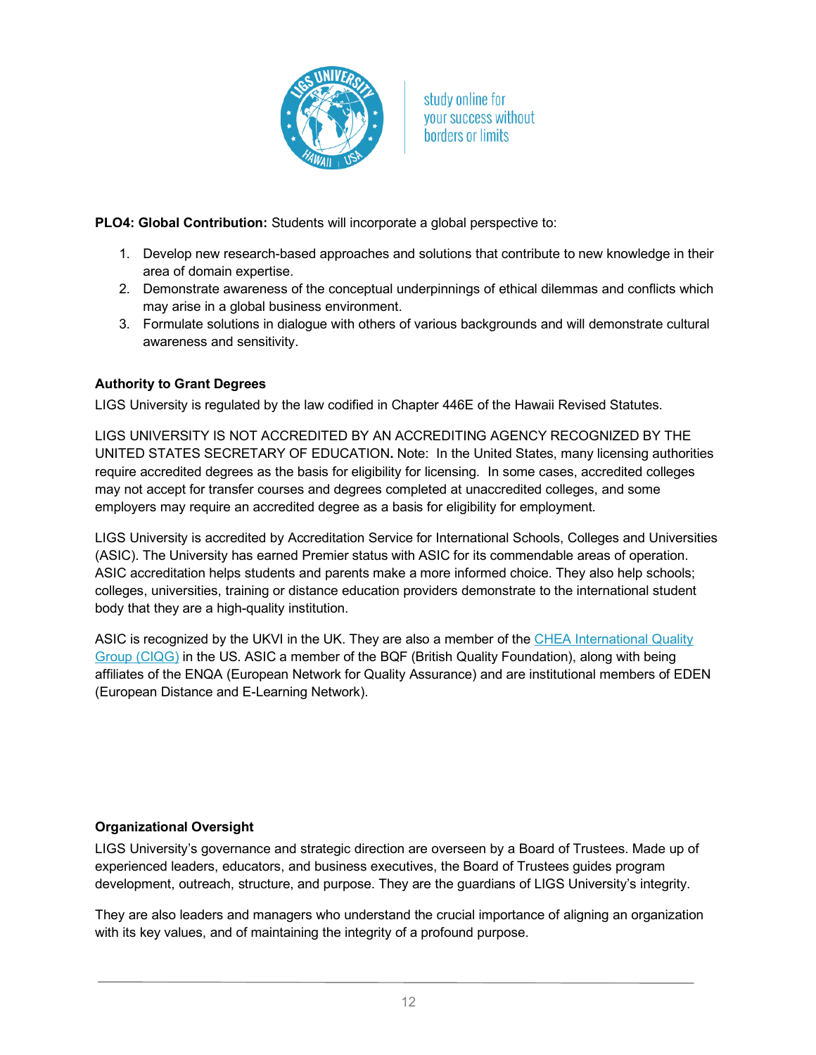**PLO4: Global Contribution:** Students will incorporate a global perspective to:

1. Develop new research-based approaches and solutions that contribute to new knowledge in their area of domain expertise.
2. Demonstrate awareness of the conceptual underpinnings of ethical dilemmas and conflicts which may arise in a global business environment.
3. Formulate solutions in dialogue with others of various backgrounds and will demonstrate cultural awareness and sensitivity.

**Authority to Grant Degrees**

LIGS University is regulated by the law codified in Chapter 446E of the Hawaii Revised Statutes.

LIGS UNIVERSITY IS NOT ACCREDITED BY AN ACCREDITING AGENCY RECOGNIZED BY THE UNITED STATES SECRETARY OF EDUCATION**.** Note: In the United States, many licensing authorities require accredited degrees as the basis for eligibility for licensing. In some cases, accredited colleges may not accept for transfer courses and degrees completed at unaccredited colleges, and some employers may require an accredited degree as a basis for eligibility for employment.

LIGS University is accredited by Accreditation Service for International Schools, Colleges and Universities (ASIC). The University has earned Premier status with ASIC for its commendable areas of operation. ASIC accreditation helps students and parents make a more informed choice. They also help schools; colleges, universities, training or distance education providers demonstrate to the international student body that they are a high-quality institution.

ASIC is recognized by the UKVI in the UK. They are also a member of the CHEA International Quality Group (CIQG) in the US. ASIC a member of the BQF (British Quality Foundation), along with being affiliates of the ENQA (European Network for Quality Assurance) and are institutional members of EDEN (European Distance and E-Learning Network).

**Organizational Oversight**

LIGS University's governance and strategic direction are overseen by a Board of Trustees. Made up of experienced leaders, educators, and business executives, the Board of Trustees guides program development, outreach, structure, and purpose. They are the guardians of LIGS University's integrity.

They are also leaders and managers who understand the crucial importance of aligning an organization with its key values, and of maintaining the integrity of a profound purpose.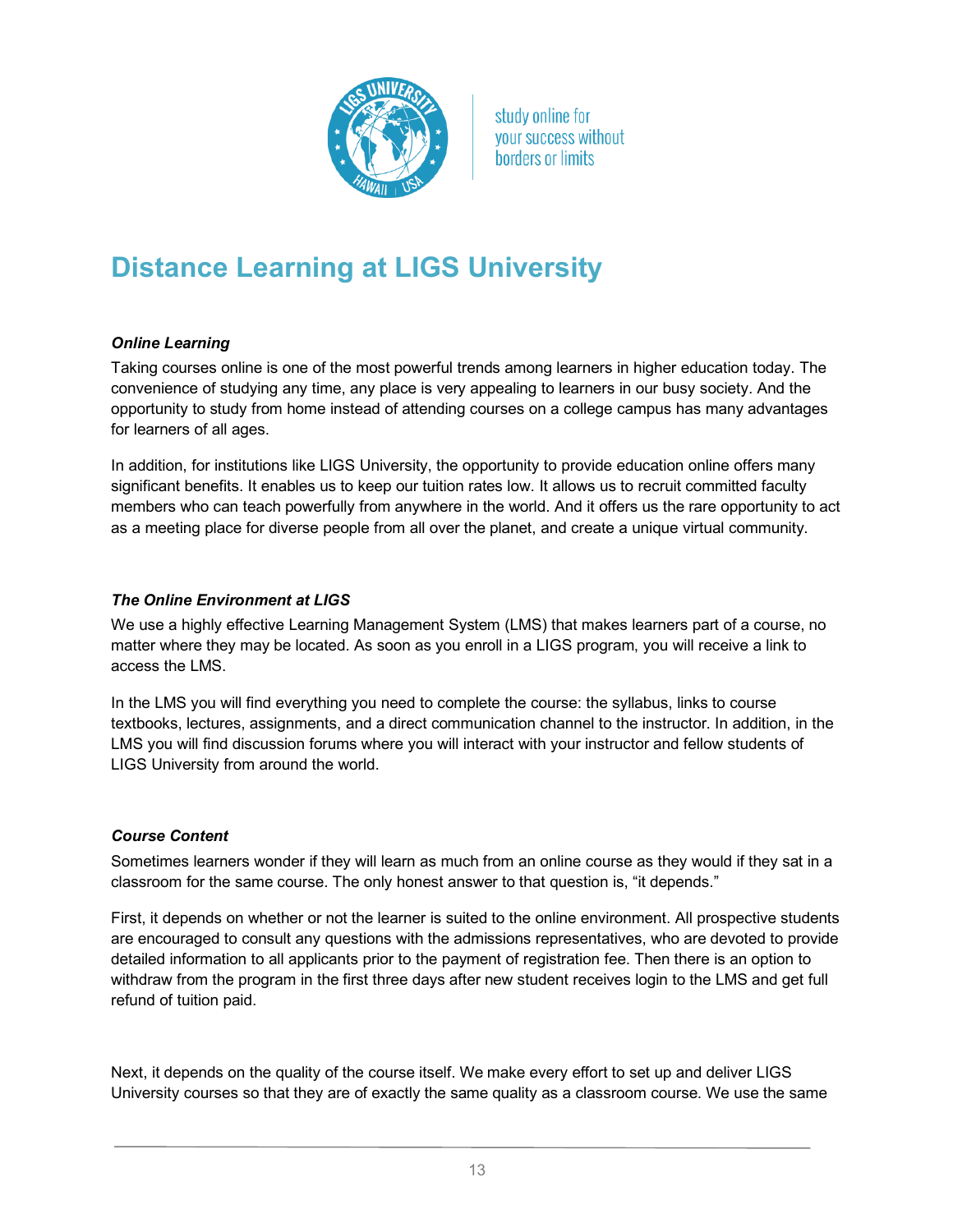# Distance Learning at LIGS University

***Online Learning***

Taking courses online is one of the most powerful trends among learners in higher education today. The convenience of studying any time, any place is very appealing to learners in our busy society. And the opportunity to study from home instead of attending courses on a college campus has many advantages for learners of all ages.

In addition, for institutions like LIGS University, the opportunity to provide education online offers many significant benefits. It enables us to keep our tuition rates low. It allows us to recruit committed faculty members who can teach powerfully from anywhere in the world. And it offers us the rare opportunity to act as a meeting place for diverse people from all over the planet, and create a unique virtual community.

***The Online Environment at LIGS***

We use a highly effective Learning Management System (LMS) that makes learners part of a course, no matter where they may be located. As soon as you enroll in a LIGS program, you will receive a link to access the LMS.

In the LMS you will find everything you need to complete the course: the syllabus, links to course textbooks, lectures, assignments, and a direct communication channel to the instructor. In addition, in the LMS you will find discussion forums where you will interact with your instructor and fellow students of LIGS University from around the world.

***Course Content***

Sometimes learners wonder if they will learn as much from an online course as they would if they sat in a classroom for the same course. The only honest answer to that question is, "it depends."

First, it depends on whether or not the learner is suited to the online environment. All prospective students are encouraged to consult any questions with the admissions representatives, who are devoted to provide detailed information to all applicants prior to the payment of registration fee. Then there is an option to withdraw from the program in the first three days after new student receives login to the LMS and get full refund of tuition paid.

Next, it depends on the quality of the course itself. We make every effort to set up and deliver LIGS University courses so that they are of exactly the same quality as a classroom course. We use the same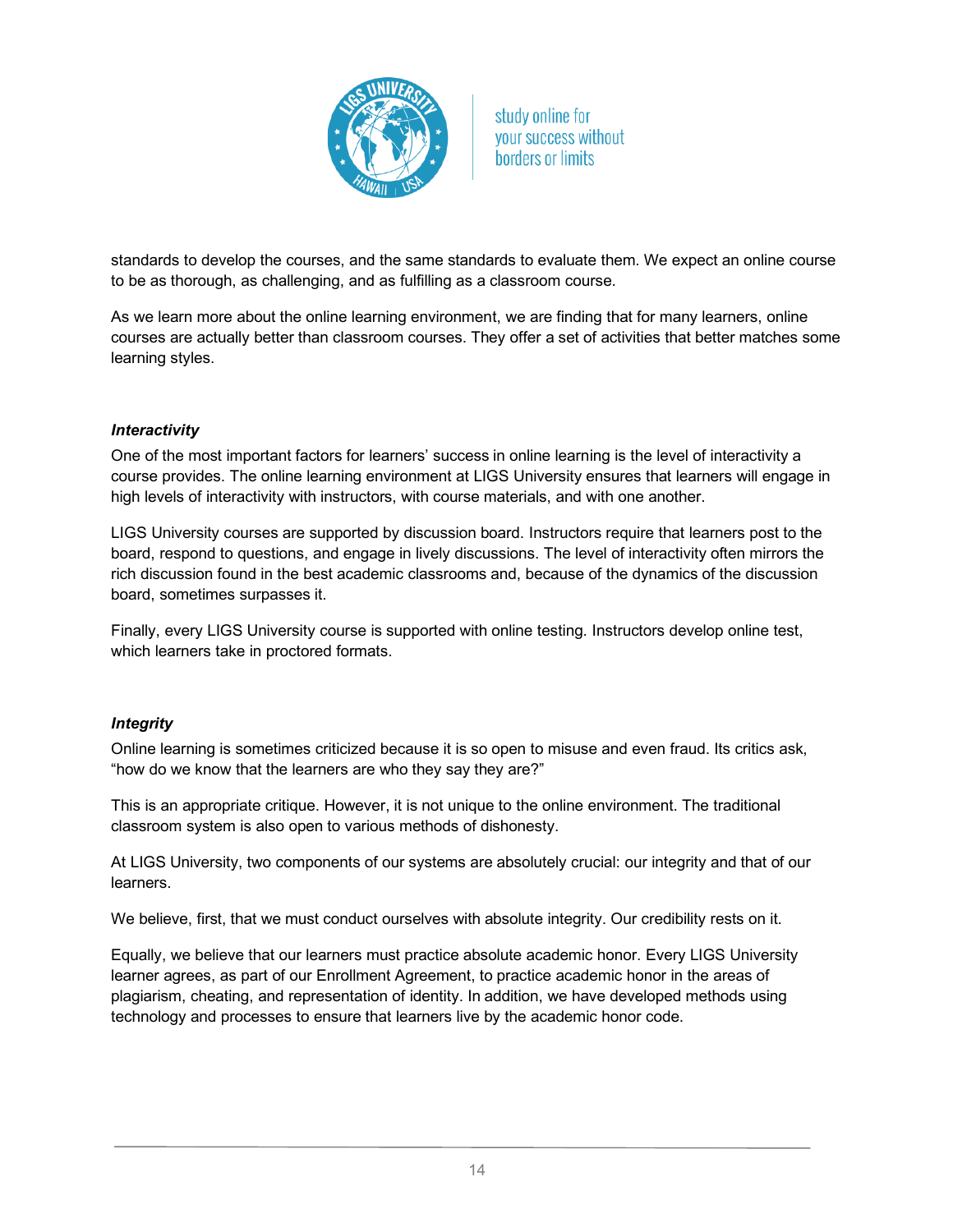standards to develop the courses, and the same standards to evaluate them. We expect an online course to be as thorough, as challenging, and as fulfilling as a classroom course.

As we learn more about the online learning environment, we are finding that for many learners, online courses are actually better than classroom courses. They offer a set of activities that better matches some learning styles.

***Interactivity***

One of the most important factors for learners' success in online learning is the level of interactivity a course provides. The online learning environment at LIGS University ensures that learners will engage in high levels of interactivity with instructors, with course materials, and with one another.

LIGS University courses are supported by discussion board. Instructors require that learners post to the board, respond to questions, and engage in lively discussions. The level of interactivity often mirrors the rich discussion found in the best academic classrooms and, because of the dynamics of the discussion board, sometimes surpasses it.

Finally, every LIGS University course is supported with online testing. Instructors develop online test, which learners take in proctored formats.

***Integrity***

Online learning is sometimes criticized because it is so open to misuse and even fraud. Its critics ask, "how do we know that the learners are who they say they are?"

This is an appropriate critique. However, it is not unique to the online environment. The traditional classroom system is also open to various methods of dishonesty.

At LIGS University, two components of our systems are absolutely crucial: our integrity and that of our learners.

We believe, first, that we must conduct ourselves with absolute integrity. Our credibility rests on it.

Equally, we believe that our learners must practice absolute academic honor. Every LIGS University learner agrees, as part of our Enrollment Agreement, to practice academic honor in the areas of plagiarism, cheating, and representation of identity. In addition, we have developed methods using technology and processes to ensure that learners live by the academic honor code.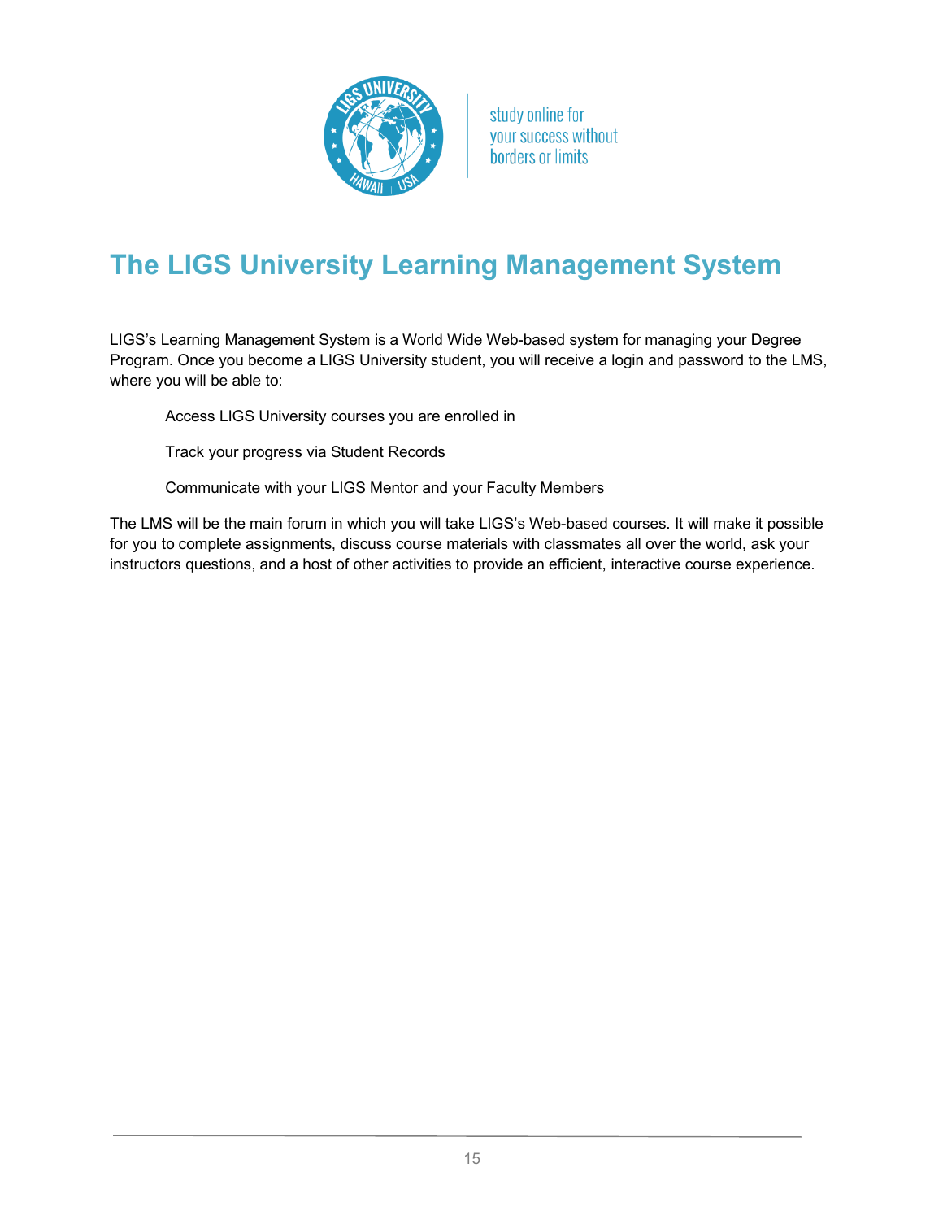# The LIGS University Learning Management System

LIGS's Learning Management System is a World Wide Web-based system for managing your Degree Program. Once you become a LIGS University student, you will receive a login and password to the LMS, where you will be able to:

- Access LIGS University courses you are enrolled in
- Track your progress via Student Records
- Communicate with your LIGS Mentor and your Faculty Members

The LMS will be the main forum in which you will take LIGS's Web-based courses. It will make it possible for you to complete assignments, discuss course materials with classmates all over the world, ask your instructors questions, and a host of other activities to provide an efficient, interactive course experience.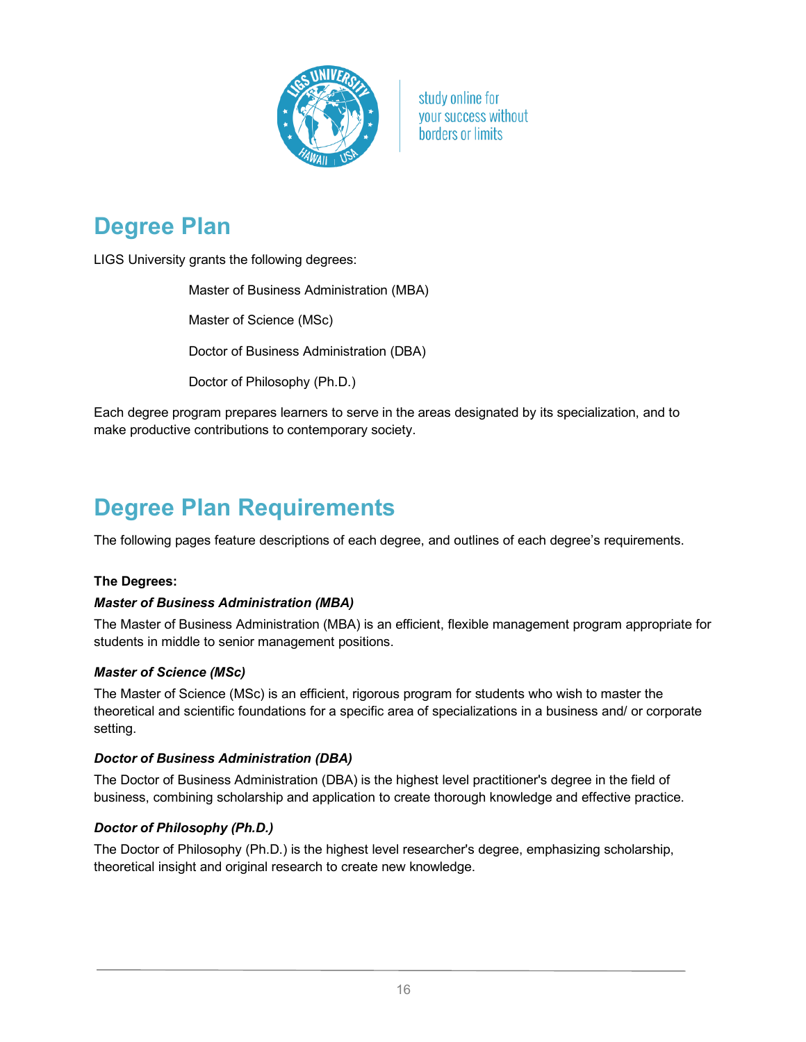# Degree Plan

LIGS University grants the following degrees:

Master of Business Administration (MBA)

Master of Science (MSc)

Doctor of Business Administration (DBA)

Doctor of Philosophy (Ph.D.)

Each degree program prepares learners to serve in the areas designated by its specialization, and to make productive contributions to contemporary society.

# Degree Plan Requirements

The following pages feature descriptions of each degree, and outlines of each degree's requirements.

**The Degrees:**

***Master of Business Administration (MBA)***

The Master of Business Administration (MBA) is an efficient, flexible management program appropriate for students in middle to senior management positions.

***Master of Science (MSc)***

The Master of Science (MSc) is an efficient, rigorous program for students who wish to master the theoretical and scientific foundations for a specific area of specializations in a business and/ or corporate setting.

***Doctor of Business Administration (DBA)***

The Doctor of Business Administration (DBA) is the highest level practitioner's degree in the field of business, combining scholarship and application to create thorough knowledge and effective practice.

***Doctor of Philosophy (Ph.D.)***

The Doctor of Philosophy (Ph.D.) is the highest level researcher's degree, emphasizing scholarship, theoretical insight and original research to create new knowledge.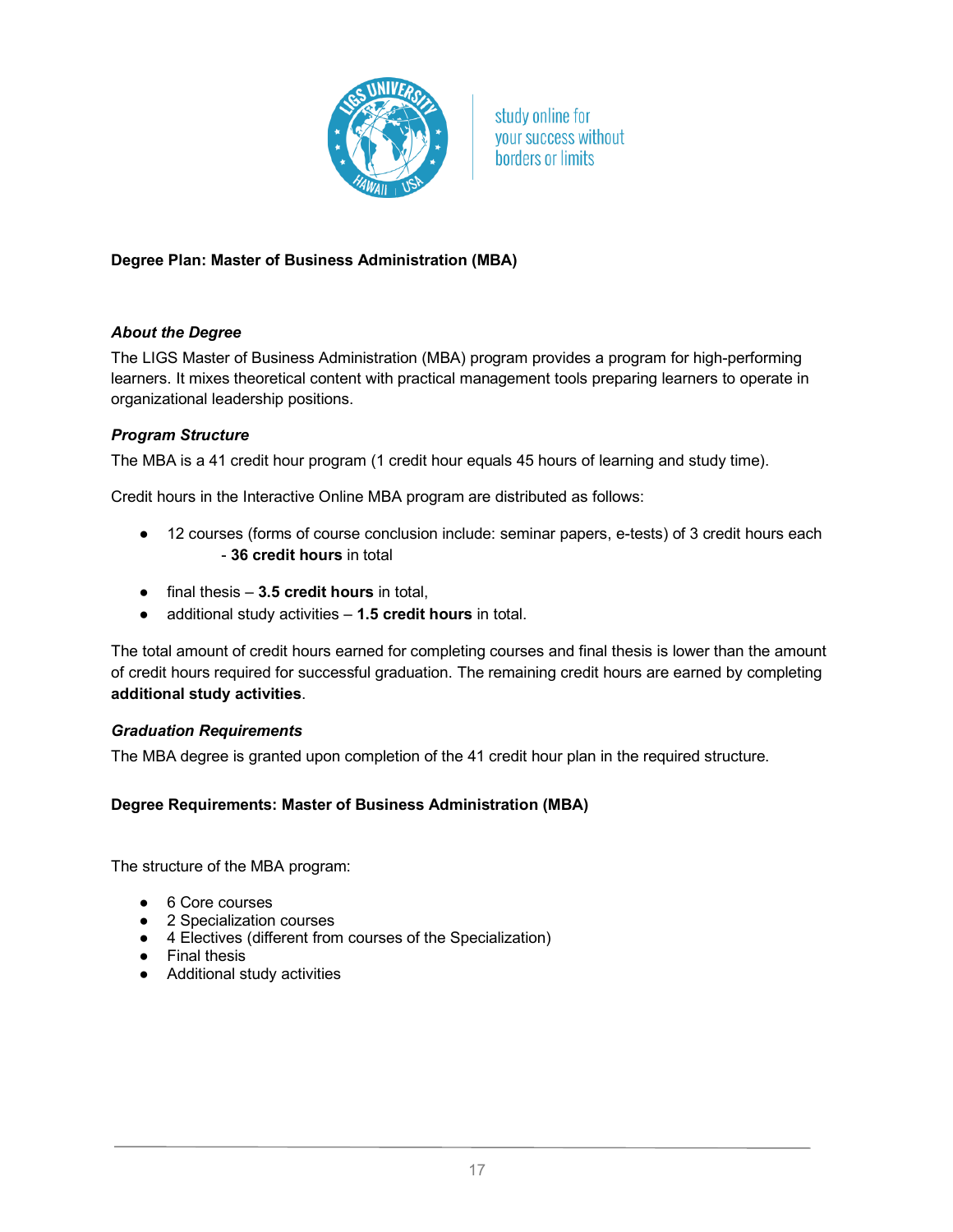## Degree Plan: Master of Business Administration (MBA)

### *About the Degree*

The LIGS Master of Business Administration (MBA) program provides a program for high-performing learners. It mixes theoretical content with practical management tools preparing learners to operate in organizational leadership positions.

### *Program Structure*

The MBA is a 41 credit hour program (1 credit hour equals 45 hours of learning and study time).

Credit hours in the Interactive Online MBA program are distributed as follows:

- 12 courses (forms of course conclusion include: seminar papers, e-tests) of 3 credit hours each - **36 credit hours** in total
- final thesis – **3.5 credit hours** in total,
- additional study activities – **1.5 credit hours** in total.

The total amount of credit hours earned for completing courses and final thesis is lower than the amount of credit hours required for successful graduation. The remaining credit hours are earned by completing **additional study activities**.

### *Graduation Requirements*

The MBA degree is granted upon completion of the 41 credit hour plan in the required structure.

## Degree Requirements: Master of Business Administration (MBA)

The structure of the MBA program:

- 6 Core courses
- 2 Specialization courses
- 4 Electives (different from courses of the Specialization)
- Final thesis
- Additional study activities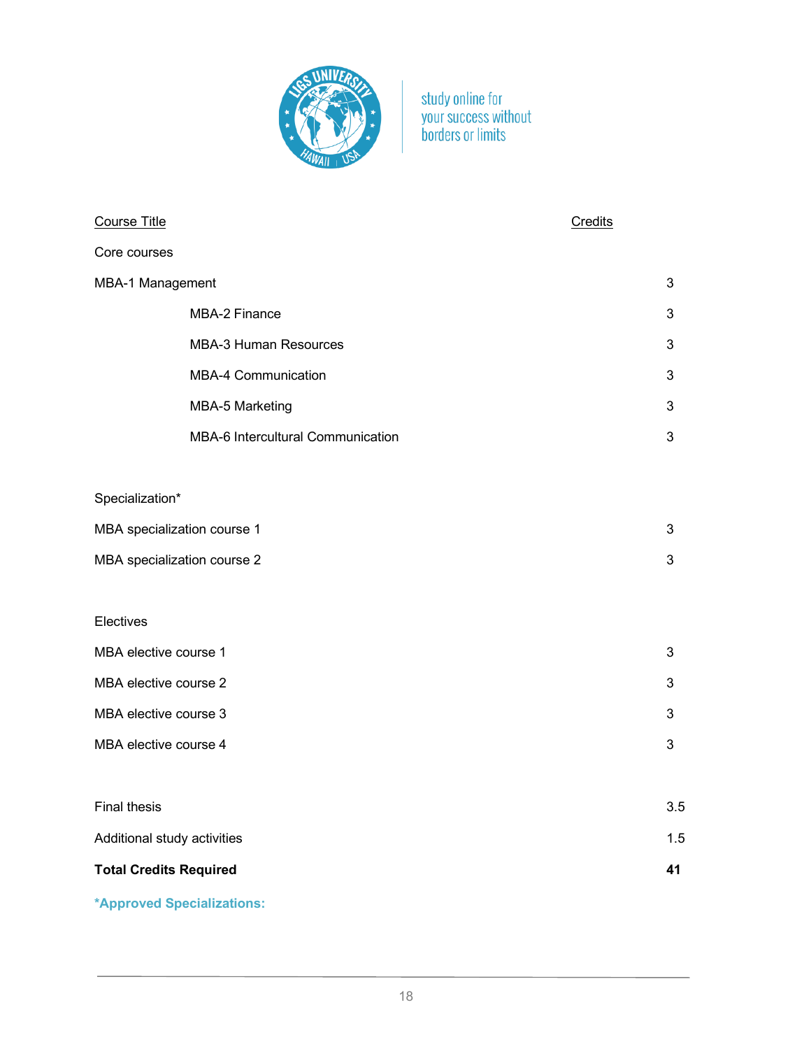| Course Title | Credits |
|---|---|
| **Core courses** | |
| MBA-1 Management | 3 |
| MBA-2 Finance | 3 |
| MBA-3 Human Resources | 3 |
| MBA-4 Communication | 3 |
| MBA-5 Marketing | 3 |
| MBA-6 Intercultural Communication | 3 |
| **Specialization*** | |
| MBA specialization course 1 | 3 |
| MBA specialization course 2 | 3 |
| **Electives** | |
| MBA elective course 1 | 3 |
| MBA elective course 2 | 3 |
| MBA elective course 3 | 3 |
| MBA elective course 4 | 3 |
| Final thesis | 3.5 |
| Additional study activities | 1.5 |
| **Total Credits Required** | **41** |

***Approved Specializations:**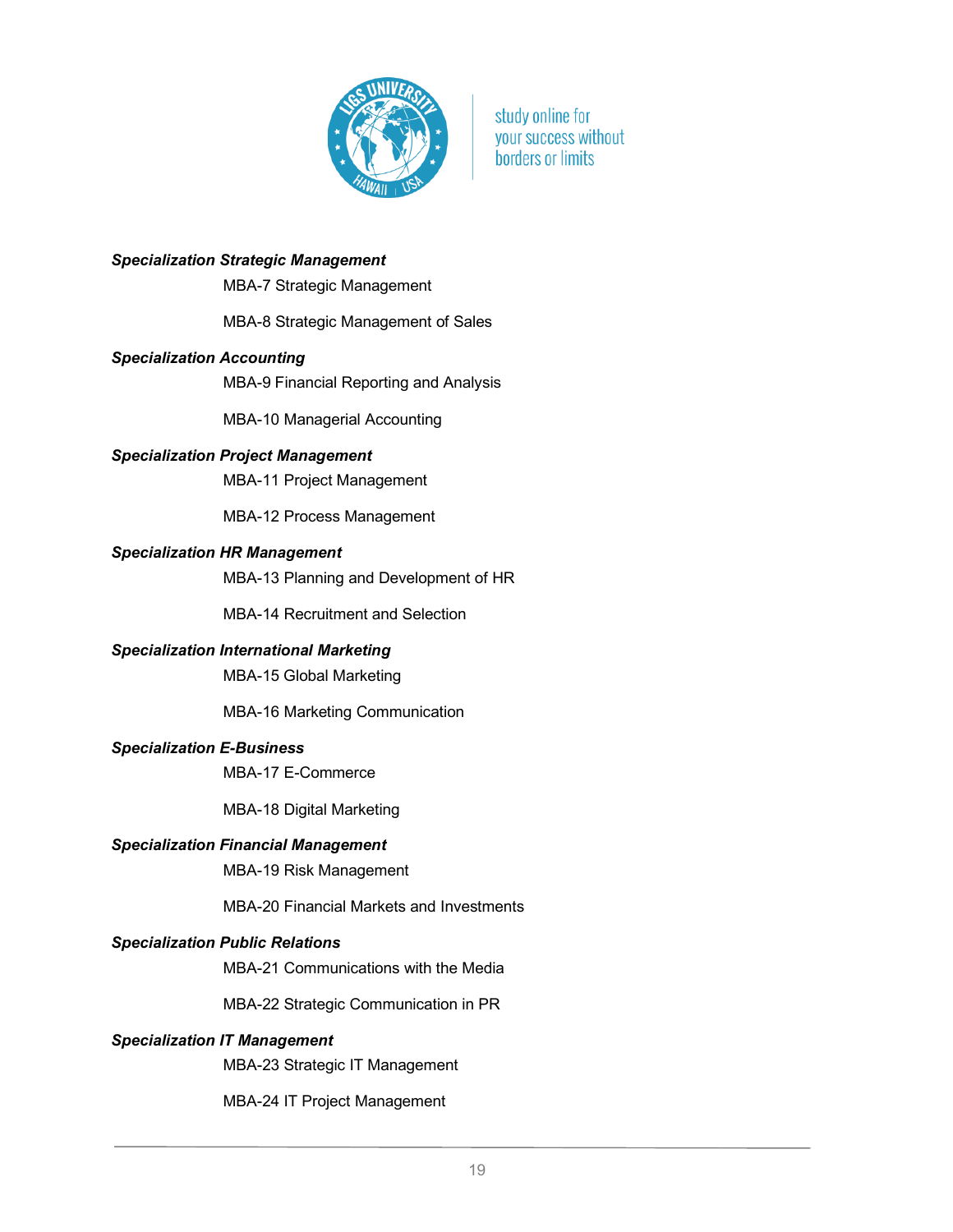***Specialization Strategic Management***

MBA-7 Strategic Management

MBA-8 Strategic Management of Sales

***Specialization Accounting***

MBA-9 Financial Reporting and Analysis

MBA-10 Managerial Accounting

***Specialization Project Management***

MBA-11 Project Management

MBA-12 Process Management

***Specialization HR Management***

MBA-13 Planning and Development of HR

MBA-14 Recruitment and Selection

***Specialization International Marketing***

MBA-15 Global Marketing

MBA-16 Marketing Communication

***Specialization E-Business***

MBA-17 E-Commerce

MBA-18 Digital Marketing

***Specialization Financial Management***

MBA-19 Risk Management

MBA-20 Financial Markets and Investments

***Specialization Public Relations***

MBA-21 Communications with the Media

MBA-22 Strategic Communication in PR

***Specialization IT Management***

MBA-23 Strategic IT Management

MBA-24 IT Project Management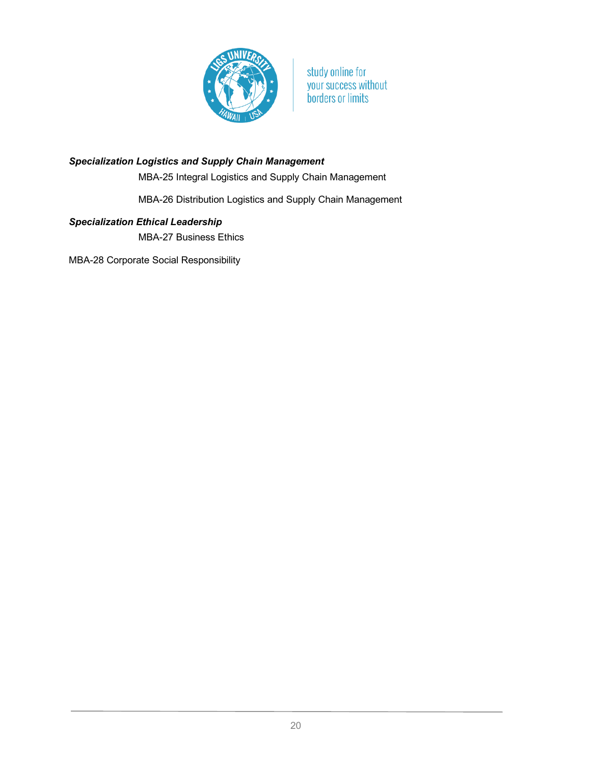***Specialization Logistics and Supply Chain Management***

MBA-25 Integral Logistics and Supply Chain Management

MBA-26 Distribution Logistics and Supply Chain Management

***Specialization Ethical Leadership***

MBA-27 Business Ethics

MBA-28 Corporate Social Responsibility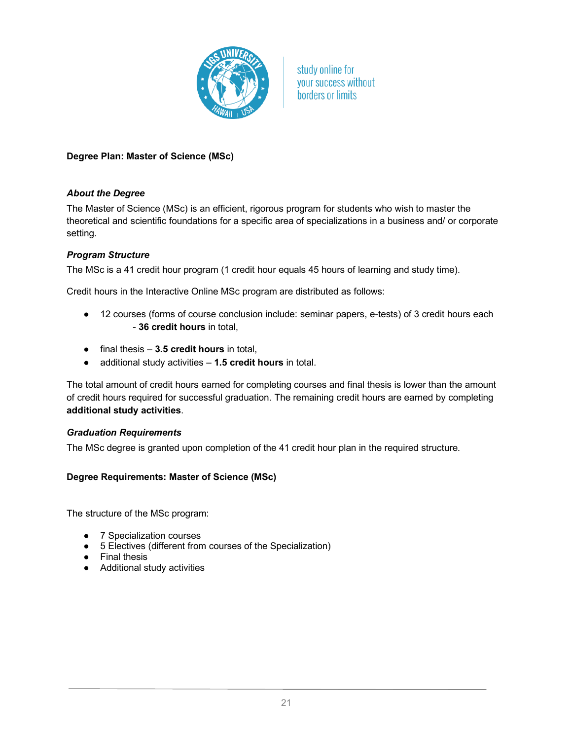**Degree Plan: Master of Science (MSc)**

***About the Degree***

The Master of Science (MSc) is an efficient, rigorous program for students who wish to master the theoretical and scientific foundations for a specific area of specializations in a business and/ or corporate setting.

***Program Structure***

The MSc is a 41 credit hour program (1 credit hour equals 45 hours of learning and study time).

Credit hours in the Interactive Online MSc program are distributed as follows:

- 12 courses (forms of course conclusion include: seminar papers, e-tests) of 3 credit hours each - **36 credit hours** in total,
- final thesis – **3.5 credit hours** in total,
- additional study activities – **1.5 credit hours** in total.

The total amount of credit hours earned for completing courses and final thesis is lower than the amount of credit hours required for successful graduation. The remaining credit hours are earned by completing **additional study activities**.

***Graduation Requirements***

The MSc degree is granted upon completion of the 41 credit hour plan in the required structure.

**Degree Requirements: Master of Science (MSc)**

The structure of the MSc program:

- 7 Specialization courses
- 5 Electives (different from courses of the Specialization)
- Final thesis
- Additional study activities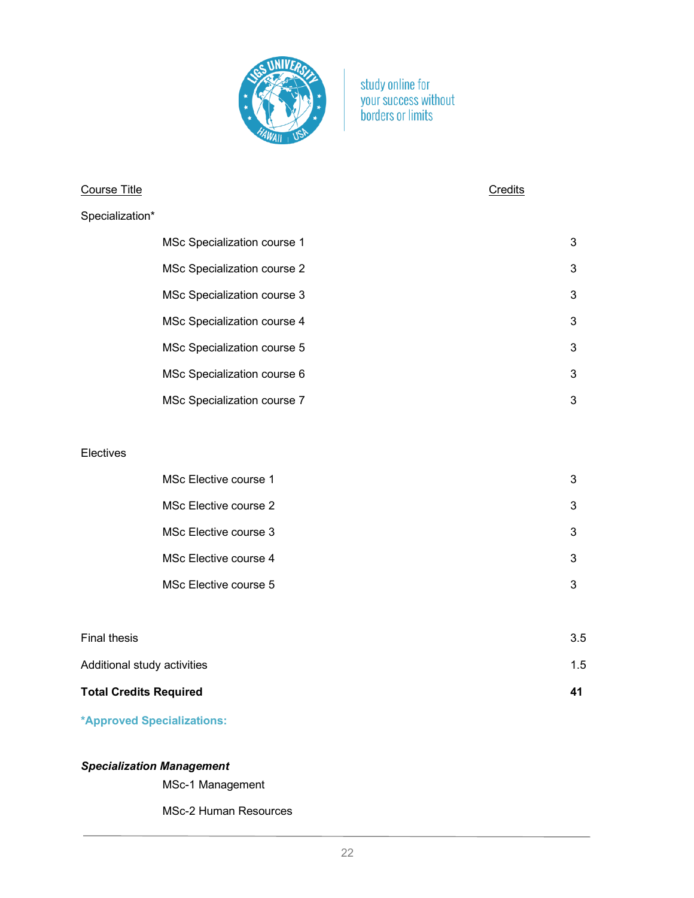| Course Title | Credits |
|---|---|
| Specialization* | |
| MSc Specialization course 1 | 3 |
| MSc Specialization course 2 | 3 |
| MSc Specialization course 3 | 3 |
| MSc Specialization course 4 | 3 |
| MSc Specialization course 5 | 3 |
| MSc Specialization course 6 | 3 |
| MSc Specialization course 7 | 3 |
| Electives | |
| MSc Elective course 1 | 3 |
| MSc Elective course 2 | 3 |
| MSc Elective course 3 | 3 |
| MSc Elective course 4 | 3 |
| MSc Elective course 5 | 3 |
| Final thesis | 3.5 |
| Additional study activities | 1.5 |
| **Total Credits Required** | **41** |

**\*Approved Specializations:**

***Specialization Management***

MSc-1 Management

MSc-2 Human Resources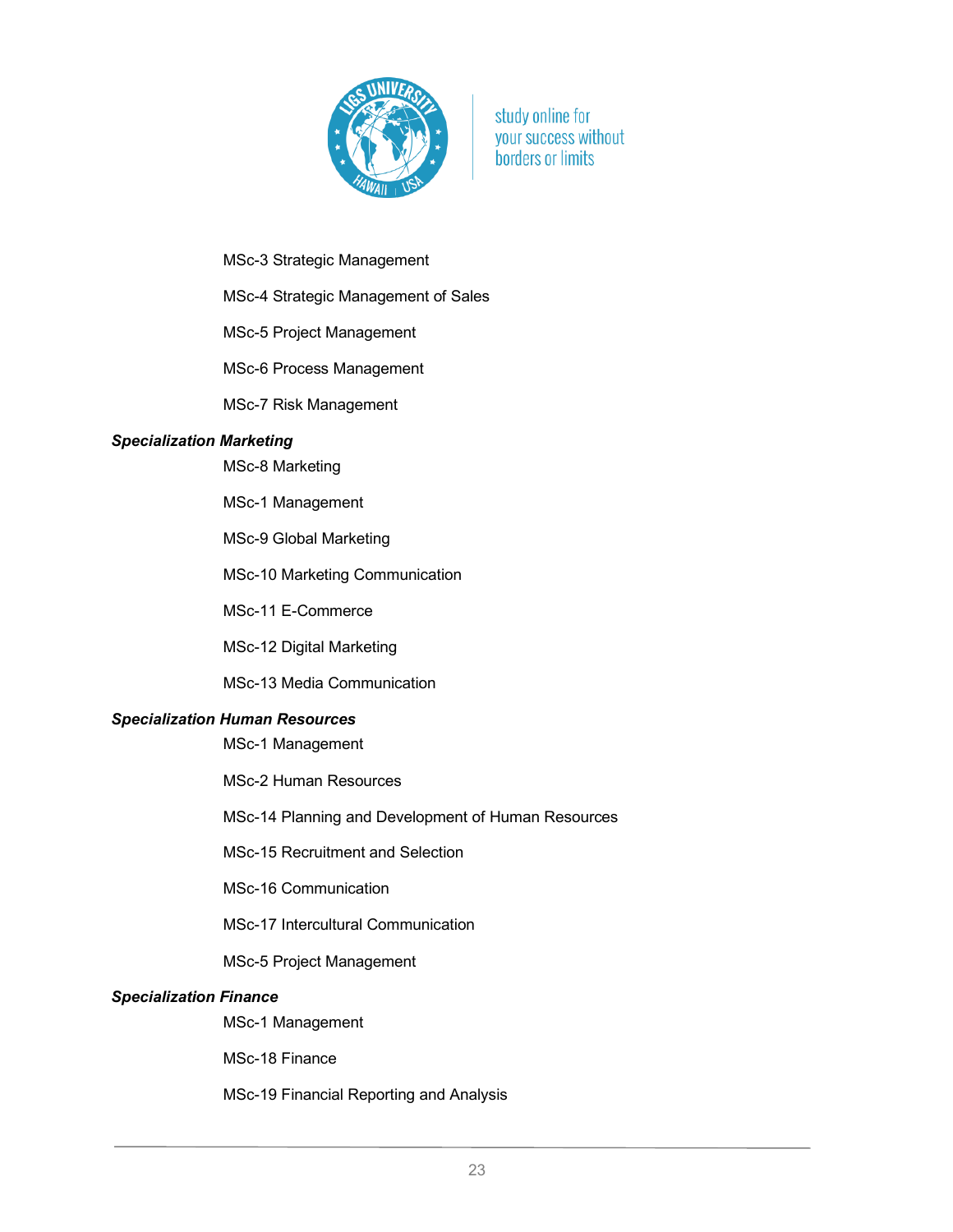MSc-3 Strategic Management

MSc-4 Strategic Management of Sales

MSc-5 Project Management

MSc-6 Process Management

MSc-7 Risk Management

***Specialization Marketing***

MSc-8 Marketing

MSc-1 Management

MSc-9 Global Marketing

MSc-10 Marketing Communication

MSc-11 E-Commerce

MSc-12 Digital Marketing

MSc-13 Media Communication

***Specialization Human Resources***

MSc-1 Management

MSc-2 Human Resources

MSc-14 Planning and Development of Human Resources

MSc-15 Recruitment and Selection

MSc-16 Communication

MSc-17 Intercultural Communication

MSc-5 Project Management

***Specialization Finance***

MSc-1 Management

MSc-18 Finance

MSc-19 Financial Reporting and Analysis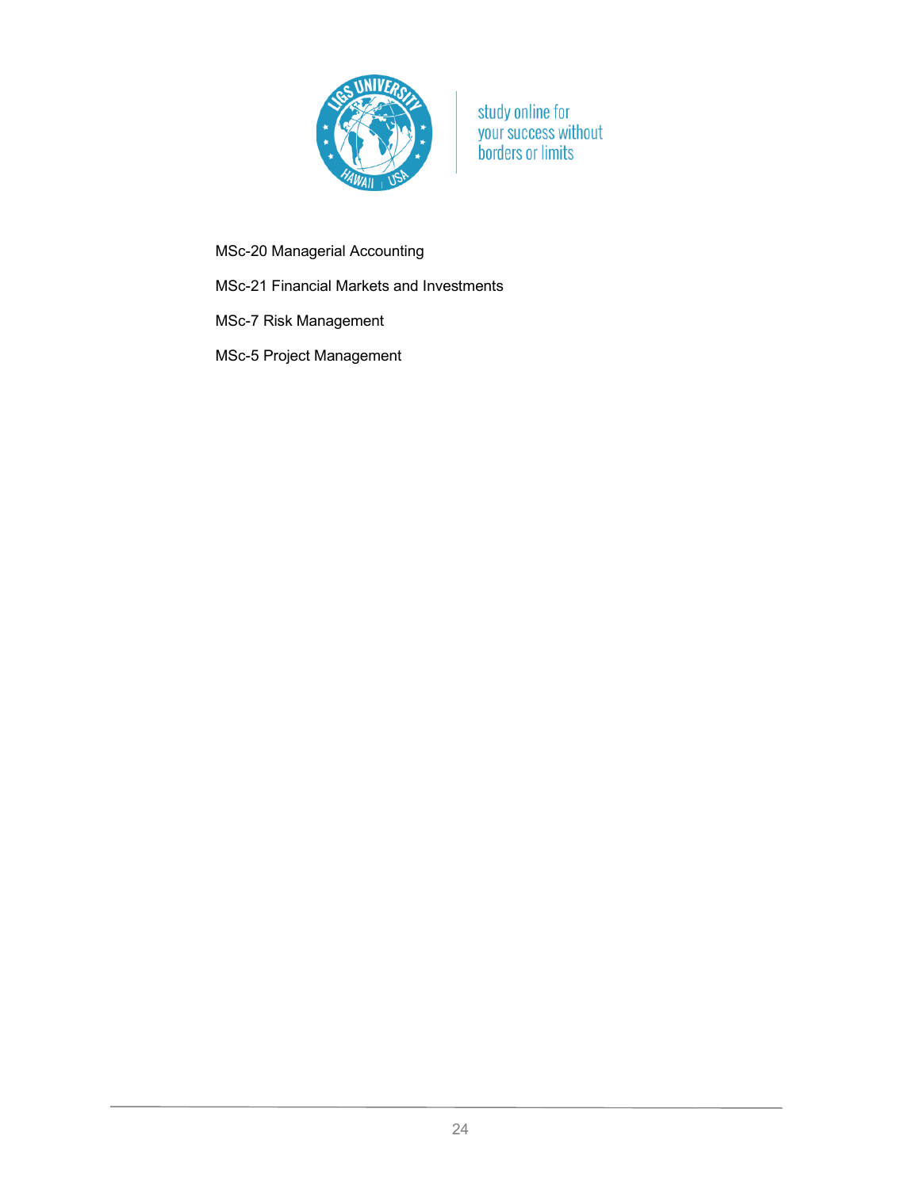MSc-20 Managerial Accounting

MSc-21 Financial Markets and Investments

MSc-7 Risk Management

MSc-5 Project Management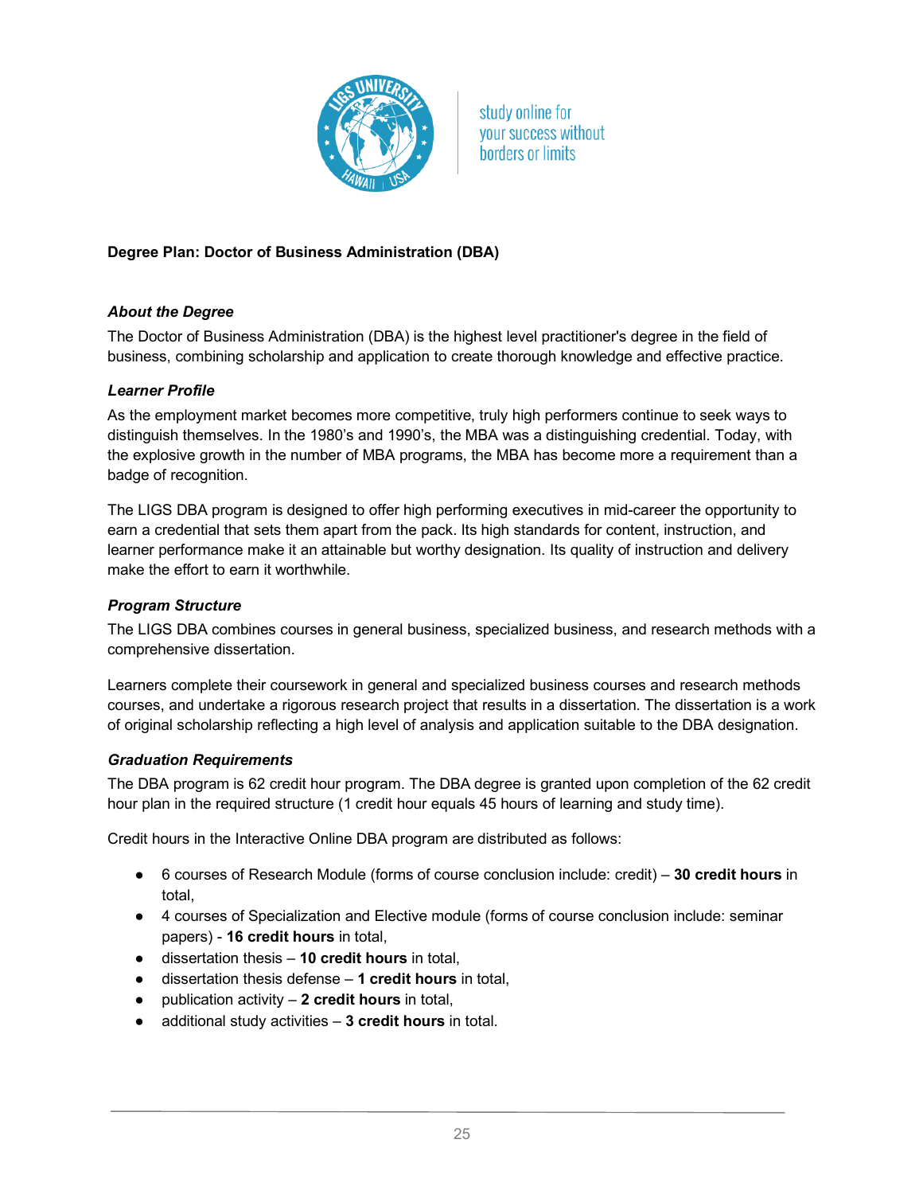study online for your success without borders or limits

**Degree Plan: Doctor of Business Administration (DBA)**

***About the Degree***

The Doctor of Business Administration (DBA) is the highest level practitioner's degree in the field of business, combining scholarship and application to create thorough knowledge and effective practice.

***Learner Profile***

As the employment market becomes more competitive, truly high performers continue to seek ways to distinguish themselves. In the 1980's and 1990's, the MBA was a distinguishing credential. Today, with the explosive growth in the number of MBA programs, the MBA has become more a requirement than a badge of recognition.

The LIGS DBA program is designed to offer high performing executives in mid-career the opportunity to earn a credential that sets them apart from the pack. Its high standards for content, instruction, and learner performance make it an attainable but worthy designation. Its quality of instruction and delivery make the effort to earn it worthwhile.

***Program Structure***

The LIGS DBA combines courses in general business, specialized business, and research methods with a comprehensive dissertation.

Learners complete their coursework in general and specialized business courses and research methods courses, and undertake a rigorous research project that results in a dissertation. The dissertation is a work of original scholarship reflecting a high level of analysis and application suitable to the DBA designation.

***Graduation Requirements***

The DBA program is 62 credit hour program. The DBA degree is granted upon completion of the 62 credit hour plan in the required structure (1 credit hour equals 45 hours of learning and study time).

Credit hours in the Interactive Online DBA program are distributed as follows:

- 6 courses of Research Module (forms of course conclusion include: credit) – **30 credit hours** in total,
- 4 courses of Specialization and Elective module (forms of course conclusion include: seminar papers) - **16 credit hours** in total,
- dissertation thesis – **10 credit hours** in total,
- dissertation thesis defense – **1 credit hours** in total,
- publication activity – **2 credit hours** in total,
- additional study activities – **3 credit hours** in total.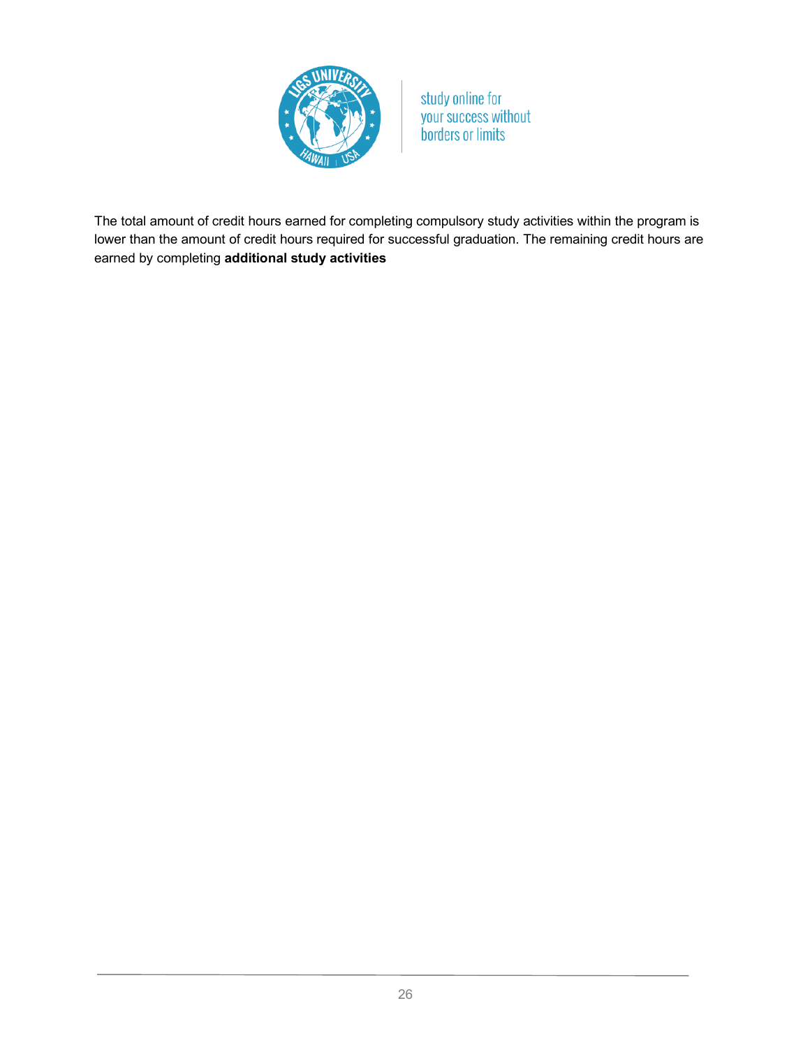The total amount of credit hours earned for completing compulsory study activities within the program is lower than the amount of credit hours required for successful graduation. The remaining credit hours are earned by completing **additional study activities**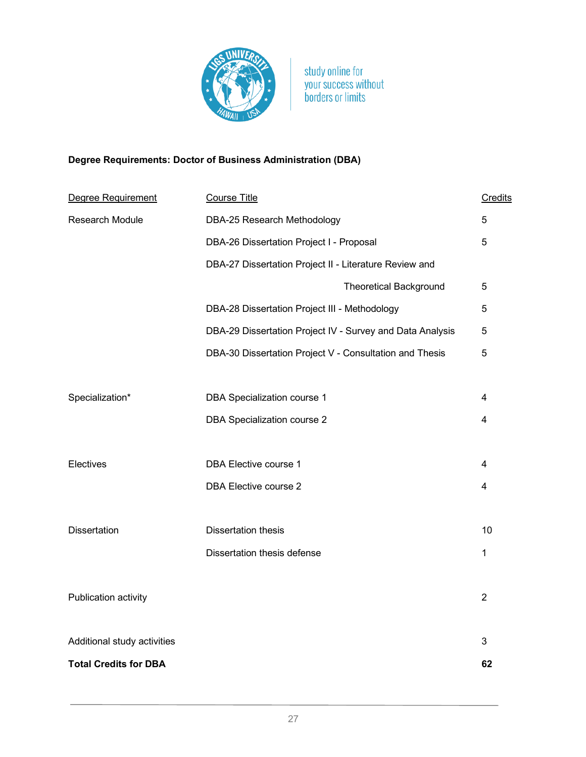**Degree Requirements: Doctor of Business Administration (DBA)**

| Degree Requirement | Course Title | Credits |
|---|---|---|
| Research Module | DBA-25 Research Methodology | 5 |
| | DBA-26 Dissertation Project I - Proposal | 5 |
| | DBA-27 Dissertation Project II - Literature Review and Theoretical Background | 5 |
| | DBA-28 Dissertation Project III - Methodology | 5 |
| | DBA-29 Dissertation Project IV - Survey and Data Analysis | 5 |
| | DBA-30 Dissertation Project V - Consultation and Thesis | 5 |
| Specialization* | DBA Specialization course 1 | 4 |
| | DBA Specialization course 2 | 4 |
| Electives | DBA Elective course 1 | 4 |
| | DBA Elective course 2 | 4 |
| Dissertation | Dissertation thesis | 10 |
| | Dissertation thesis defense | 1 |
| Publication activity | | 2 |
| Additional study activities | | 3 |
| **Total Credits for DBA** | | **62** |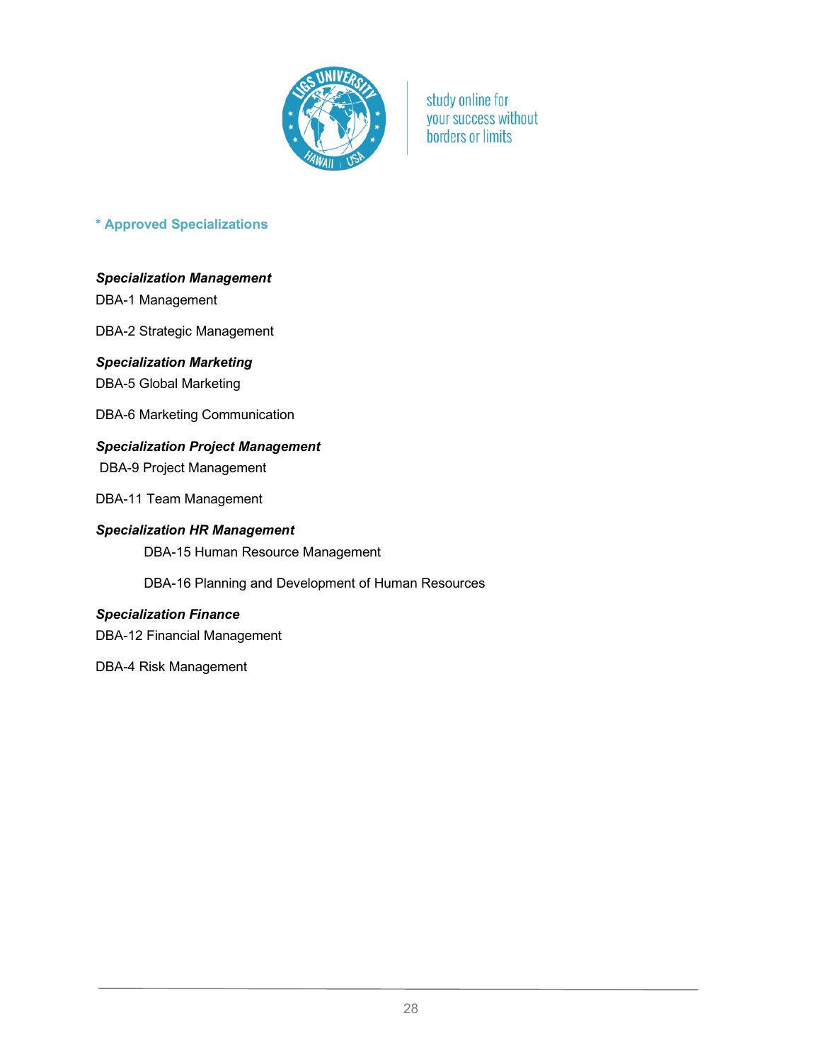## * Approved Specializations

***Specialization Management***

DBA-1 Management

DBA-2 Strategic Management

***Specialization Marketing***

DBA-5 Global Marketing

DBA-6 Marketing Communication

***Specialization Project Management***

DBA-9 Project Management

DBA-11 Team Management

***Specialization HR Management***

DBA-15 Human Resource Management

DBA-16 Planning and Development of Human Resources

***Specialization Finance***

DBA-12 Financial Management

DBA-4 Risk Management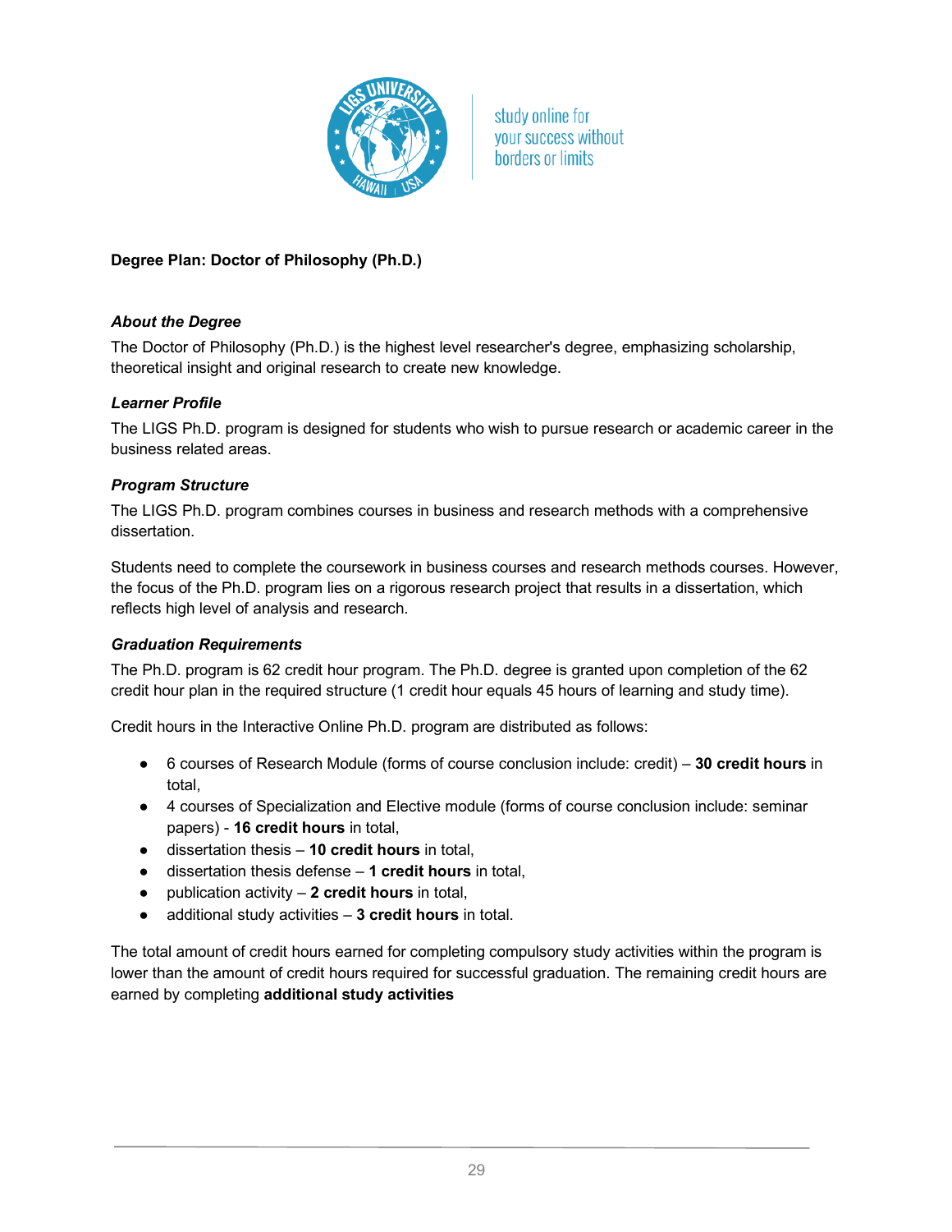**Degree Plan: Doctor of Philosophy (Ph.D.)**

***About the Degree***

The Doctor of Philosophy (Ph.D.) is the highest level researcher's degree, emphasizing scholarship, theoretical insight and original research to create new knowledge.

***Learner Profile***

The LIGS Ph.D. program is designed for students who wish to pursue research or academic career in the business related areas.

***Program Structure***

The LIGS Ph.D. program combines courses in business and research methods with a comprehensive dissertation.

Students need to complete the coursework in business courses and research methods courses. However, the focus of the Ph.D. program lies on a rigorous research project that results in a dissertation, which reflects high level of analysis and research.

***Graduation Requirements***

The Ph.D. program is 62 credit hour program. The Ph.D. degree is granted upon completion of the 62 credit hour plan in the required structure (1 credit hour equals 45 hours of learning and study time).

Credit hours in the Interactive Online Ph.D. program are distributed as follows:

- 6 courses of Research Module (forms of course conclusion include: credit) – **30 credit hours** in total,
- 4 courses of Specialization and Elective module (forms of course conclusion include: seminar papers) - **16 credit hours** in total,
- dissertation thesis – **10 credit hours** in total,
- dissertation thesis defense – **1 credit hours** in total,
- publication activity – **2 credit hours** in total,
- additional study activities – **3 credit hours** in total.

The total amount of credit hours earned for completing compulsory study activities within the program is lower than the amount of credit hours required for successful graduation. The remaining credit hours are earned by completing **additional study activities**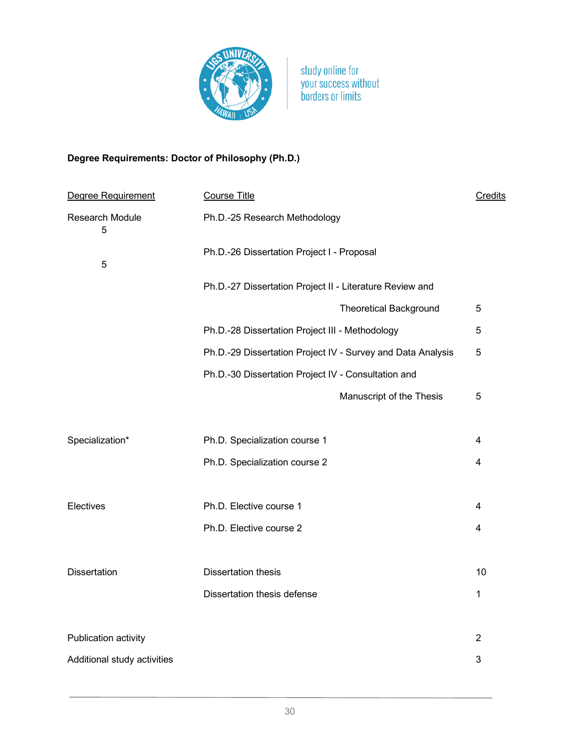**Degree Requirements: Doctor of Philosophy (Ph.D.)**

| Degree Requirement | Course Title | Credits |
|---|---|---|
| Research Module | Ph.D.-25 Research Methodology | 5 |
| | Ph.D.-26 Dissertation Project I - Proposal | 5 |
| | Ph.D.-27 Dissertation Project II - Literature Review and Theoretical Background | 5 |
| | Ph.D.-28 Dissertation Project III - Methodology | 5 |
| | Ph.D.-29 Dissertation Project IV - Survey and Data Analysis | 5 |
| | Ph.D.-30 Dissertation Project IV - Consultation and Manuscript of the Thesis | 5 |
| Specialization* | Ph.D. Specialization course 1 | 4 |
| | Ph.D. Specialization course 2 | 4 |
| Electives | Ph.D. Elective course 1 | 4 |
| | Ph.D. Elective course 2 | 4 |
| Dissertation | Dissertation thesis | 10 |
| | Dissertation thesis defense | 1 |
| Publication activity | | 2 |
| Additional study activities | | 3 |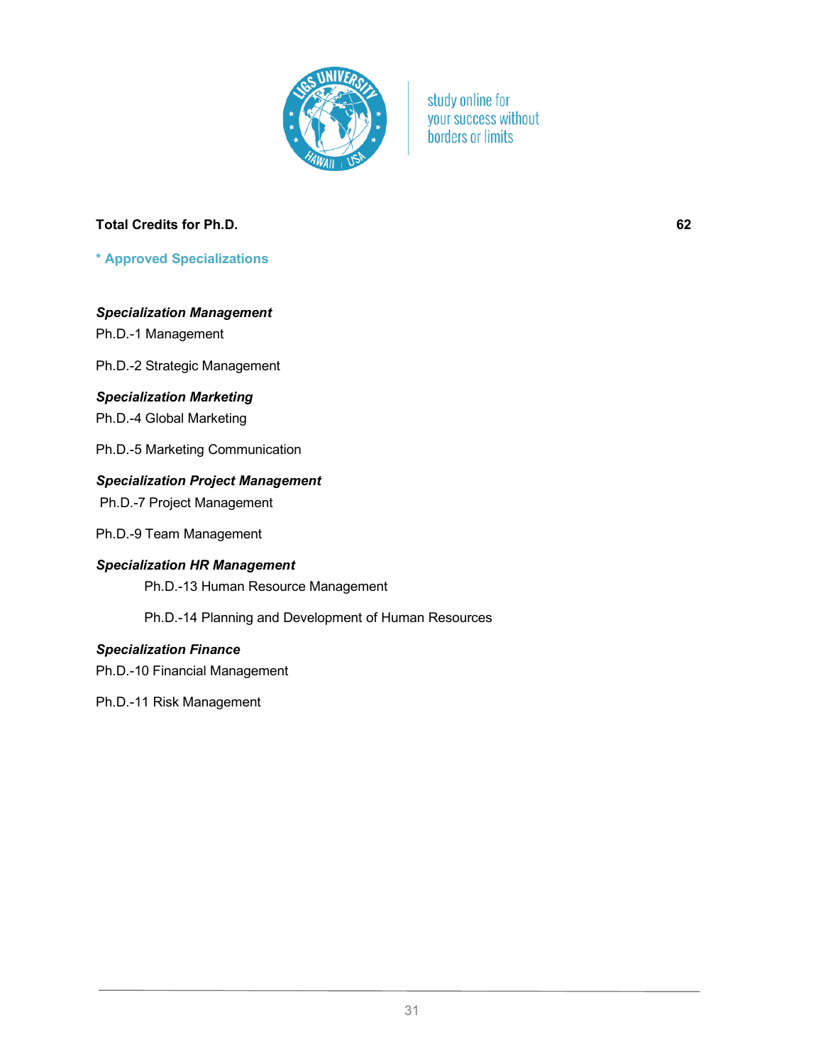**Total Credits for Ph.D.** **62**

**\* Approved Specializations**

***Specialization Management***

Ph.D.-1 Management

Ph.D.-2 Strategic Management

***Specialization Marketing***

Ph.D.-4 Global Marketing

Ph.D.-5 Marketing Communication

***Specialization Project Management***

Ph.D.-7 Project Management

Ph.D.-9 Team Management

***Specialization HR Management***

Ph.D.-13 Human Resource Management

Ph.D.-14 Planning and Development of Human Resources

***Specialization Finance***

Ph.D.-10 Financial Management

Ph.D.-11 Risk Management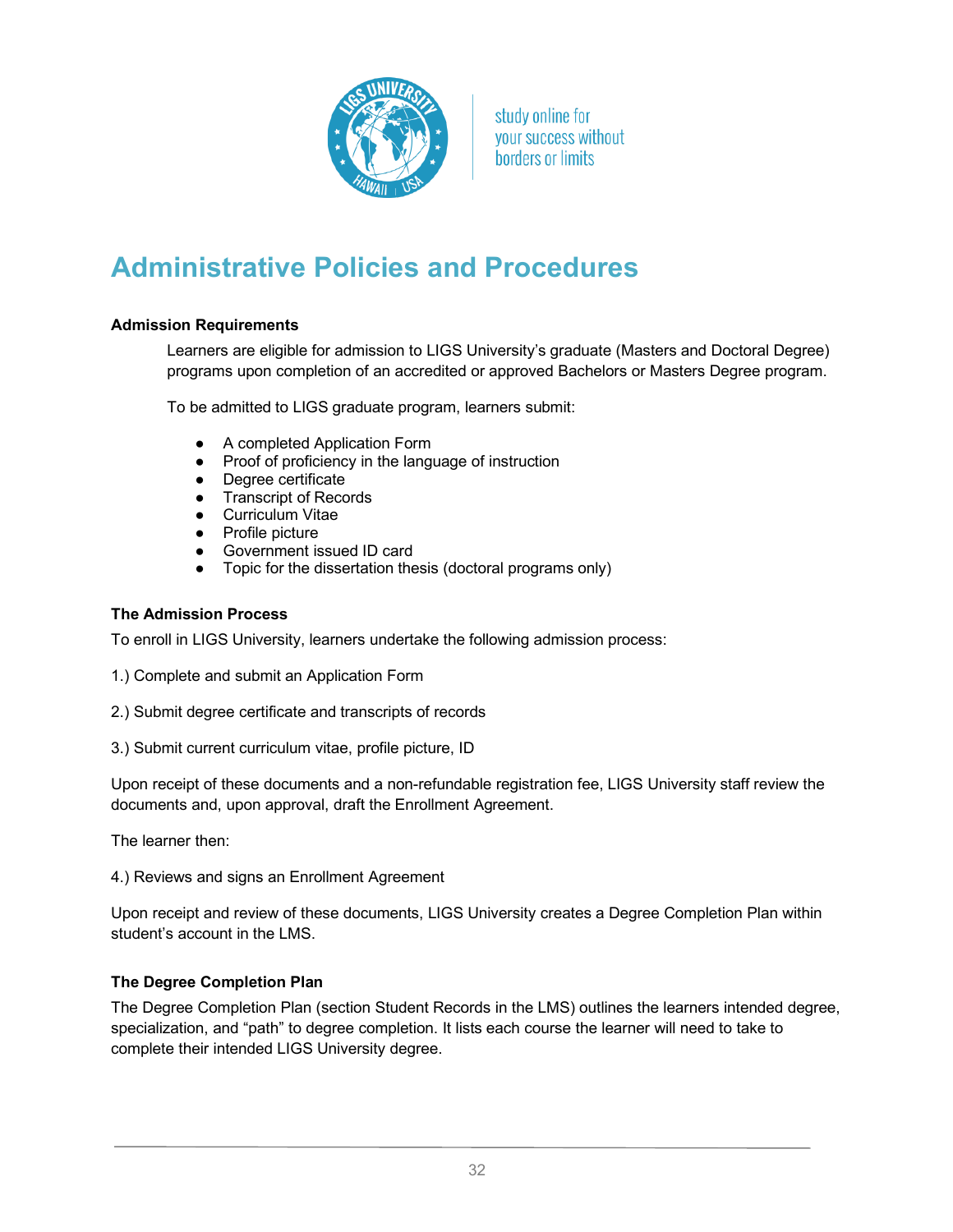# Administrative Policies and Procedures

**Admission Requirements**

Learners are eligible for admission to LIGS University's graduate (Masters and Doctoral Degree) programs upon completion of an accredited or approved Bachelors or Masters Degree program.

To be admitted to LIGS graduate program, learners submit:

- A completed Application Form
- Proof of proficiency in the language of instruction
- Degree certificate
- Transcript of Records
- Curriculum Vitae
- Profile picture
- Government issued ID card
- Topic for the dissertation thesis (doctoral programs only)

**The Admission Process**

To enroll in LIGS University, learners undertake the following admission process:

1.) Complete and submit an Application Form

2.) Submit degree certificate and transcripts of records

3.) Submit current curriculum vitae, profile picture, ID

Upon receipt of these documents and a non-refundable registration fee, LIGS University staff review the documents and, upon approval, draft the Enrollment Agreement.

The learner then:

4.) Reviews and signs an Enrollment Agreement

Upon receipt and review of these documents, LIGS University creates a Degree Completion Plan within student's account in the LMS.

**The Degree Completion Plan**

The Degree Completion Plan (section Student Records in the LMS) outlines the learners intended degree, specialization, and "path" to degree completion. It lists each course the learner will need to take to complete their intended LIGS University degree.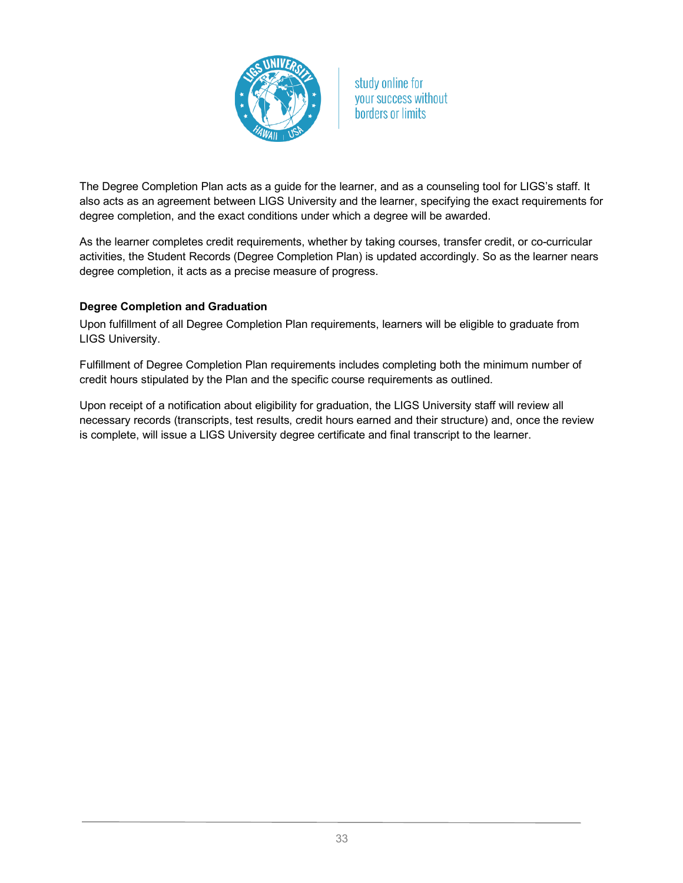The Degree Completion Plan acts as a guide for the learner, and as a counseling tool for LIGS's staff. It also acts as an agreement between LIGS University and the learner, specifying the exact requirements for degree completion, and the exact conditions under which a degree will be awarded.

As the learner completes credit requirements, whether by taking courses, transfer credit, or co-curricular activities, the Student Records (Degree Completion Plan) is updated accordingly. So as the learner nears degree completion, it acts as a precise measure of progress.

**Degree Completion and Graduation**

Upon fulfillment of all Degree Completion Plan requirements, learners will be eligible to graduate from LIGS University.

Fulfillment of Degree Completion Plan requirements includes completing both the minimum number of credit hours stipulated by the Plan and the specific course requirements as outlined.

Upon receipt of a notification about eligibility for graduation, the LIGS University staff will review all necessary records (transcripts, test results, credit hours earned and their structure) and, once the review is complete, will issue a LIGS University degree certificate and final transcript to the learner.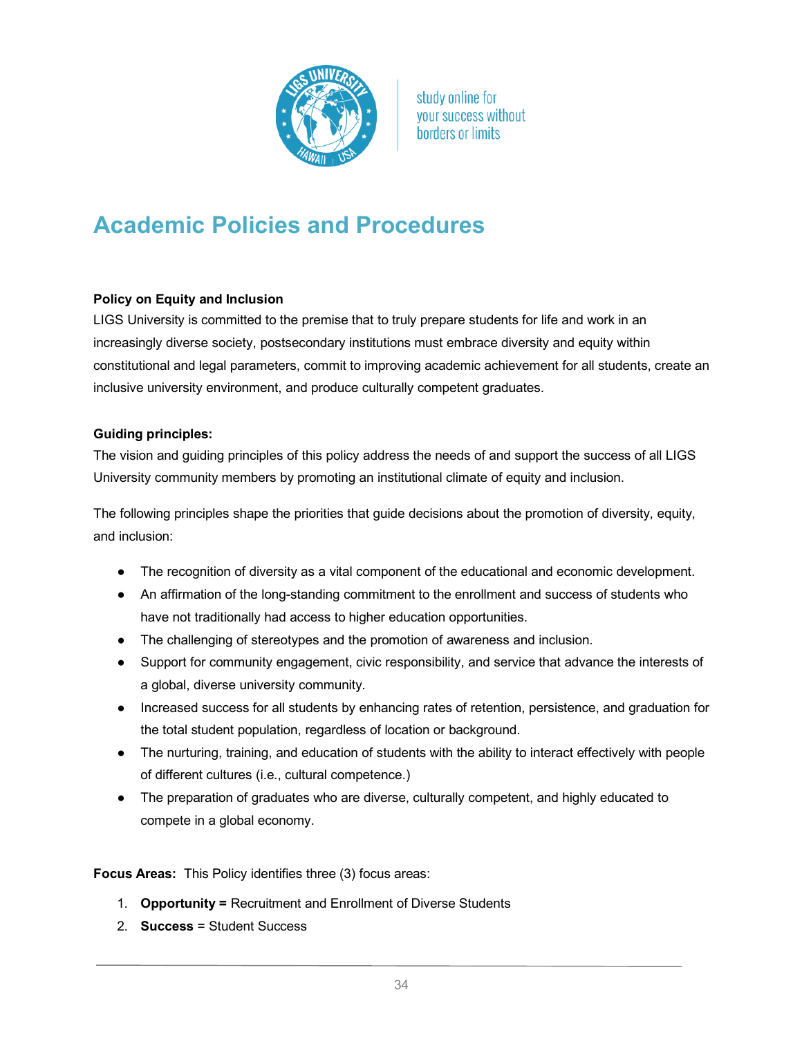# Academic Policies and Procedures

**Policy on Equity and Inclusion**

LIGS University is committed to the premise that to truly prepare students for life and work in an increasingly diverse society, postsecondary institutions must embrace diversity and equity within constitutional and legal parameters, commit to improving academic achievement for all students, create an inclusive university environment, and produce culturally competent graduates.

**Guiding principles:**

The vision and guiding principles of this policy address the needs of and support the success of all LIGS University community members by promoting an institutional climate of equity and inclusion.

The following principles shape the priorities that guide decisions about the promotion of diversity, equity, and inclusion:

- The recognition of diversity as a vital component of the educational and economic development.
- An affirmation of the long-standing commitment to the enrollment and success of students who have not traditionally had access to higher education opportunities.
- The challenging of stereotypes and the promotion of awareness and inclusion.
- Support for community engagement, civic responsibility, and service that advance the interests of a global, diverse university community.
- Increased success for all students by enhancing rates of retention, persistence, and graduation for the total student population, regardless of location or background.
- The nurturing, training, and education of students with the ability to interact effectively with people of different cultures (i.e., cultural competence.)
- The preparation of graduates who are diverse, culturally competent, and highly educated to compete in a global economy.

**Focus Areas:** This Policy identifies three (3) focus areas:

1. **Opportunity =** Recruitment and Enrollment of Diverse Students
2. **Success** = Student Success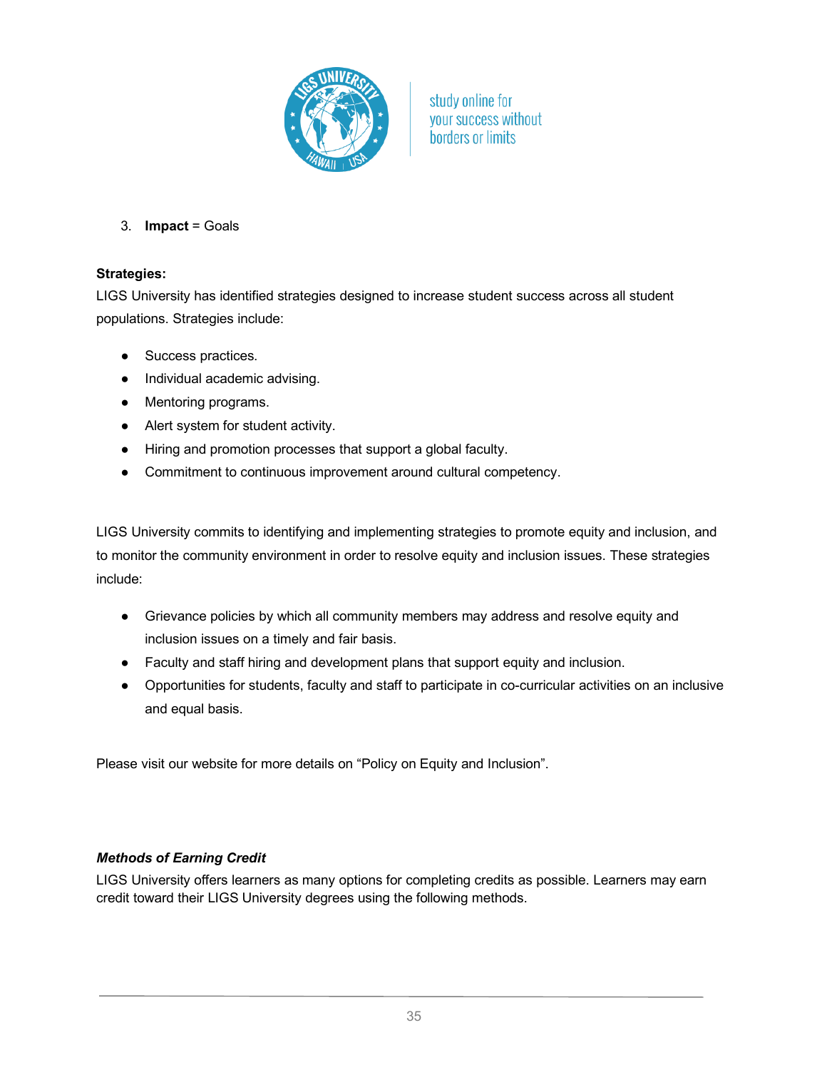3. **Impact** = Goals

**Strategies:**

LIGS University has identified strategies designed to increase student success across all student populations. Strategies include:

- Success practices.
- Individual academic advising.
- Mentoring programs.
- Alert system for student activity.
- Hiring and promotion processes that support a global faculty.
- Commitment to continuous improvement around cultural competency.

LIGS University commits to identifying and implementing strategies to promote equity and inclusion, and to monitor the community environment in order to resolve equity and inclusion issues. These strategies include:

- Grievance policies by which all community members may address and resolve equity and inclusion issues on a timely and fair basis.
- Faculty and staff hiring and development plans that support equity and inclusion.
- Opportunities for students, faculty and staff to participate in co-curricular activities on an inclusive and equal basis.

Please visit our website for more details on "Policy on Equity and Inclusion".

### ***Methods of Earning Credit***

LIGS University offers learners as many options for completing credits as possible. Learners may earn credit toward their LIGS University degrees using the following methods.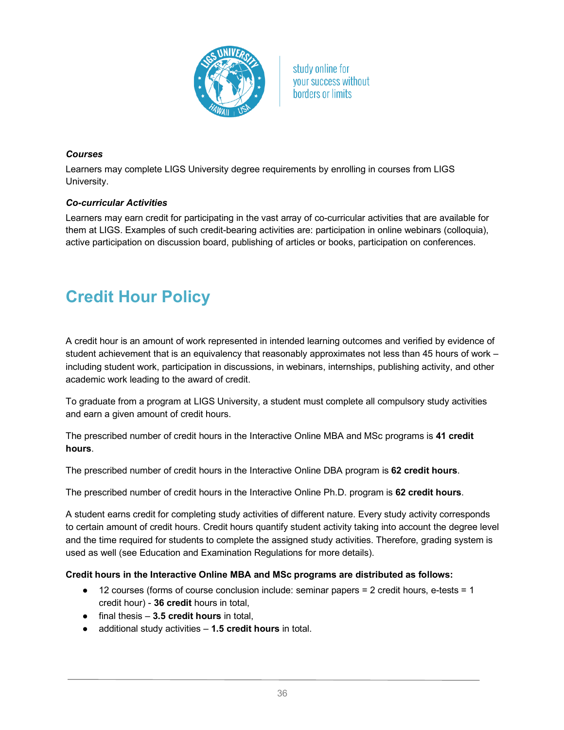***Courses***

Learners may complete LIGS University degree requirements by enrolling in courses from LIGS University.

***Co-curricular Activities***

Learners may earn credit for participating in the vast array of co-curricular activities that are available for them at LIGS. Examples of such credit-bearing activities are: participation in online webinars (colloquia), active participation on discussion board, publishing of articles or books, participation on conferences.

# Credit Hour Policy

A credit hour is an amount of work represented in intended learning outcomes and verified by evidence of student achievement that is an equivalency that reasonably approximates not less than 45 hours of work – including student work, participation in discussions, in webinars, internships, publishing activity, and other academic work leading to the award of credit.

To graduate from a program at LIGS University, a student must complete all compulsory study activities and earn a given amount of credit hours.

The prescribed number of credit hours in the Interactive Online MBA and MSc programs is **41 credit hours**.

The prescribed number of credit hours in the Interactive Online DBA program is **62 credit hours**.

The prescribed number of credit hours in the Interactive Online Ph.D. program is **62 credit hours**.

A student earns credit for completing study activities of different nature. Every study activity corresponds to certain amount of credit hours. Credit hours quantify student activity taking into account the degree level and the time required for students to complete the assigned study activities. Therefore, grading system is used as well (see Education and Examination Regulations for more details).

**Credit hours in the Interactive Online MBA and MSc programs are distributed as follows:**

- 12 courses (forms of course conclusion include: seminar papers = 2 credit hours, e-tests = 1 credit hour) - **36 credit** hours in total,
- final thesis – **3.5 credit hours** in total,
- additional study activities – **1.5 credit hours** in total.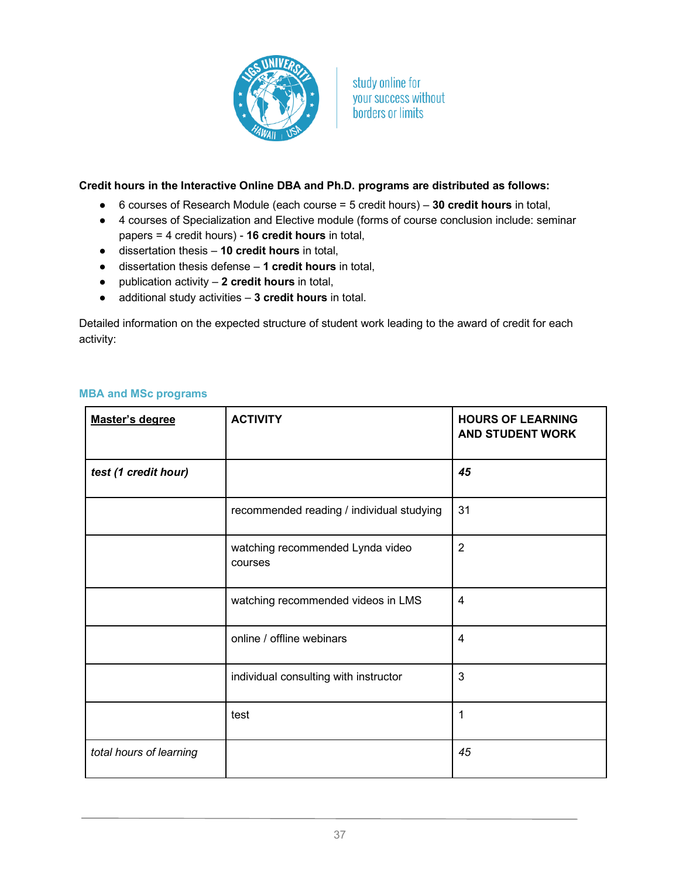**Credit hours in the Interactive Online DBA and Ph.D. programs are distributed as follows:**

- 6 courses of Research Module (each course = 5 credit hours) – **30 credit hours** in total,
- 4 courses of Specialization and Elective module (forms of course conclusion include: seminar papers = 4 credit hours) - **16 credit hours** in total,
- dissertation thesis – **10 credit hours** in total,
- dissertation thesis defense – **1 credit hours** in total,
- publication activity – **2 credit hours** in total,
- additional study activities – **3 credit hours** in total.

Detailed information on the expected structure of student work leading to the award of credit for each activity:

### MBA and MSc programs

| **Master's degree** | **ACTIVITY** | **HOURS OF LEARNING AND STUDENT WORK** |
|---|---|---|
| ***test (1 credit hour)*** | | ***45*** |
| | recommended reading / individual studying | 31 |
| | watching recommended Lynda video courses | 2 |
| | watching recommended videos in LMS | 4 |
| | online / offline webinars | 4 |
| | individual consulting with instructor | 3 |
| | test | 1 |
| *total hours of learning* | | *45* |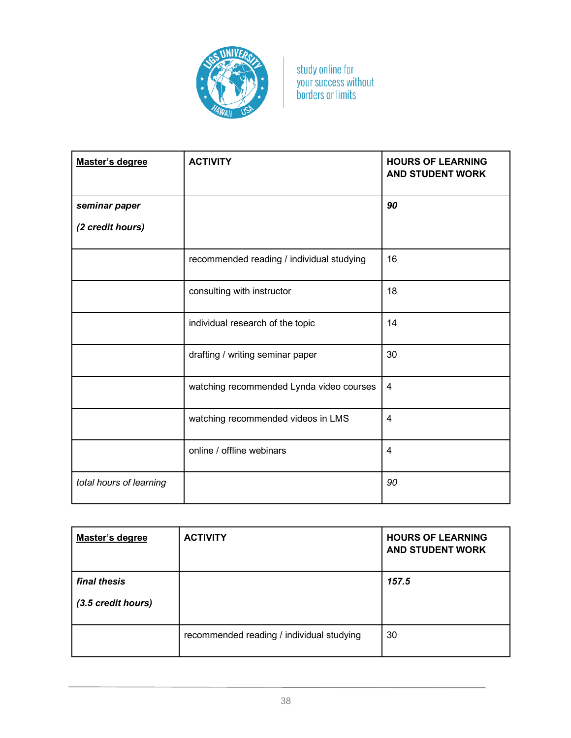| **<u>Master's degree</u>** | **ACTIVITY** | **HOURS OF LEARNING AND STUDENT WORK** |
|---|---|---|
| ***seminar paper*** ***(2 credit hours)*** | | ***90*** |
| | recommended reading / individual studying | 16 |
| | consulting with instructor | 18 |
| | individual research of the topic | 14 |
| | drafting / writing seminar paper | 30 |
| | watching recommended Lynda video courses | 4 |
| | watching recommended videos in LMS | 4 |
| | online / offline webinars | 4 |
| *total hours of learning* | | *90* |

| **<u>Master's degree</u>** | **ACTIVITY** | **HOURS OF LEARNING AND STUDENT WORK** |
|---|---|---|
| ***final thesis*** ***(3.5 credit hours)*** | | ***157.5*** |
| | recommended reading / individual studying | 30 |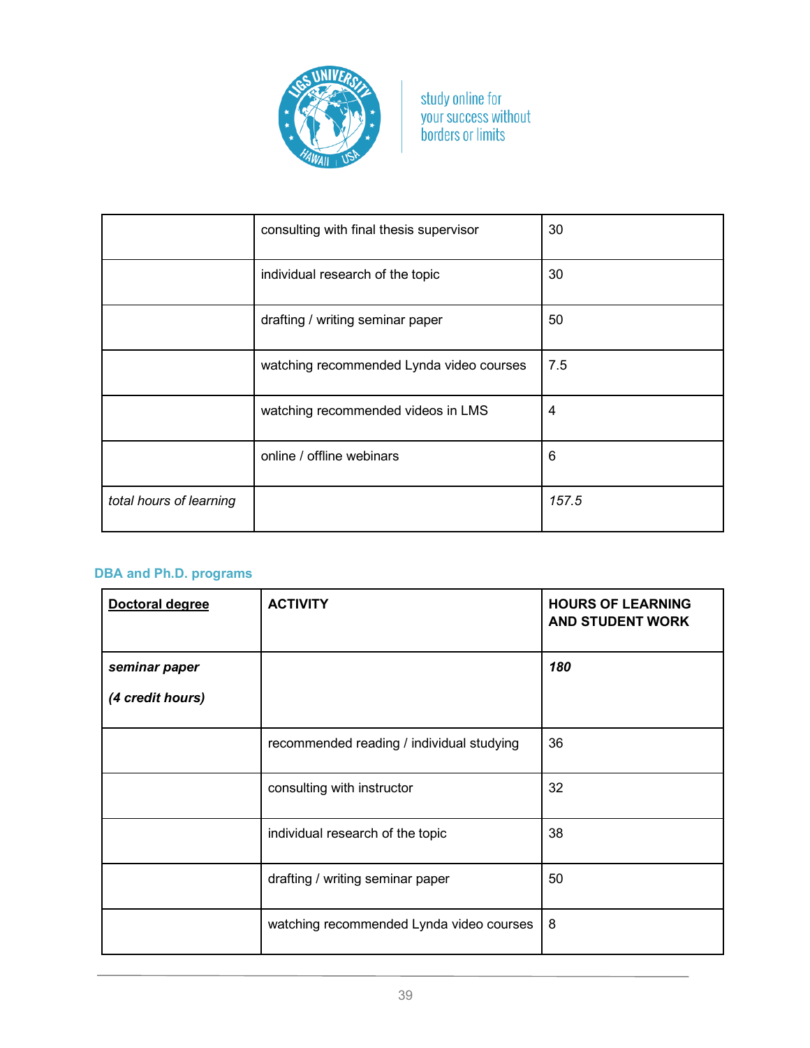| | | |
|---|---|---|
| | consulting with final thesis supervisor | 30 |
| | individual research of the topic | 30 |
| | drafting / writing seminar paper | 50 |
| | watching recommended Lynda video courses | 7.5 |
| | watching recommended videos in LMS | 4 |
| | online / offline webinars | 6 |
| *total hours of learning* | | *157.5* |

### DBA and Ph.D. programs

| **<u>Doctoral degree</u>** | **ACTIVITY** | **HOURS OF LEARNING AND STUDENT WORK** |
|---|---|---|
| ***seminar paper*** <br> ***(4 credit hours)*** | | ***180*** |
| | recommended reading / individual studying | 36 |
| | consulting with instructor | 32 |
| | individual research of the topic | 38 |
| | drafting / writing seminar paper | 50 |
| | watching recommended Lynda video courses | 8 |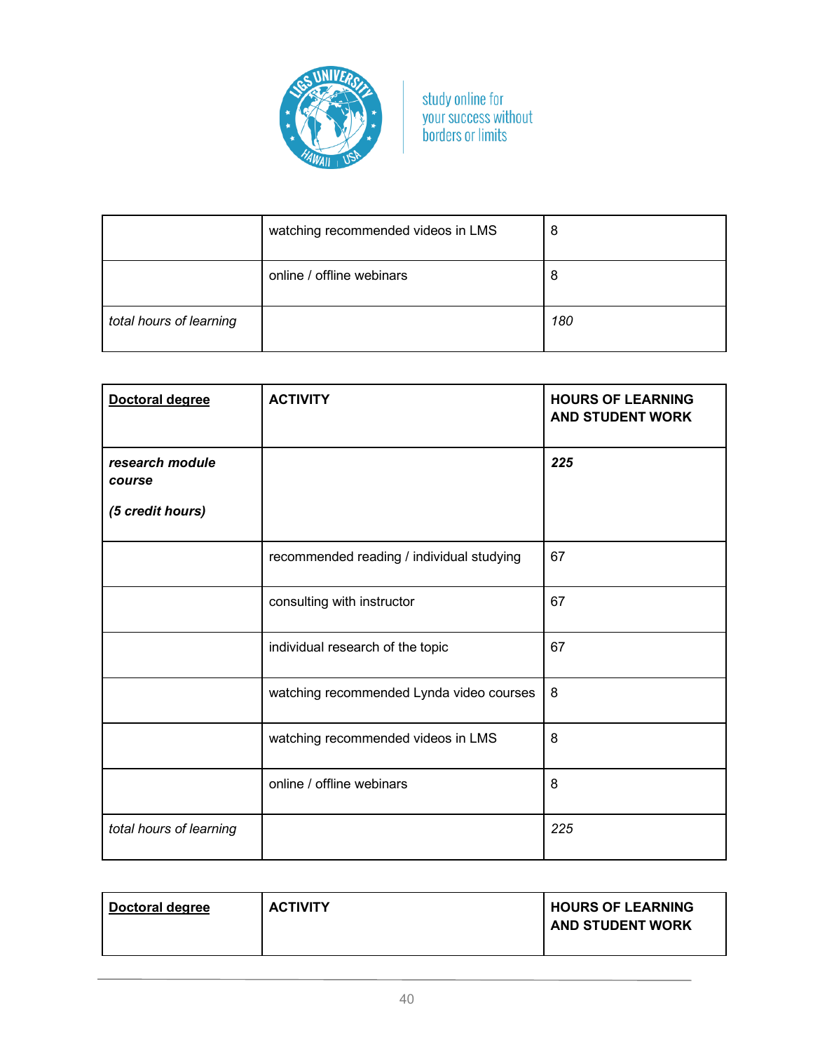| | | |
|---|---|---|
| | watching recommended videos in LMS | 8 |
| | online / offline webinars | 8 |
| *total hours of learning* | | *180* |

| **<u>Doctoral degree</u>** | **ACTIVITY** | **HOURS OF LEARNING AND STUDENT WORK** |
|---|---|---|
| ***research module course*** <br><br> ***(5 credit hours)*** | | ***225*** |
| | recommended reading / individual studying | 67 |
| | consulting with instructor | 67 |
| | individual research of the topic | 67 |
| | watching recommended Lynda video courses | 8 |
| | watching recommended videos in LMS | 8 |
| | online / offline webinars | 8 |
| *total hours of learning* | | *225* |

| **<u>Doctoral degree</u>** | **ACTIVITY** | **HOURS OF LEARNING AND STUDENT WORK** |
|---|---|---|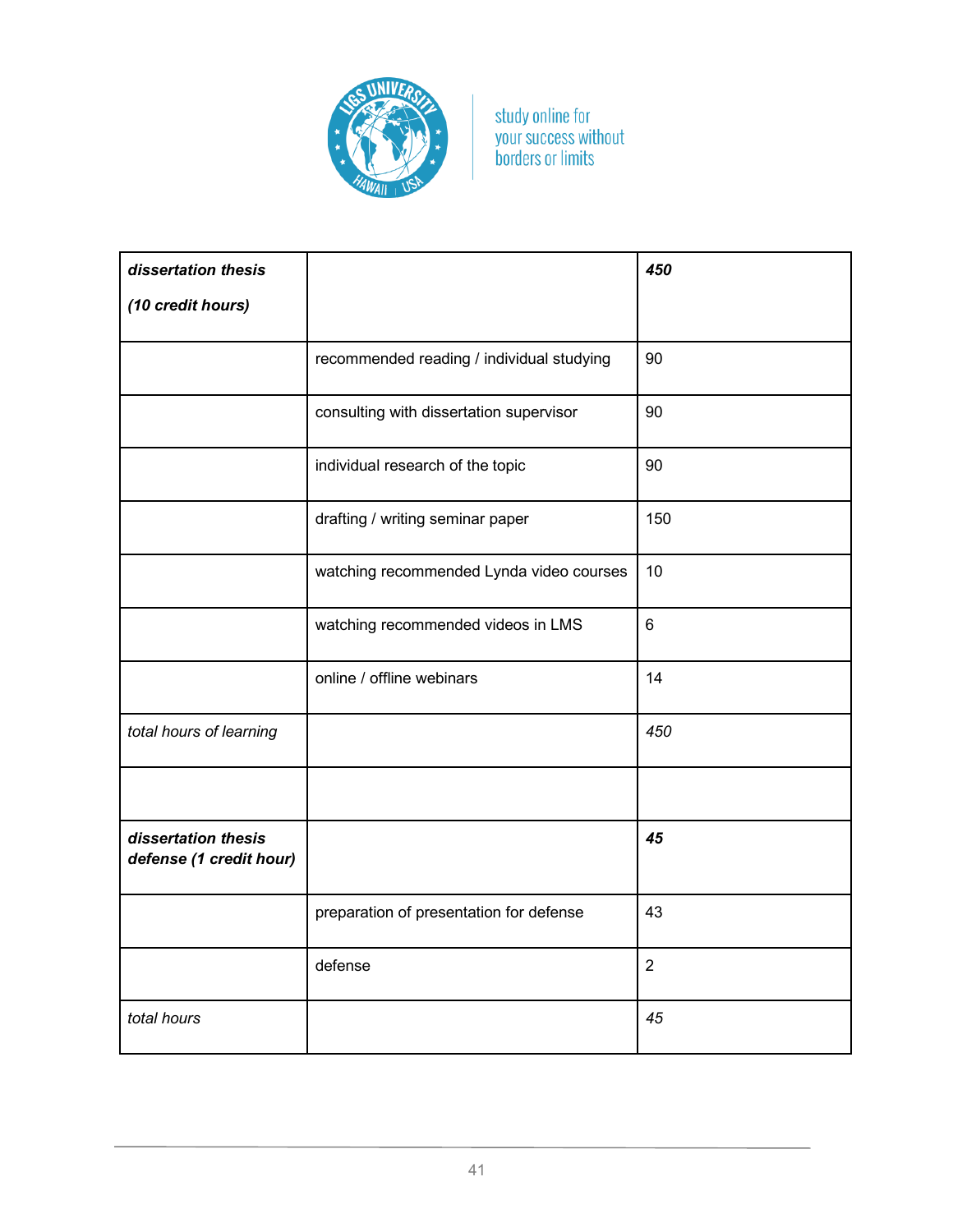| ***dissertation thesis*** <br><br> ***(10 credit hours)*** | | ***450*** |
|---|---|---|
| | recommended reading / individual studying | 90 |
| | consulting with dissertation supervisor | 90 |
| | individual research of the topic | 90 |
| | drafting / writing seminar paper | 150 |
| | watching recommended Lynda video courses | 10 |
| | watching recommended videos in LMS | 6 |
| | online / offline webinars | 14 |
| *total hours of learning* | | *450* |
| | | |
| ***dissertation thesis defense (1 credit hour)*** | | ***45*** |
| | preparation of presentation for defense | 43 |
| | defense | 2 |
| *total hours* | | *45* |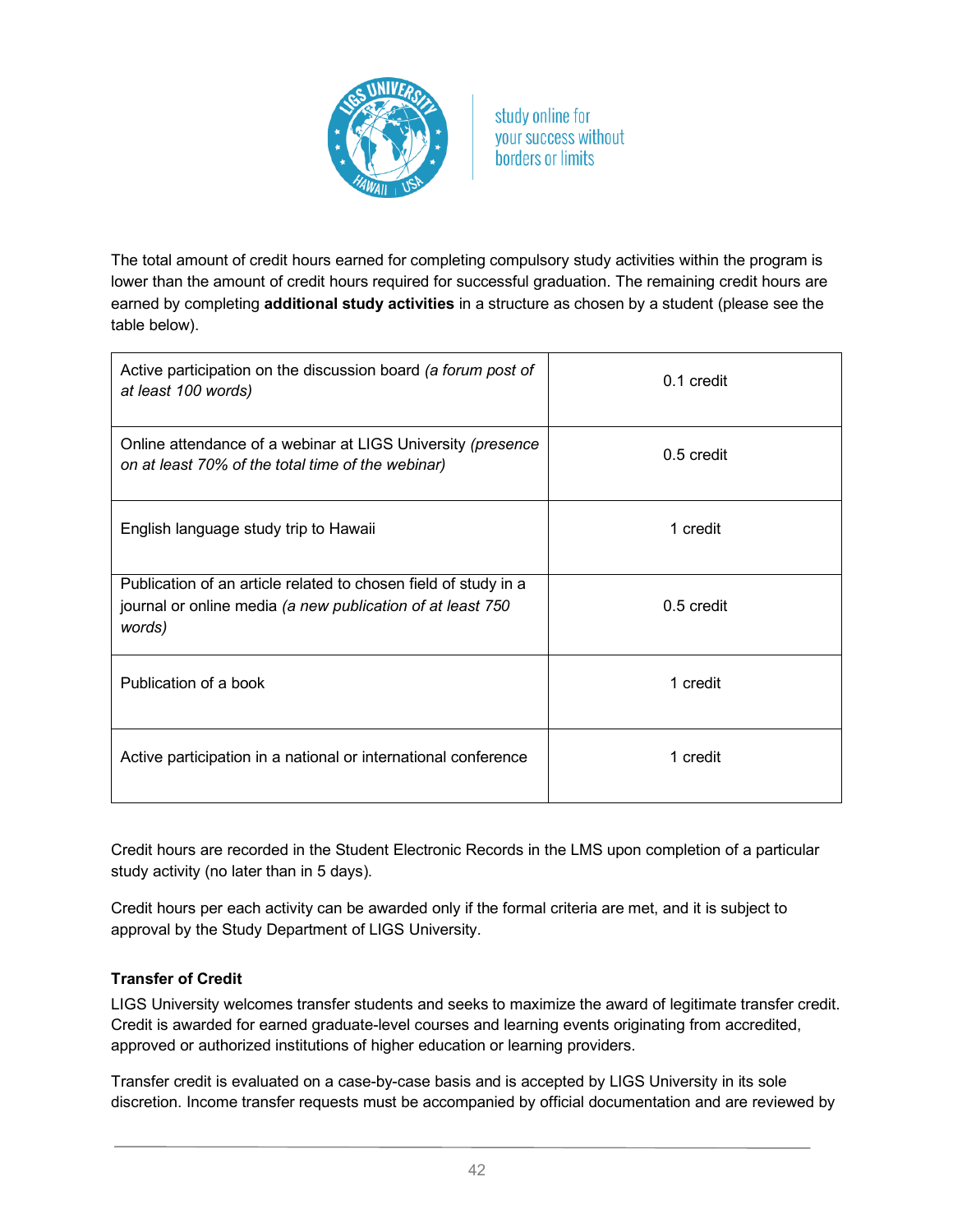The total amount of credit hours earned for completing compulsory study activities within the program is lower than the amount of credit hours required for successful graduation. The remaining credit hours are earned by completing **additional study activities** in a structure as chosen by a student (please see the table below).

| | |
|---|---|
| Active participation on the discussion board *(a forum post of at least 100 words)* | 0.1 credit |
| Online attendance of a webinar at LIGS University *(presence on at least 70% of the total time of the webinar)* | 0.5 credit |
| English language study trip to Hawaii | 1 credit |
| Publication of an article related to chosen field of study in a journal or online media *(a new publication of at least 750 words)* | 0.5 credit |
| Publication of a book | 1 credit |
| Active participation in a national or international conference | 1 credit |

Credit hours are recorded in the Student Electronic Records in the LMS upon completion of a particular study activity (no later than in 5 days).

Credit hours per each activity can be awarded only if the formal criteria are met, and it is subject to approval by the Study Department of LIGS University.

**Transfer of Credit**

LIGS University welcomes transfer students and seeks to maximize the award of legitimate transfer credit. Credit is awarded for earned graduate-level courses and learning events originating from accredited, approved or authorized institutions of higher education or learning providers.

Transfer credit is evaluated on a case-by-case basis and is accepted by LIGS University in its sole discretion. Income transfer requests must be accompanied by official documentation and are reviewed by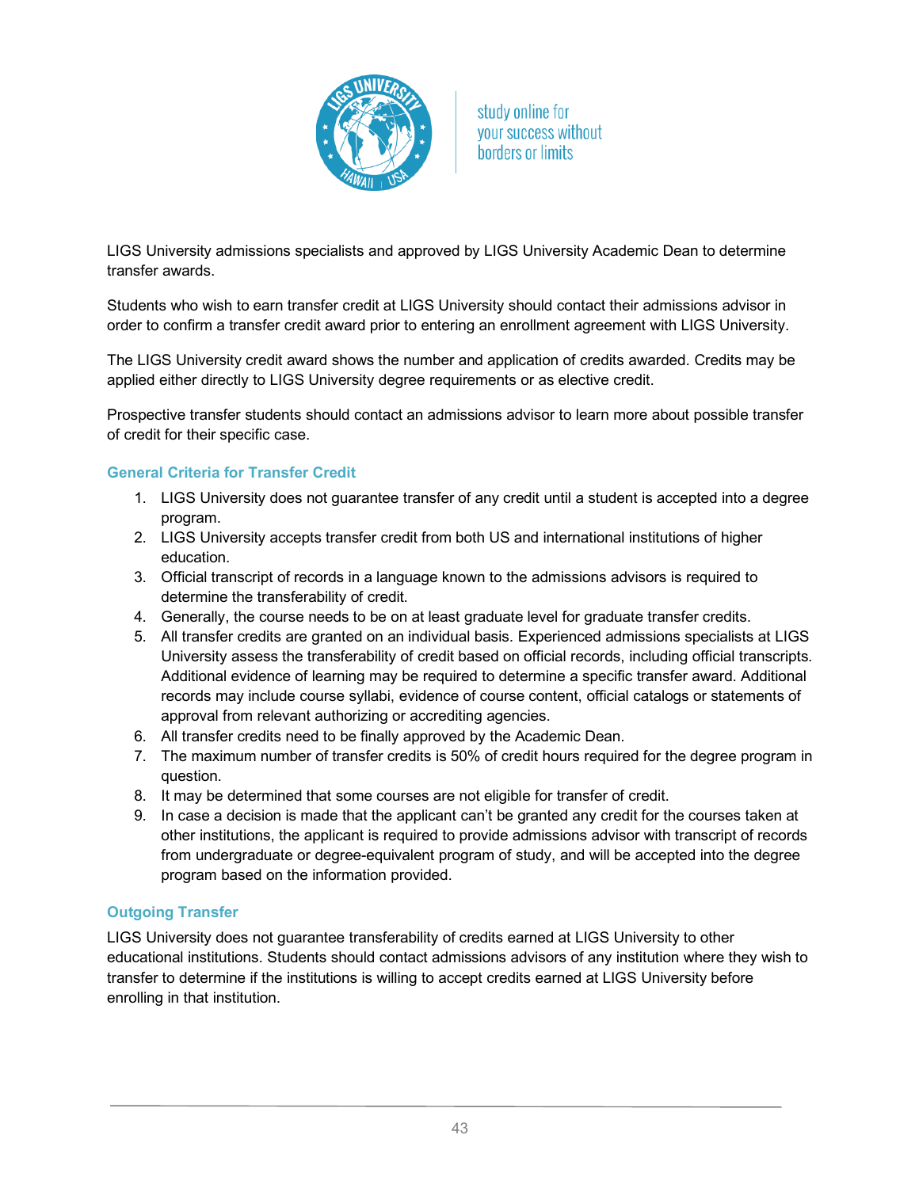LIGS University admissions specialists and approved by LIGS University Academic Dean to determine transfer awards.

Students who wish to earn transfer credit at LIGS University should contact their admissions advisor in order to confirm a transfer credit award prior to entering an enrollment agreement with LIGS University.

The LIGS University credit award shows the number and application of credits awarded. Credits may be applied either directly to LIGS University degree requirements or as elective credit.

Prospective transfer students should contact an admissions advisor to learn more about possible transfer of credit for their specific case.

### General Criteria for Transfer Credit

1. LIGS University does not guarantee transfer of any credit until a student is accepted into a degree program.
2. LIGS University accepts transfer credit from both US and international institutions of higher education.
3. Official transcript of records in a language known to the admissions advisors is required to determine the transferability of credit.
4. Generally, the course needs to be on at least graduate level for graduate transfer credits.
5. All transfer credits are granted on an individual basis. Experienced admissions specialists at LIGS University assess the transferability of credit based on official records, including official transcripts. Additional evidence of learning may be required to determine a specific transfer award. Additional records may include course syllabi, evidence of course content, official catalogs or statements of approval from relevant authorizing or accrediting agencies.
6. All transfer credits need to be finally approved by the Academic Dean.
7. The maximum number of transfer credits is 50% of credit hours required for the degree program in question.
8. It may be determined that some courses are not eligible for transfer of credit.
9. In case a decision is made that the applicant can't be granted any credit for the courses taken at other institutions, the applicant is required to provide admissions advisor with transcript of records from undergraduate or degree-equivalent program of study, and will be accepted into the degree program based on the information provided.

### Outgoing Transfer

LIGS University does not guarantee transferability of credits earned at LIGS University to other educational institutions. Students should contact admissions advisors of any institution where they wish to transfer to determine if the institutions is willing to accept credits earned at LIGS University before enrolling in that institution.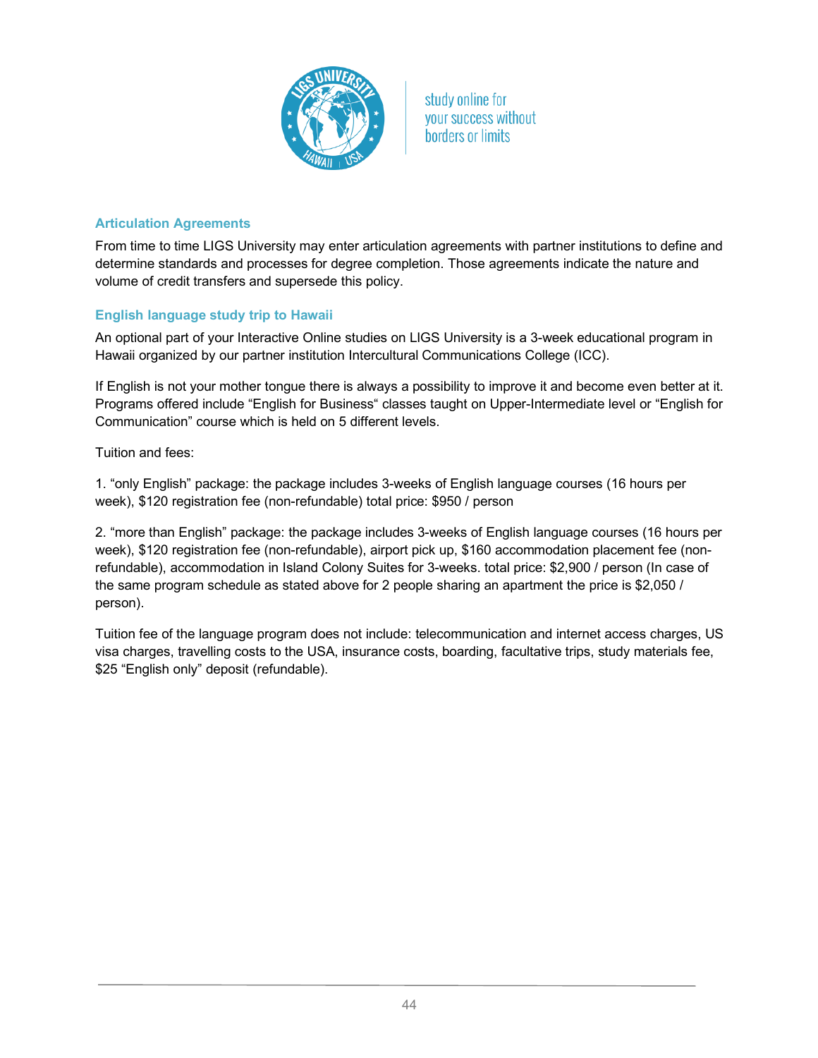## Articulation Agreements

From time to time LIGS University may enter articulation agreements with partner institutions to define and determine standards and processes for degree completion. Those agreements indicate the nature and volume of credit transfers and supersede this policy.

## English language study trip to Hawaii

An optional part of your Interactive Online studies on LIGS University is a 3-week educational program in Hawaii organized by our partner institution Intercultural Communications College (ICC).

If English is not your mother tongue there is always a possibility to improve it and become even better at it. Programs offered include "English for Business" classes taught on Upper-Intermediate level or "English for Communication" course which is held on 5 different levels.

Tuition and fees:

1. "only English" package: the package includes 3-weeks of English language courses (16 hours per week), $120 registration fee (non-refundable) total price: $950 / person

2. "more than English" package: the package includes 3-weeks of English language courses (16 hours per week), $120 registration fee (non-refundable), airport pick up, $160 accommodation placement fee (non-refundable), accommodation in Island Colony Suites for 3-weeks. total price: $2,900 / person (In case of the same program schedule as stated above for 2 people sharing an apartment the price is $2,050 / person).

Tuition fee of the language program does not include: telecommunication and internet access charges, US visa charges, travelling costs to the USA, insurance costs, boarding, facultative trips, study materials fee, $25 "English only" deposit (refundable).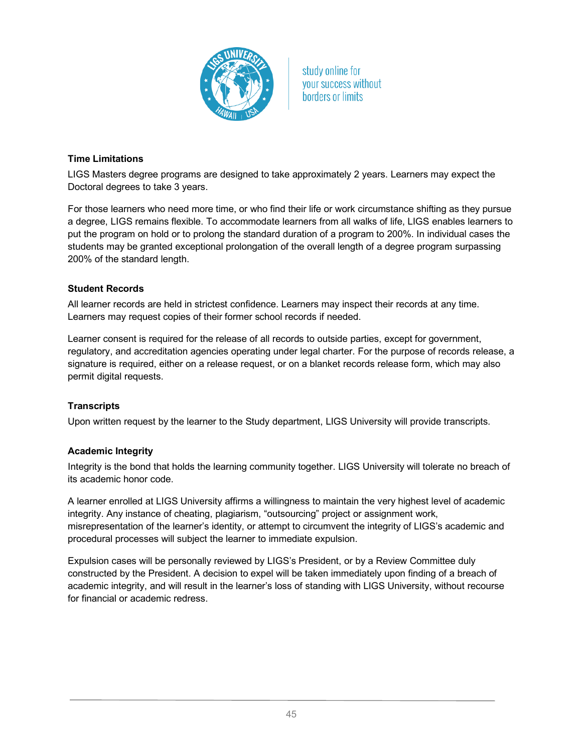### Time Limitations

LIGS Masters degree programs are designed to take approximately 2 years. Learners may expect the Doctoral degrees to take 3 years.

For those learners who need more time, or who find their life or work circumstance shifting as they pursue a degree, LIGS remains flexible. To accommodate learners from all walks of life, LIGS enables learners to put the program on hold or to prolong the standard duration of a program to 200%. In individual cases the students may be granted exceptional prolongation of the overall length of a degree program surpassing 200% of the standard length.

### Student Records

All learner records are held in strictest confidence. Learners may inspect their records at any time. Learners may request copies of their former school records if needed.

Learner consent is required for the release of all records to outside parties, except for government, regulatory, and accreditation agencies operating under legal charter. For the purpose of records release, a signature is required, either on a release request, or on a blanket records release form, which may also permit digital requests.

### Transcripts

Upon written request by the learner to the Study department, LIGS University will provide transcripts.

### Academic Integrity

Integrity is the bond that holds the learning community together. LIGS University will tolerate no breach of its academic honor code.

A learner enrolled at LIGS University affirms a willingness to maintain the very highest level of academic integrity. Any instance of cheating, plagiarism, "outsourcing" project or assignment work, misrepresentation of the learner's identity, or attempt to circumvent the integrity of LIGS's academic and procedural processes will subject the learner to immediate expulsion.

Expulsion cases will be personally reviewed by LIGS's President, or by a Review Committee duly constructed by the President. A decision to expel will be taken immediately upon finding of a breach of academic integrity, and will result in the learner's loss of standing with LIGS University, without recourse for financial or academic redress.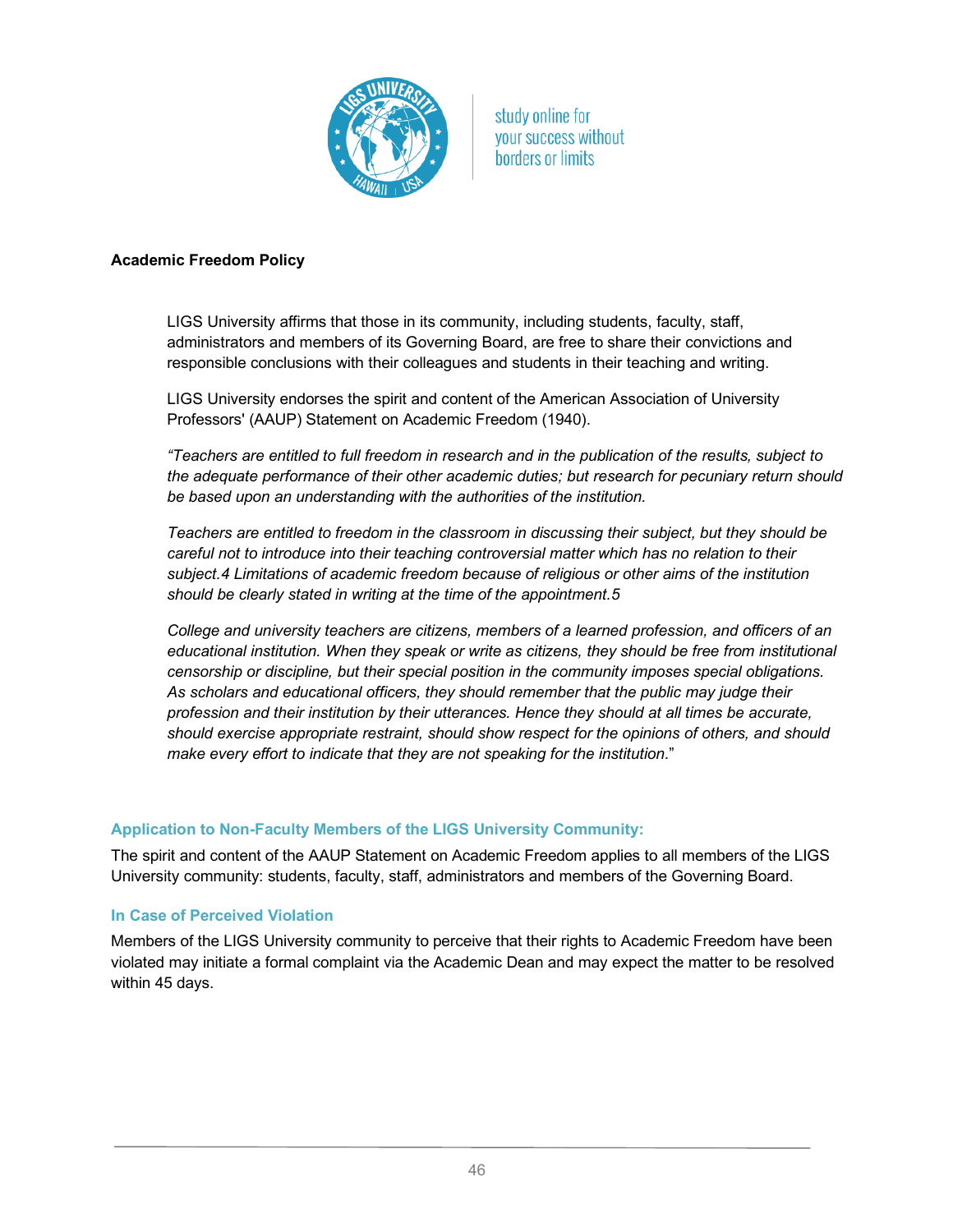**Academic Freedom Policy**

LIGS University affirms that those in its community, including students, faculty, staff, administrators and members of its Governing Board, are free to share their convictions and responsible conclusions with their colleagues and students in their teaching and writing.

LIGS University endorses the spirit and content of the American Association of University Professors' (AAUP) Statement on Academic Freedom (1940).

*"Teachers are entitled to full freedom in research and in the publication of the results, subject to the adequate performance of their other academic duties; but research for pecuniary return should be based upon an understanding with the authorities of the institution.*

*Teachers are entitled to freedom in the classroom in discussing their subject, but they should be careful not to introduce into their teaching controversial matter which has no relation to their subject.4 Limitations of academic freedom because of religious or other aims of the institution should be clearly stated in writing at the time of the appointment.5*

*College and university teachers are citizens, members of a learned profession, and officers of an educational institution. When they speak or write as citizens, they should be free from institutional censorship or discipline, but their special position in the community imposes special obligations. As scholars and educational officers, they should remember that the public may judge their profession and their institution by their utterances. Hence they should at all times be accurate, should exercise appropriate restraint, should show respect for the opinions of others, and should make every effort to indicate that they are not speaking for the institution.*"

### Application to Non-Faculty Members of the LIGS University Community:

The spirit and content of the AAUP Statement on Academic Freedom applies to all members of the LIGS University community: students, faculty, staff, administrators and members of the Governing Board.

### In Case of Perceived Violation

Members of the LIGS University community to perceive that their rights to Academic Freedom have been violated may initiate a formal complaint via the Academic Dean and may expect the matter to be resolved within 45 days.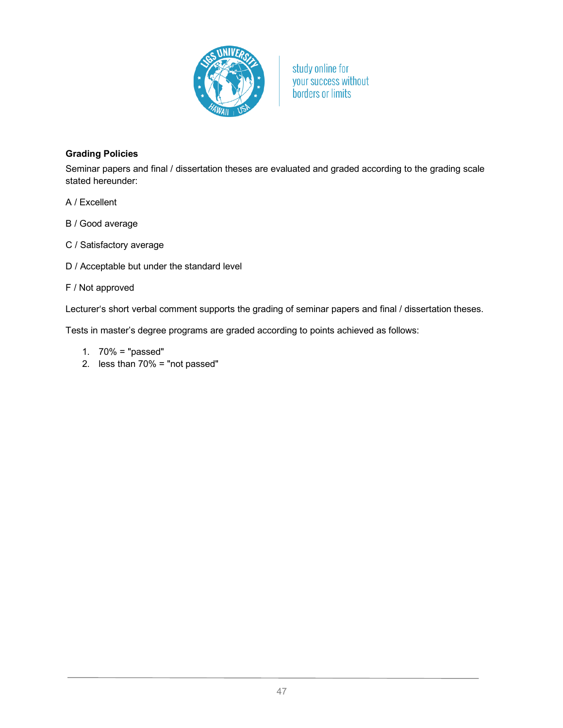**Grading Policies**

Seminar papers and final / dissertation theses are evaluated and graded according to the grading scale stated hereunder:

A / Excellent

B / Good average

C / Satisfactory average

D / Acceptable but under the standard level

F / Not approved

Lecturer's short verbal comment supports the grading of seminar papers and final / dissertation theses.

Tests in master's degree programs are graded according to points achieved as follows:

1. 70% = "passed"
2. less than 70% = "not passed"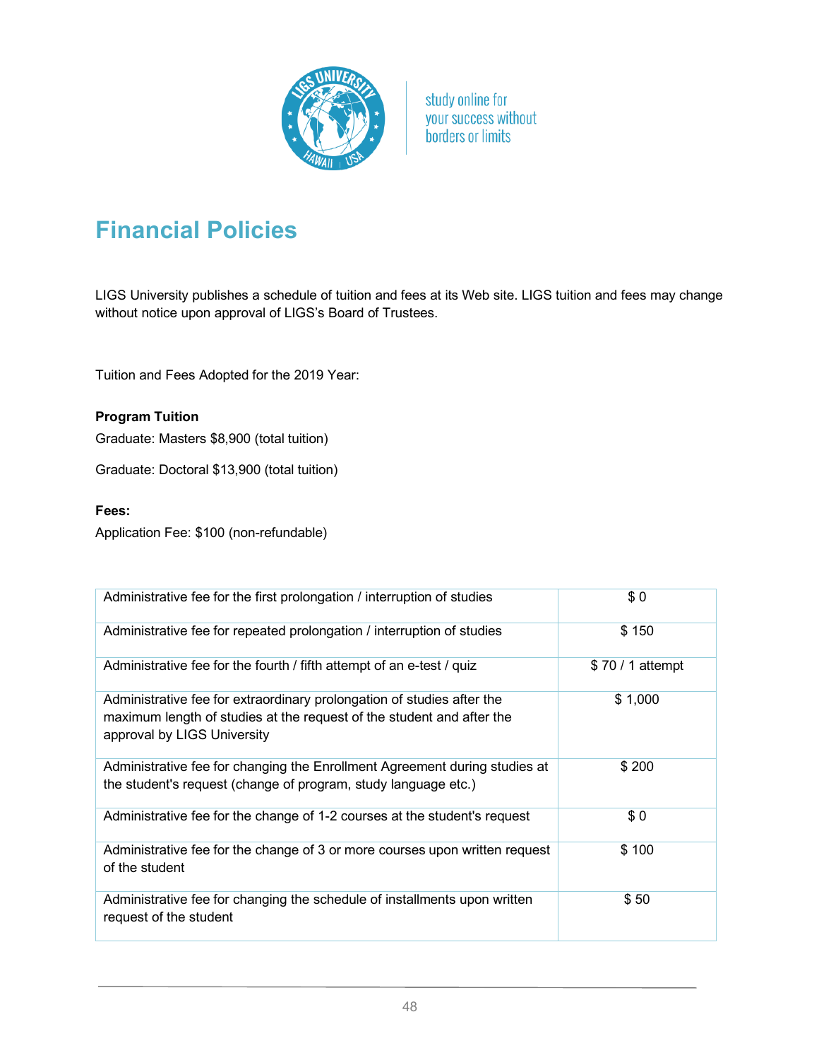# Financial Policies

LIGS University publishes a schedule of tuition and fees at its Web site. LIGS tuition and fees may change without notice upon approval of LIGS's Board of Trustees.

Tuition and Fees Adopted for the 2019 Year:

**Program Tuition**

Graduate: Masters $8,900 (total tuition)

Graduate: Doctoral $13,900 (total tuition)

**Fees:**

Application Fee: $100 (non-refundable)

| | |
|---|---|
| Administrative fee for the first prolongation / interruption of studies | $ 0 |
| Administrative fee for repeated prolongation / interruption of studies | $ 150 |
| Administrative fee for the fourth / fifth attempt of an e-test / quiz | $ 70 / 1 attempt |
| Administrative fee for extraordinary prolongation of studies after the maximum length of studies at the request of the student and after the approval by LIGS University | $ 1,000 |
| Administrative fee for changing the Enrollment Agreement during studies at the student's request (change of program, study language etc.) | $ 200 |
| Administrative fee for the change of 1-2 courses at the student's request | $ 0 |
| Administrative fee for the change of 3 or more courses upon written request of the student | $ 100 |
| Administrative fee for changing the schedule of installments upon written request of the student | $ 50 |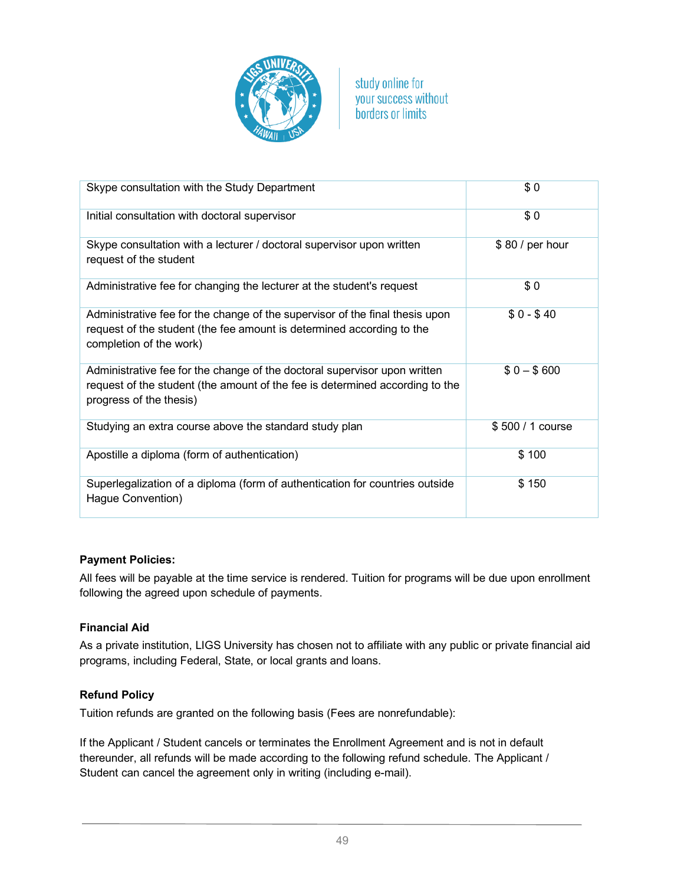| | |
|---|---|
| Skype consultation with the Study Department | $ 0 |
| Initial consultation with doctoral supervisor | $ 0 |
| Skype consultation with a lecturer / doctoral supervisor upon written request of the student | $ 80 / per hour |
| Administrative fee for changing the lecturer at the student's request | $ 0 |
| Administrative fee for the change of the supervisor of the final thesis upon request of the student (the fee amount is determined according to the completion of the work) | $ 0 - $ 40 |
| Administrative fee for the change of the doctoral supervisor upon written request of the student (the amount of the fee is determined according to the progress of the thesis) | $ 0 – $ 600 |
| Studying an extra course above the standard study plan | $ 500 / 1 course |
| Apostille a diploma (form of authentication) | $ 100 |
| Superlegalization of a diploma (form of authentication for countries outside Hague Convention) | $ 150 |

**Payment Policies:**

All fees will be payable at the time service is rendered. Tuition for programs will be due upon enrollment following the agreed upon schedule of payments.

**Financial Aid**

As a private institution, LIGS University has chosen not to affiliate with any public or private financial aid programs, including Federal, State, or local grants and loans.

**Refund Policy**

Tuition refunds are granted on the following basis (Fees are nonrefundable):

If the Applicant / Student cancels or terminates the Enrollment Agreement and is not in default thereunder, all refunds will be made according to the following refund schedule. The Applicant / Student can cancel the agreement only in writing (including e-mail).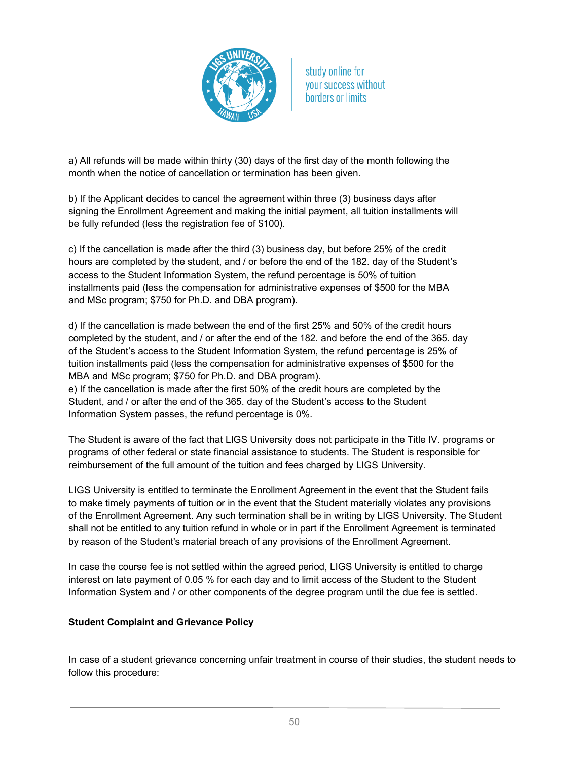a) All refunds will be made within thirty (30) days of the first day of the month following the month when the notice of cancellation or termination has been given.

b) If the Applicant decides to cancel the agreement within three (3) business days after signing the Enrollment Agreement and making the initial payment, all tuition installments will be fully refunded (less the registration fee of $100).

c) If the cancellation is made after the third (3) business day, but before 25% of the credit hours are completed by the student, and / or before the end of the 182. day of the Student's access to the Student Information System, the refund percentage is 50% of tuition installments paid (less the compensation for administrative expenses of $500 for the MBA and MSc program; $750 for Ph.D. and DBA program).

d) If the cancellation is made between the end of the first 25% and 50% of the credit hours completed by the student, and / or after the end of the 182. and before the end of the 365. day of the Student's access to the Student Information System, the refund percentage is 25% of tuition installments paid (less the compensation for administrative expenses of $500 for the MBA and MSc program; $750 for Ph.D. and DBA program).

e) If the cancellation is made after the first 50% of the credit hours are completed by the Student, and / or after the end of the 365. day of the Student's access to the Student Information System passes, the refund percentage is 0%.

The Student is aware of the fact that LIGS University does not participate in the Title IV. programs or programs of other federal or state financial assistance to students. The Student is responsible for reimbursement of the full amount of the tuition and fees charged by LIGS University.

LIGS University is entitled to terminate the Enrollment Agreement in the event that the Student fails to make timely payments of tuition or in the event that the Student materially violates any provisions of the Enrollment Agreement. Any such termination shall be in writing by LIGS University. The Student shall not be entitled to any tuition refund in whole or in part if the Enrollment Agreement is terminated by reason of the Student's material breach of any provisions of the Enrollment Agreement.

In case the course fee is not settled within the agreed period, LIGS University is entitled to charge interest on late payment of 0.05 % for each day and to limit access of the Student to the Student Information System and / or other components of the degree program until the due fee is settled.

**Student Complaint and Grievance Policy**

In case of a student grievance concerning unfair treatment in course of their studies, the student needs to follow this procedure: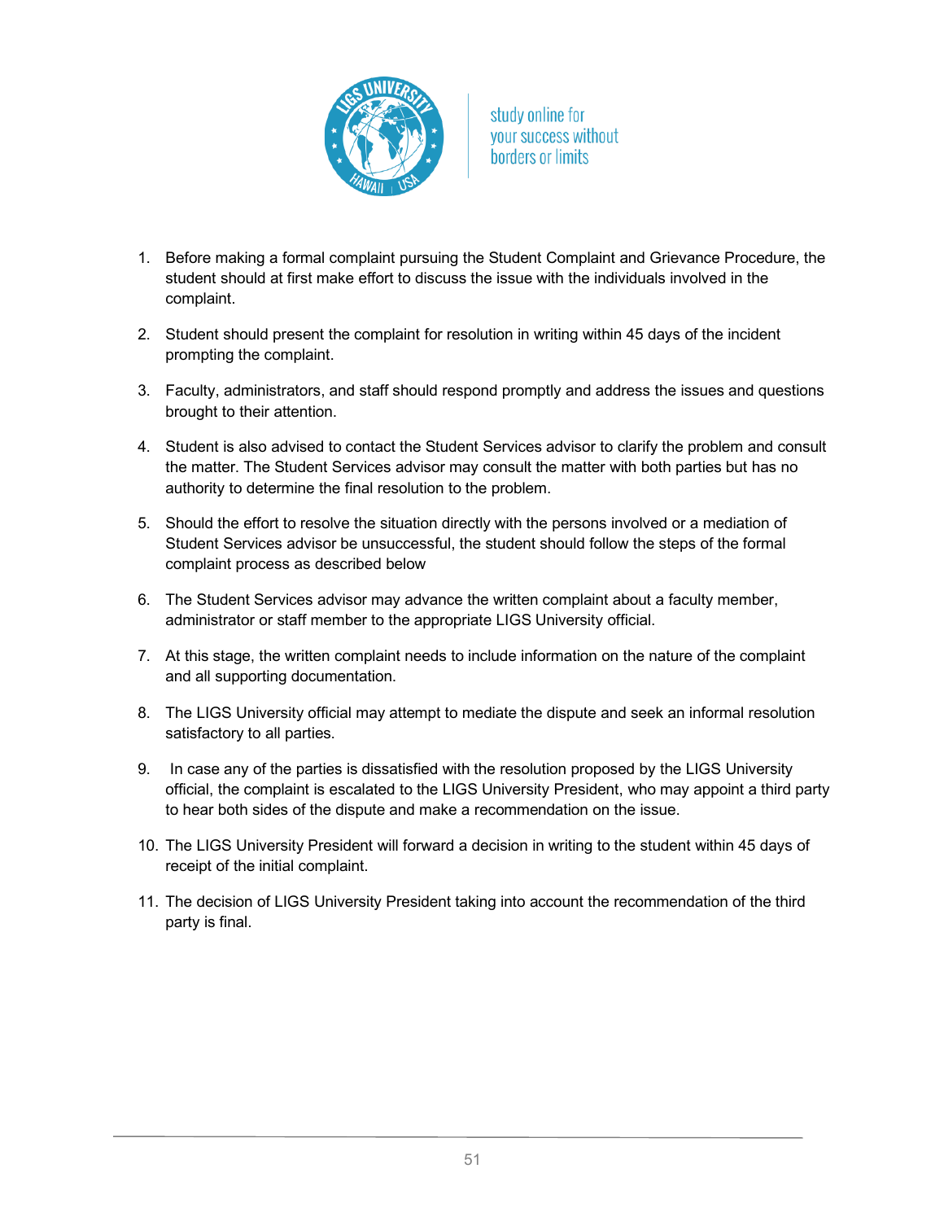1. Before making a formal complaint pursuing the Student Complaint and Grievance Procedure, the student should at first make effort to discuss the issue with the individuals involved in the complaint.

2. Student should present the complaint for resolution in writing within 45 days of the incident prompting the complaint.

3. Faculty, administrators, and staff should respond promptly and address the issues and questions brought to their attention.

4. Student is also advised to contact the Student Services advisor to clarify the problem and consult the matter. The Student Services advisor may consult the matter with both parties but has no authority to determine the final resolution to the problem.

5. Should the effort to resolve the situation directly with the persons involved or a mediation of Student Services advisor be unsuccessful, the student should follow the steps of the formal complaint process as described below

6. The Student Services advisor may advance the written complaint about a faculty member, administrator or staff member to the appropriate LIGS University official.

7. At this stage, the written complaint needs to include information on the nature of the complaint and all supporting documentation.

8. The LIGS University official may attempt to mediate the dispute and seek an informal resolution satisfactory to all parties.

9. In case any of the parties is dissatisfied with the resolution proposed by the LIGS University official, the complaint is escalated to the LIGS University President, who may appoint a third party to hear both sides of the dispute and make a recommendation on the issue.

10. The LIGS University President will forward a decision in writing to the student within 45 days of receipt of the initial complaint.

11. The decision of LIGS University President taking into account the recommendation of the third party is final.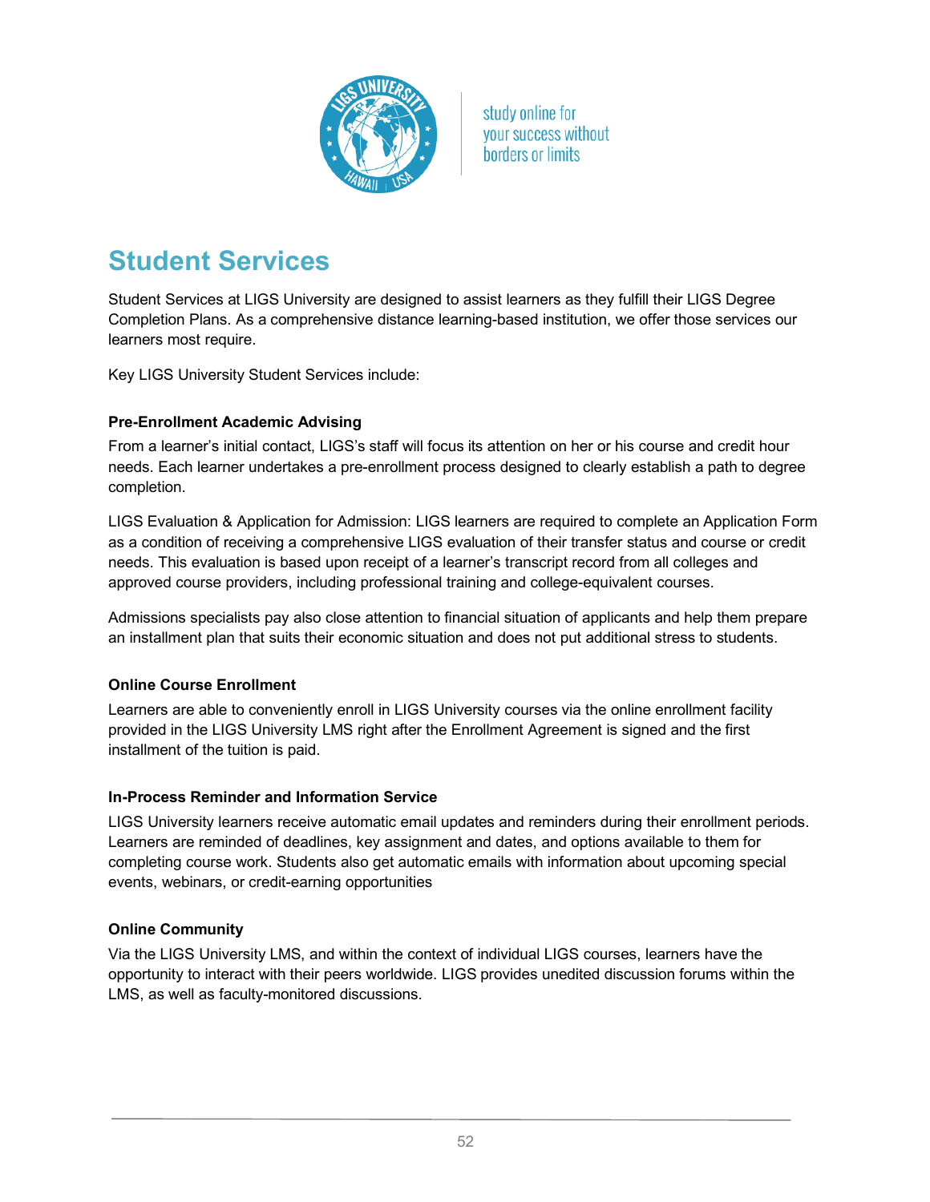# Student Services

Student Services at LIGS University are designed to assist learners as they fulfill their LIGS Degree Completion Plans. As a comprehensive distance learning-based institution, we offer those services our learners most require.

Key LIGS University Student Services include:

**Pre-Enrollment Academic Advising**

From a learner's initial contact, LIGS's staff will focus its attention on her or his course and credit hour needs. Each learner undertakes a pre-enrollment process designed to clearly establish a path to degree completion.

LIGS Evaluation & Application for Admission: LIGS learners are required to complete an Application Form as a condition of receiving a comprehensive LIGS evaluation of their transfer status and course or credit needs. This evaluation is based upon receipt of a learner's transcript record from all colleges and approved course providers, including professional training and college-equivalent courses.

Admissions specialists pay also close attention to financial situation of applicants and help them prepare an installment plan that suits their economic situation and does not put additional stress to students.

**Online Course Enrollment**

Learners are able to conveniently enroll in LIGS University courses via the online enrollment facility provided in the LIGS University LMS right after the Enrollment Agreement is signed and the first installment of the tuition is paid.

**In-Process Reminder and Information Service**

LIGS University learners receive automatic email updates and reminders during their enrollment periods. Learners are reminded of deadlines, key assignment and dates, and options available to them for completing course work. Students also get automatic emails with information about upcoming special events, webinars, or credit-earning opportunities

**Online Community**

Via the LIGS University LMS, and within the context of individual LIGS courses, learners have the opportunity to interact with their peers worldwide. LIGS provides unedited discussion forums within the LMS, as well as faculty-monitored discussions.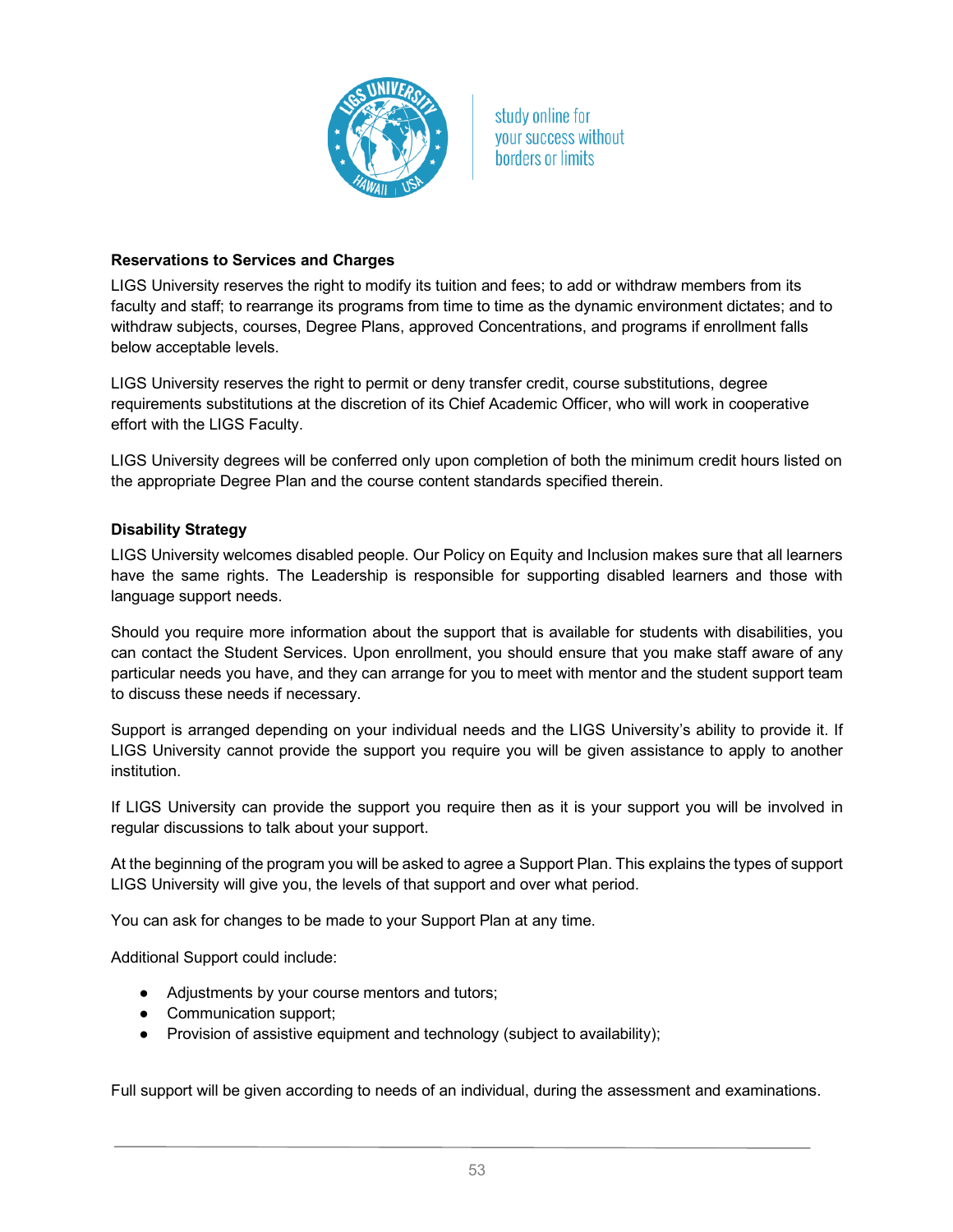### Reservations to Services and Charges

LIGS University reserves the right to modify its tuition and fees; to add or withdraw members from its faculty and staff; to rearrange its programs from time to time as the dynamic environment dictates; and to withdraw subjects, courses, Degree Plans, approved Concentrations, and programs if enrollment falls below acceptable levels.

LIGS University reserves the right to permit or deny transfer credit, course substitutions, degree requirements substitutions at the discretion of its Chief Academic Officer, who will work in cooperative effort with the LIGS Faculty.

LIGS University degrees will be conferred only upon completion of both the minimum credit hours listed on the appropriate Degree Plan and the course content standards specified therein.

### Disability Strategy

LIGS University welcomes disabled people. Our Policy on Equity and Inclusion makes sure that all learners have the same rights. The Leadership is responsible for supporting disabled learners and those with language support needs.

Should you require more information about the support that is available for students with disabilities, you can contact the Student Services. Upon enrollment, you should ensure that you make staff aware of any particular needs you have, and they can arrange for you to meet with mentor and the student support team to discuss these needs if necessary.

Support is arranged depending on your individual needs and the LIGS University's ability to provide it. If LIGS University cannot provide the support you require you will be given assistance to apply to another institution.

If LIGS University can provide the support you require then as it is your support you will be involved in regular discussions to talk about your support.

At the beginning of the program you will be asked to agree a Support Plan. This explains the types of support LIGS University will give you, the levels of that support and over what period.

You can ask for changes to be made to your Support Plan at any time.

Additional Support could include:

- Adjustments by your course mentors and tutors;
- Communication support;
- Provision of assistive equipment and technology (subject to availability);

Full support will be given according to needs of an individual, during the assessment and examinations.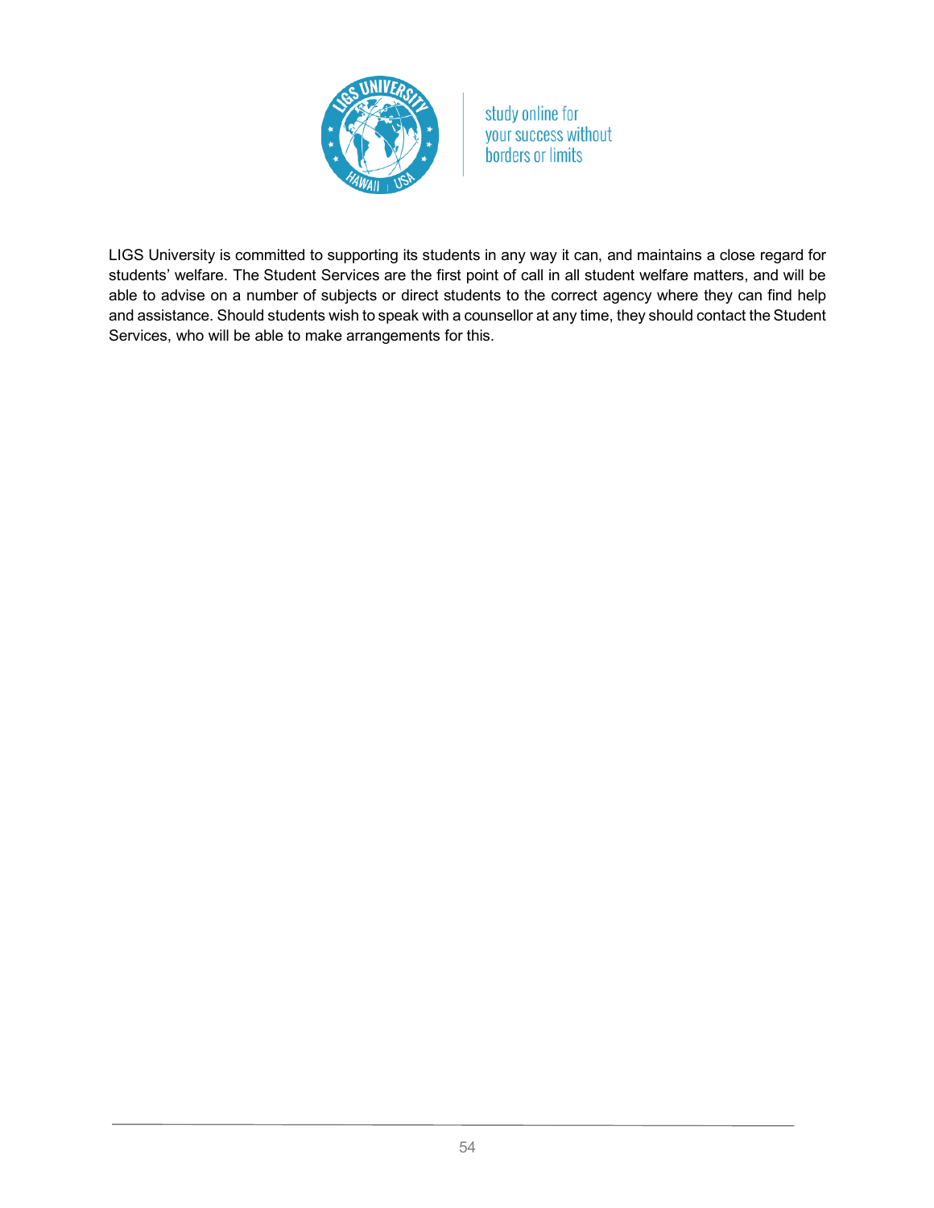LIGS University is committed to supporting its students in any way it can, and maintains a close regard for students' welfare. The Student Services are the first point of call in all student welfare matters, and will be able to advise on a number of subjects or direct students to the correct agency where they can find help and assistance. Should students wish to speak with a counsellor at any time, they should contact the Student Services, who will be able to make arrangements for this.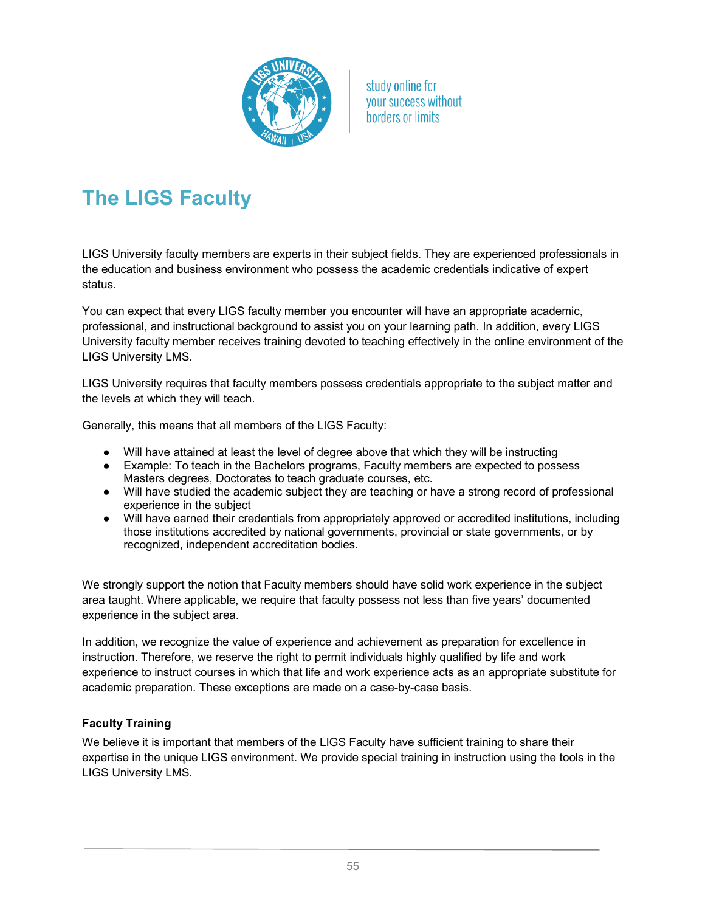# The LIGS Faculty

LIGS University faculty members are experts in their subject fields. They are experienced professionals in the education and business environment who possess the academic credentials indicative of expert status.

You can expect that every LIGS faculty member you encounter will have an appropriate academic, professional, and instructional background to assist you on your learning path. In addition, every LIGS University faculty member receives training devoted to teaching effectively in the online environment of the LIGS University LMS.

LIGS University requires that faculty members possess credentials appropriate to the subject matter and the levels at which they will teach.

Generally, this means that all members of the LIGS Faculty:

- Will have attained at least the level of degree above that which they will be instructing
- Example: To teach in the Bachelors programs, Faculty members are expected to possess Masters degrees, Doctorates to teach graduate courses, etc.
- Will have studied the academic subject they are teaching or have a strong record of professional experience in the subject
- Will have earned their credentials from appropriately approved or accredited institutions, including those institutions accredited by national governments, provincial or state governments, or by recognized, independent accreditation bodies.

We strongly support the notion that Faculty members should have solid work experience in the subject area taught. Where applicable, we require that faculty possess not less than five years' documented experience in the subject area.

In addition, we recognize the value of experience and achievement as preparation for excellence in instruction. Therefore, we reserve the right to permit individuals highly qualified by life and work experience to instruct courses in which that life and work experience acts as an appropriate substitute for academic preparation. These exceptions are made on a case-by-case basis.

**Faculty Training**

We believe it is important that members of the LIGS Faculty have sufficient training to share their expertise in the unique LIGS environment. We provide special training in instruction using the tools in the LIGS University LMS.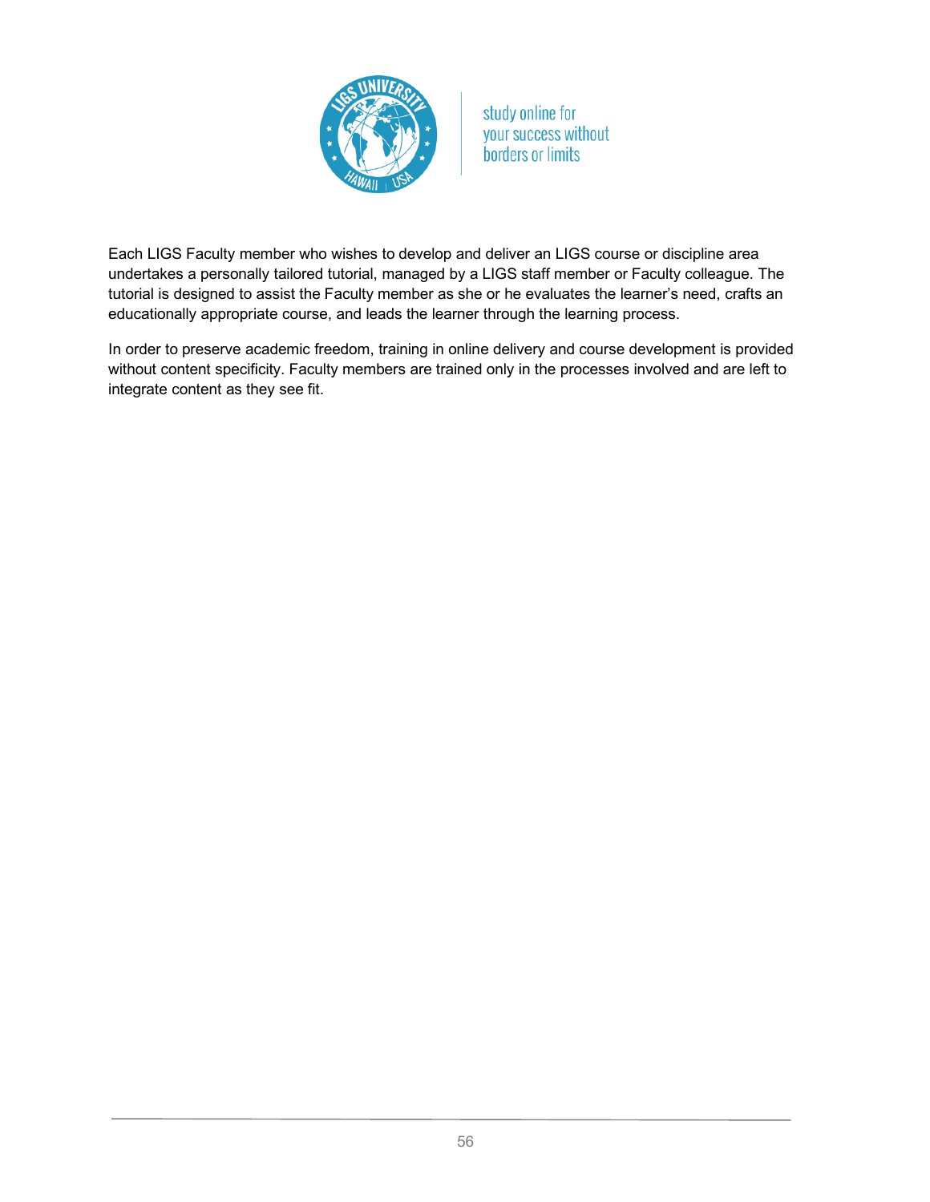Each LIGS Faculty member who wishes to develop and deliver an LIGS course or discipline area undertakes a personally tailored tutorial, managed by a LIGS staff member or Faculty colleague. The tutorial is designed to assist the Faculty member as she or he evaluates the learner's need, crafts an educationally appropriate course, and leads the learner through the learning process.

In order to preserve academic freedom, training in online delivery and course development is provided without content specificity. Faculty members are trained only in the processes involved and are left to integrate content as they see fit.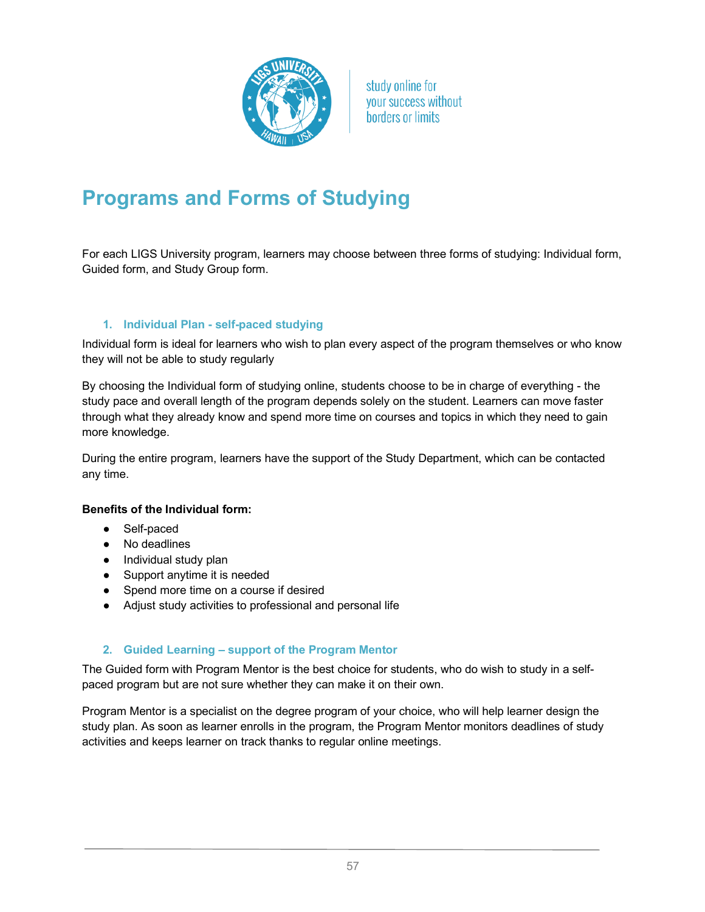# Programs and Forms of Studying

For each LIGS University program, learners may choose between three forms of studying: Individual form, Guided form, and Study Group form.

### 1. Individual Plan - self-paced studying

Individual form is ideal for learners who wish to plan every aspect of the program themselves or who know they will not be able to study regularly

By choosing the Individual form of studying online, students choose to be in charge of everything - the study pace and overall length of the program depends solely on the student. Learners can move faster through what they already know and spend more time on courses and topics in which they need to gain more knowledge.

During the entire program, learners have the support of the Study Department, which can be contacted any time.

**Benefits of the Individual form:**

- Self-paced
- No deadlines
- Individual study plan
- Support anytime it is needed
- Spend more time on a course if desired
- Adjust study activities to professional and personal life

### 2. Guided Learning – support of the Program Mentor

The Guided form with Program Mentor is the best choice for students, who do wish to study in a self-paced program but are not sure whether they can make it on their own.

Program Mentor is a specialist on the degree program of your choice, who will help learner design the study plan. As soon as learner enrolls in the program, the Program Mentor monitors deadlines of study activities and keeps learner on track thanks to regular online meetings.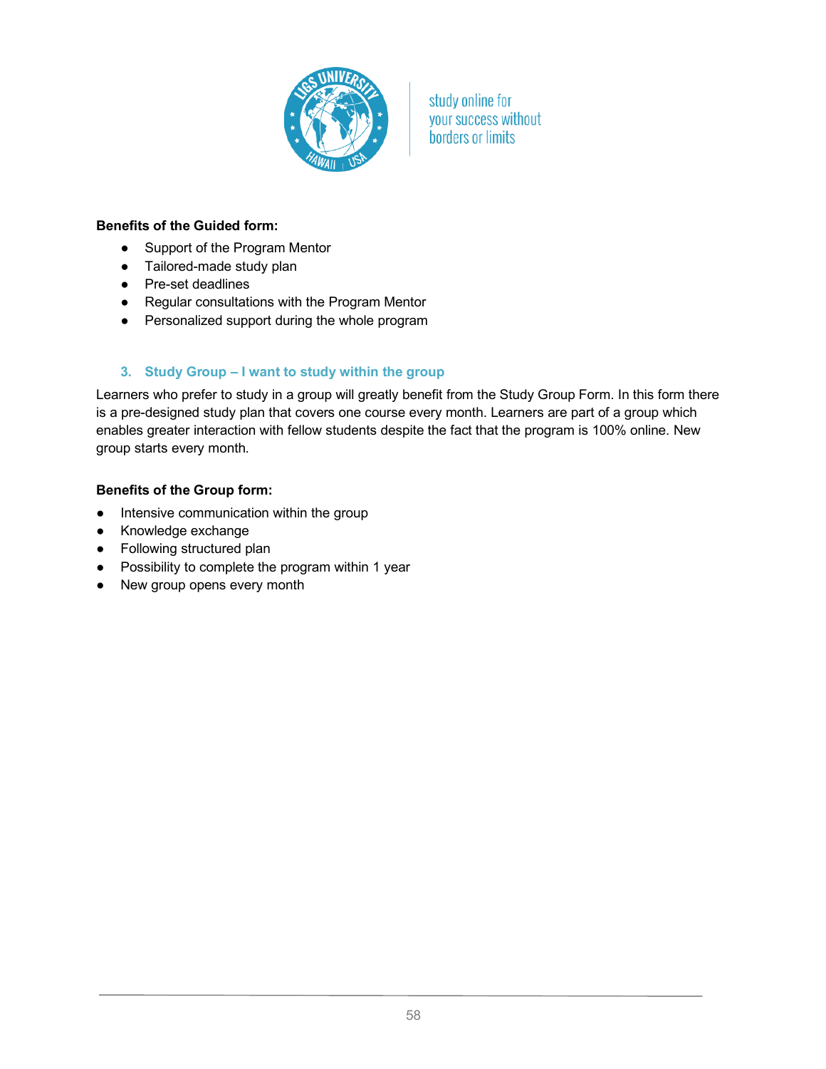**Benefits of the Guided form:**

- Support of the Program Mentor
- Tailored-made study plan
- Pre-set deadlines
- Regular consultations with the Program Mentor
- Personalized support during the whole program

### 3. Study Group – I want to study within the group

Learners who prefer to study in a group will greatly benefit from the Study Group Form. In this form there is a pre-designed study plan that covers one course every month. Learners are part of a group which enables greater interaction with fellow students despite the fact that the program is 100% online. New group starts every month.

**Benefits of the Group form:**

- Intensive communication within the group
- Knowledge exchange
- Following structured plan
- Possibility to complete the program within 1 year
- New group opens every month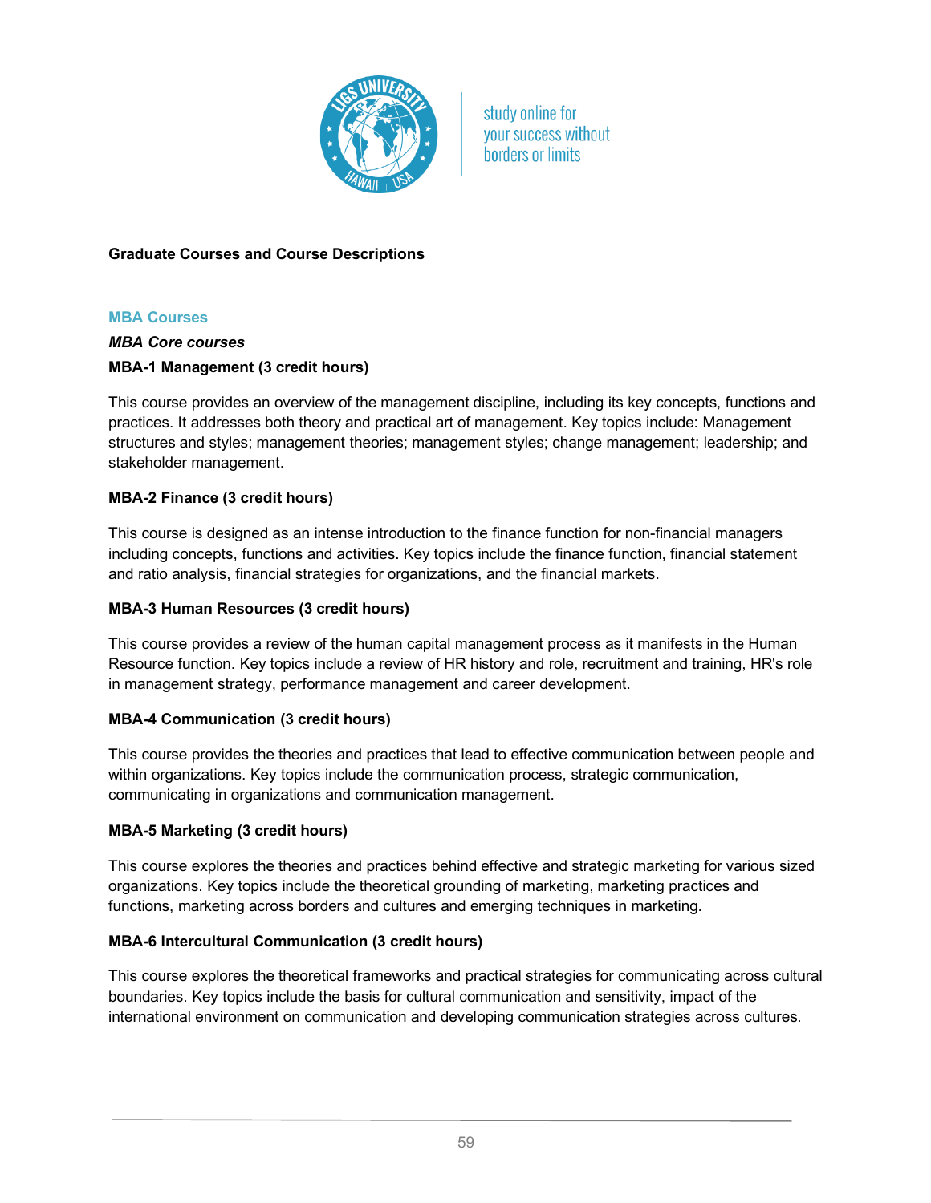**Graduate Courses and Course Descriptions**

## MBA Courses

***MBA Core courses***

**MBA-1 Management (3 credit hours)**

This course provides an overview of the management discipline, including its key concepts, functions and practices. It addresses both theory and practical art of management. Key topics include: Management structures and styles; management theories; management styles; change management; leadership; and stakeholder management.

**MBA-2 Finance (3 credit hours)**

This course is designed as an intense introduction to the finance function for non-financial managers including concepts, functions and activities. Key topics include the finance function, financial statement and ratio analysis, financial strategies for organizations, and the financial markets.

**MBA-3 Human Resources (3 credit hours)**

This course provides a review of the human capital management process as it manifests in the Human Resource function. Key topics include a review of HR history and role, recruitment and training, HR's role in management strategy, performance management and career development.

**MBA-4 Communication (3 credit hours)**

This course provides the theories and practices that lead to effective communication between people and within organizations. Key topics include the communication process, strategic communication, communicating in organizations and communication management.

**MBA-5 Marketing (3 credit hours)**

This course explores the theories and practices behind effective and strategic marketing for various sized organizations. Key topics include the theoretical grounding of marketing, marketing practices and functions, marketing across borders and cultures and emerging techniques in marketing.

**MBA-6 Intercultural Communication (3 credit hours)**

This course explores the theoretical frameworks and practical strategies for communicating across cultural boundaries. Key topics include the basis for cultural communication and sensitivity, impact of the international environment on communication and developing communication strategies across cultures.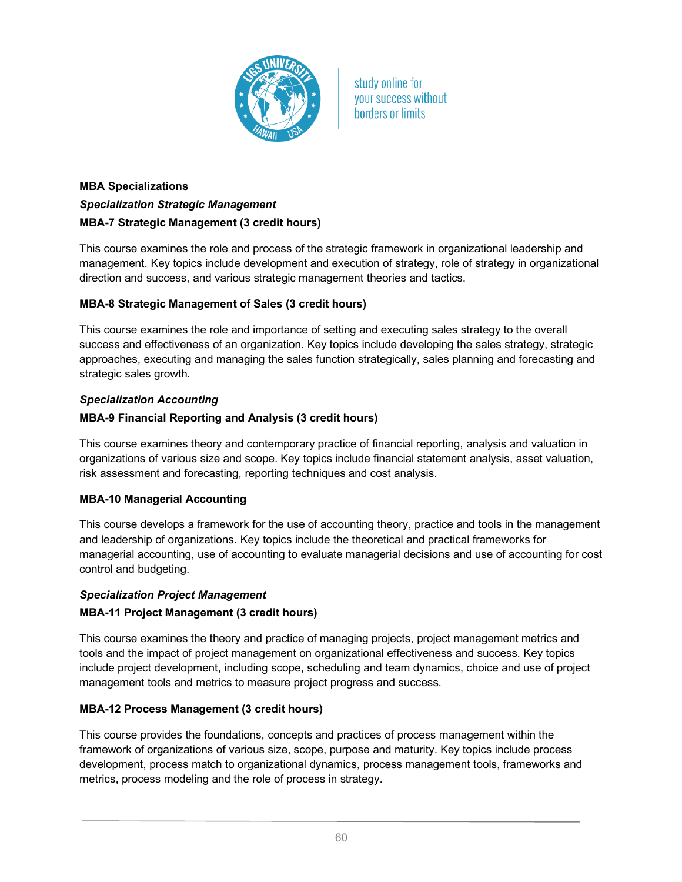**MBA Specializations**

***Specialization Strategic Management***

**MBA-7 Strategic Management (3 credit hours)**

This course examines the role and process of the strategic framework in organizational leadership and management. Key topics include development and execution of strategy, role of strategy in organizational direction and success, and various strategic management theories and tactics.

**MBA-8 Strategic Management of Sales (3 credit hours)**

This course examines the role and importance of setting and executing sales strategy to the overall success and effectiveness of an organization. Key topics include developing the sales strategy, strategic approaches, executing and managing the sales function strategically, sales planning and forecasting and strategic sales growth.

***Specialization Accounting***

**MBA-9 Financial Reporting and Analysis (3 credit hours)**

This course examines theory and contemporary practice of financial reporting, analysis and valuation in organizations of various size and scope. Key topics include financial statement analysis, asset valuation, risk assessment and forecasting, reporting techniques and cost analysis.

**MBA-10 Managerial Accounting**

This course develops a framework for the use of accounting theory, practice and tools in the management and leadership of organizations. Key topics include the theoretical and practical frameworks for managerial accounting, use of accounting to evaluate managerial decisions and use of accounting for cost control and budgeting.

***Specialization Project Management***

**MBA-11 Project Management (3 credit hours)**

This course examines the theory and practice of managing projects, project management metrics and tools and the impact of project management on organizational effectiveness and success. Key topics include project development, including scope, scheduling and team dynamics, choice and use of project management tools and metrics to measure project progress and success.

**MBA-12 Process Management (3 credit hours)**

This course provides the foundations, concepts and practices of process management within the framework of organizations of various size, scope, purpose and maturity. Key topics include process development, process match to organizational dynamics, process management tools, frameworks and metrics, process modeling and the role of process in strategy.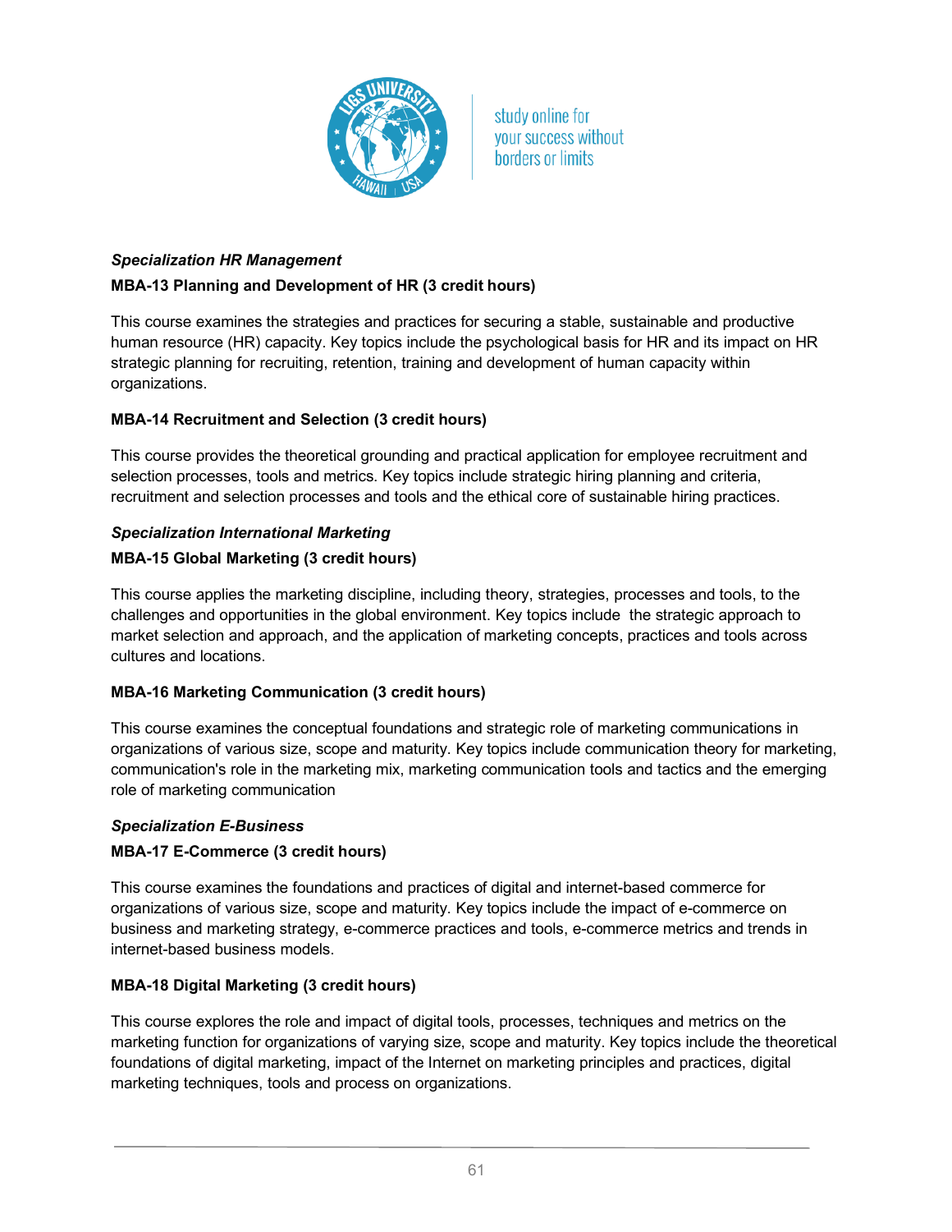***Specialization HR Management***

**MBA-13 Planning and Development of HR (3 credit hours)**

This course examines the strategies and practices for securing a stable, sustainable and productive human resource (HR) capacity. Key topics include the psychological basis for HR and its impact on HR strategic planning for recruiting, retention, training and development of human capacity within organizations.

**MBA-14 Recruitment and Selection (3 credit hours)**

This course provides the theoretical grounding and practical application for employee recruitment and selection processes, tools and metrics. Key topics include strategic hiring planning and criteria, recruitment and selection processes and tools and the ethical core of sustainable hiring practices.

***Specialization International Marketing***

**MBA-15 Global Marketing (3 credit hours)**

This course applies the marketing discipline, including theory, strategies, processes and tools, to the challenges and opportunities in the global environment. Key topics include the strategic approach to market selection and approach, and the application of marketing concepts, practices and tools across cultures and locations.

**MBA-16 Marketing Communication (3 credit hours)**

This course examines the conceptual foundations and strategic role of marketing communications in organizations of various size, scope and maturity. Key topics include communication theory for marketing, communication's role in the marketing mix, marketing communication tools and tactics and the emerging role of marketing communication

***Specialization E-Business***

**MBA-17 E-Commerce (3 credit hours)**

This course examines the foundations and practices of digital and internet-based commerce for organizations of various size, scope and maturity. Key topics include the impact of e-commerce on business and marketing strategy, e-commerce practices and tools, e-commerce metrics and trends in internet-based business models.

**MBA-18 Digital Marketing (3 credit hours)**

This course explores the role and impact of digital tools, processes, techniques and metrics on the marketing function for organizations of varying size, scope and maturity. Key topics include the theoretical foundations of digital marketing, impact of the Internet on marketing principles and practices, digital marketing techniques, tools and process on organizations.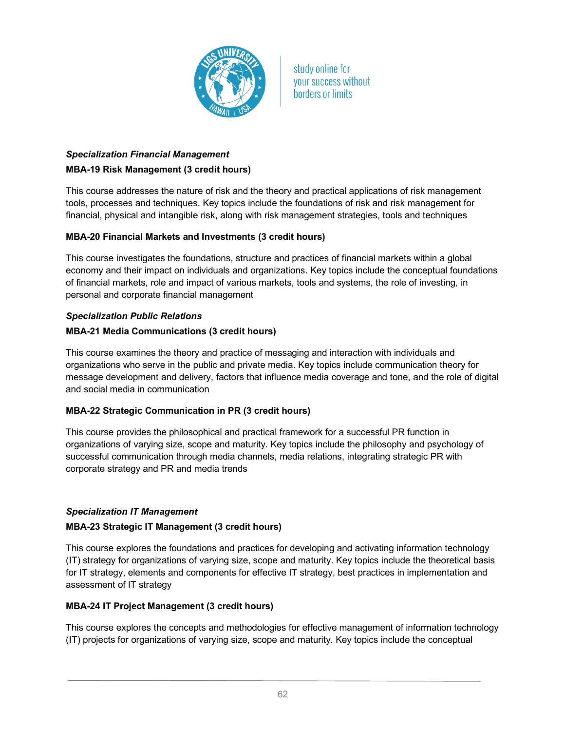***Specialization Financial Management***

**MBA-19 Risk Management (3 credit hours)**

This course addresses the nature of risk and the theory and practical applications of risk management tools, processes and techniques. Key topics include the foundations of risk and risk management for financial, physical and intangible risk, along with risk management strategies, tools and techniques

**MBA-20 Financial Markets and Investments (3 credit hours)**

This course investigates the foundations, structure and practices of financial markets within a global economy and their impact on individuals and organizations. Key topics include the conceptual foundations of financial markets, role and impact of various markets, tools and systems, the role of investing, in personal and corporate financial management

***Specialization Public Relations***

**MBA-21 Media Communications (3 credit hours)**

This course examines the theory and practice of messaging and interaction with individuals and organizations who serve in the public and private media. Key topics include communication theory for message development and delivery, factors that influence media coverage and tone, and the role of digital and social media in communication

**MBA-22 Strategic Communication in PR (3 credit hours)**

This course provides the philosophical and practical framework for a successful PR function in organizations of varying size, scope and maturity. Key topics include the philosophy and psychology of successful communication through media channels, media relations, integrating strategic PR with corporate strategy and PR and media trends

***Specialization IT Management***

**MBA-23 Strategic IT Management (3 credit hours)**

This course explores the foundations and practices for developing and activating information technology (IT) strategy for organizations of varying size, scope and maturity. Key topics include the theoretical basis for IT strategy, elements and components for effective IT strategy, best practices in implementation and assessment of IT strategy

**MBA-24 IT Project Management (3 credit hours)**

This course explores the concepts and methodologies for effective management of information technology (IT) projects for organizations of varying size, scope and maturity. Key topics include the conceptual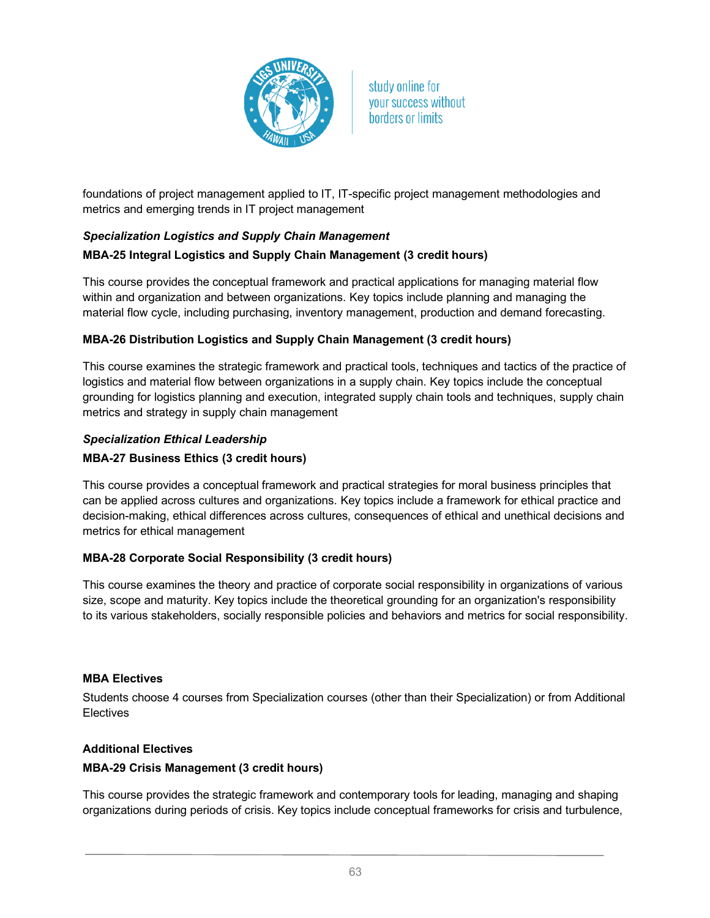foundations of project management applied to IT, IT-specific project management methodologies and metrics and emerging trends in IT project management

***Specialization Logistics and Supply Chain Management***

**MBA-25 Integral Logistics and Supply Chain Management (3 credit hours)**

This course provides the conceptual framework and practical applications for managing material flow within and organization and between organizations. Key topics include planning and managing the material flow cycle, including purchasing, inventory management, production and demand forecasting.

**MBA-26 Distribution Logistics and Supply Chain Management (3 credit hours)**

This course examines the strategic framework and practical tools, techniques and tactics of the practice of logistics and material flow between organizations in a supply chain. Key topics include the conceptual grounding for logistics planning and execution, integrated supply chain tools and techniques, supply chain metrics and strategy in supply chain management

***Specialization Ethical Leadership***

**MBA-27 Business Ethics (3 credit hours)**

This course provides a conceptual framework and practical strategies for moral business principles that can be applied across cultures and organizations. Key topics include a framework for ethical practice and decision-making, ethical differences across cultures, consequences of ethical and unethical decisions and metrics for ethical management

**MBA-28 Corporate Social Responsibility (3 credit hours)**

This course examines the theory and practice of corporate social responsibility in organizations of various size, scope and maturity. Key topics include the theoretical grounding for an organization's responsibility to its various stakeholders, socially responsible policies and behaviors and metrics for social responsibility.

**MBA Electives**

Students choose 4 courses from Specialization courses (other than their Specialization) or from Additional Electives

**Additional Electives**

**MBA-29 Crisis Management (3 credit hours)**

This course provides the strategic framework and contemporary tools for leading, managing and shaping organizations during periods of crisis. Key topics include conceptual frameworks for crisis and turbulence,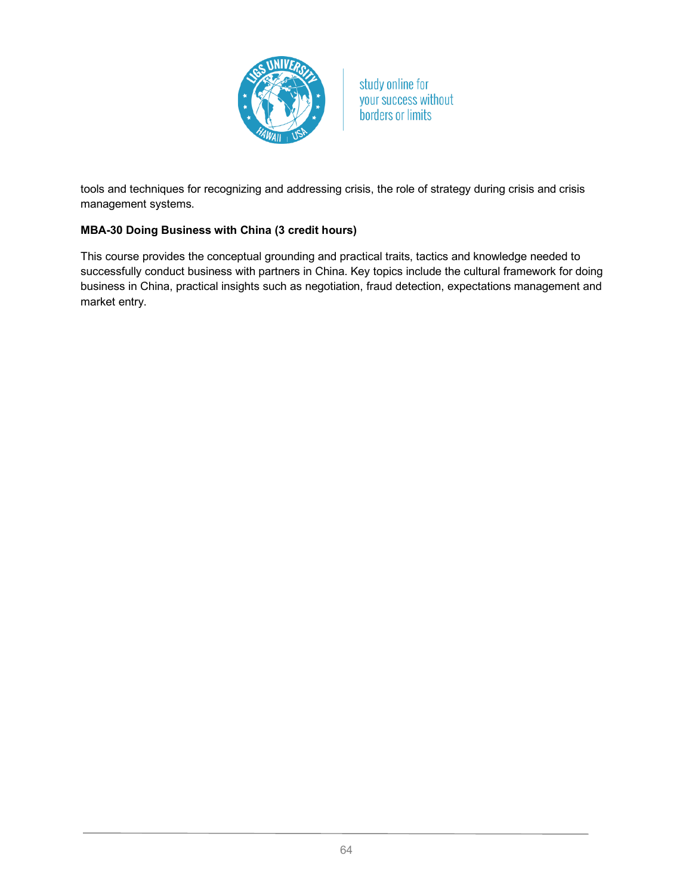tools and techniques for recognizing and addressing crisis, the role of strategy during crisis and crisis management systems.

**MBA-30 Doing Business with China (3 credit hours)**

This course provides the conceptual grounding and practical traits, tactics and knowledge needed to successfully conduct business with partners in China. Key topics include the cultural framework for doing business in China, practical insights such as negotiation, fraud detection, expectations management and market entry.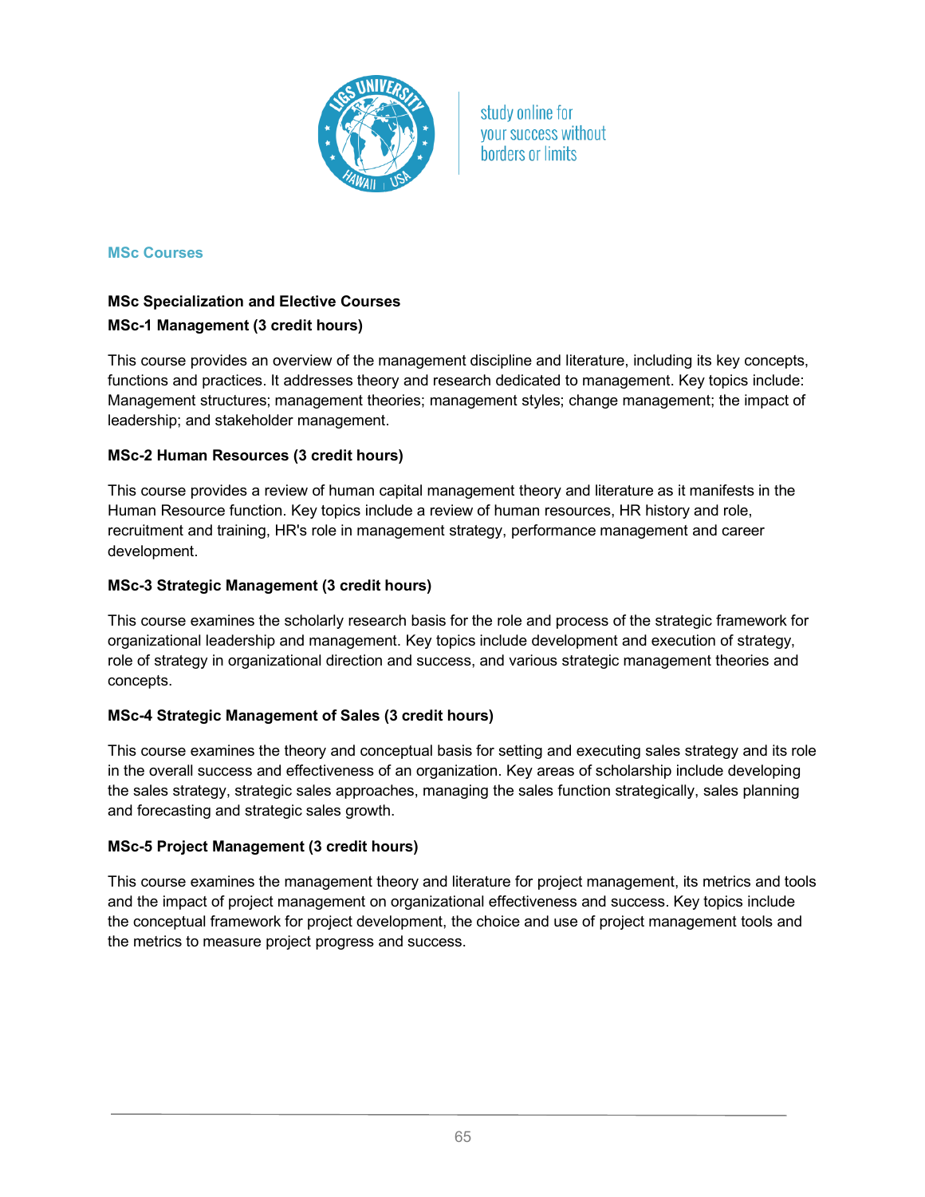## MSc Courses

### MSc Specialization and Elective Courses

#### MSc-1 Management (3 credit hours)

This course provides an overview of the management discipline and literature, including its key concepts, functions and practices. It addresses theory and research dedicated to management. Key topics include: Management structures; management theories; management styles; change management; the impact of leadership; and stakeholder management.

#### MSc-2 Human Resources (3 credit hours)

This course provides a review of human capital management theory and literature as it manifests in the Human Resource function. Key topics include a review of human resources, HR history and role, recruitment and training, HR's role in management strategy, performance management and career development.

#### MSc-3 Strategic Management (3 credit hours)

This course examines the scholarly research basis for the role and process of the strategic framework for organizational leadership and management. Key topics include development and execution of strategy, role of strategy in organizational direction and success, and various strategic management theories and concepts.

#### MSc-4 Strategic Management of Sales (3 credit hours)

This course examines the theory and conceptual basis for setting and executing sales strategy and its role in the overall success and effectiveness of an organization. Key areas of scholarship include developing the sales strategy, strategic sales approaches, managing the sales function strategically, sales planning and forecasting and strategic sales growth.

#### MSc-5 Project Management (3 credit hours)

This course examines the management theory and literature for project management, its metrics and tools and the impact of project management on organizational effectiveness and success. Key topics include the conceptual framework for project development, the choice and use of project management tools and the metrics to measure project progress and success.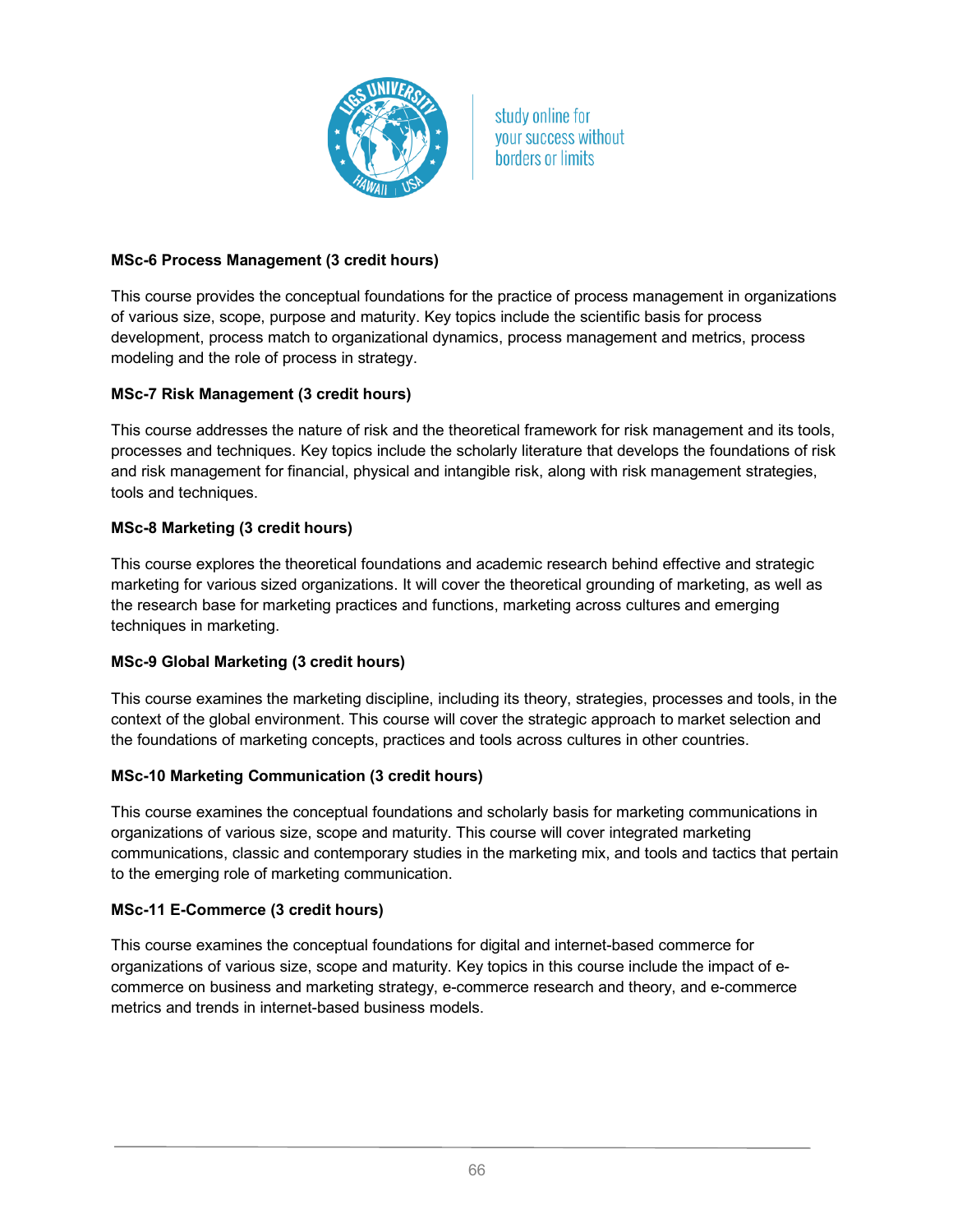**MSc-6 Process Management (3 credit hours)**

This course provides the conceptual foundations for the practice of process management in organizations of various size, scope, purpose and maturity. Key topics include the scientific basis for process development, process match to organizational dynamics, process management and metrics, process modeling and the role of process in strategy.

**MSc-7 Risk Management (3 credit hours)**

This course addresses the nature of risk and the theoretical framework for risk management and its tools, processes and techniques. Key topics include the scholarly literature that develops the foundations of risk and risk management for financial, physical and intangible risk, along with risk management strategies, tools and techniques.

**MSc-8 Marketing (3 credit hours)**

This course explores the theoretical foundations and academic research behind effective and strategic marketing for various sized organizations. It will cover the theoretical grounding of marketing, as well as the research base for marketing practices and functions, marketing across cultures and emerging techniques in marketing.

**MSc-9 Global Marketing (3 credit hours)**

This course examines the marketing discipline, including its theory, strategies, processes and tools, in the context of the global environment. This course will cover the strategic approach to market selection and the foundations of marketing concepts, practices and tools across cultures in other countries.

**MSc-10 Marketing Communication (3 credit hours)**

This course examines the conceptual foundations and scholarly basis for marketing communications in organizations of various size, scope and maturity. This course will cover integrated marketing communications, classic and contemporary studies in the marketing mix, and tools and tactics that pertain to the emerging role of marketing communication.

**MSc-11 E-Commerce (3 credit hours)**

This course examines the conceptual foundations for digital and internet-based commerce for organizations of various size, scope and maturity. Key topics in this course include the impact of e-commerce on business and marketing strategy, e-commerce research and theory, and e-commerce metrics and trends in internet-based business models.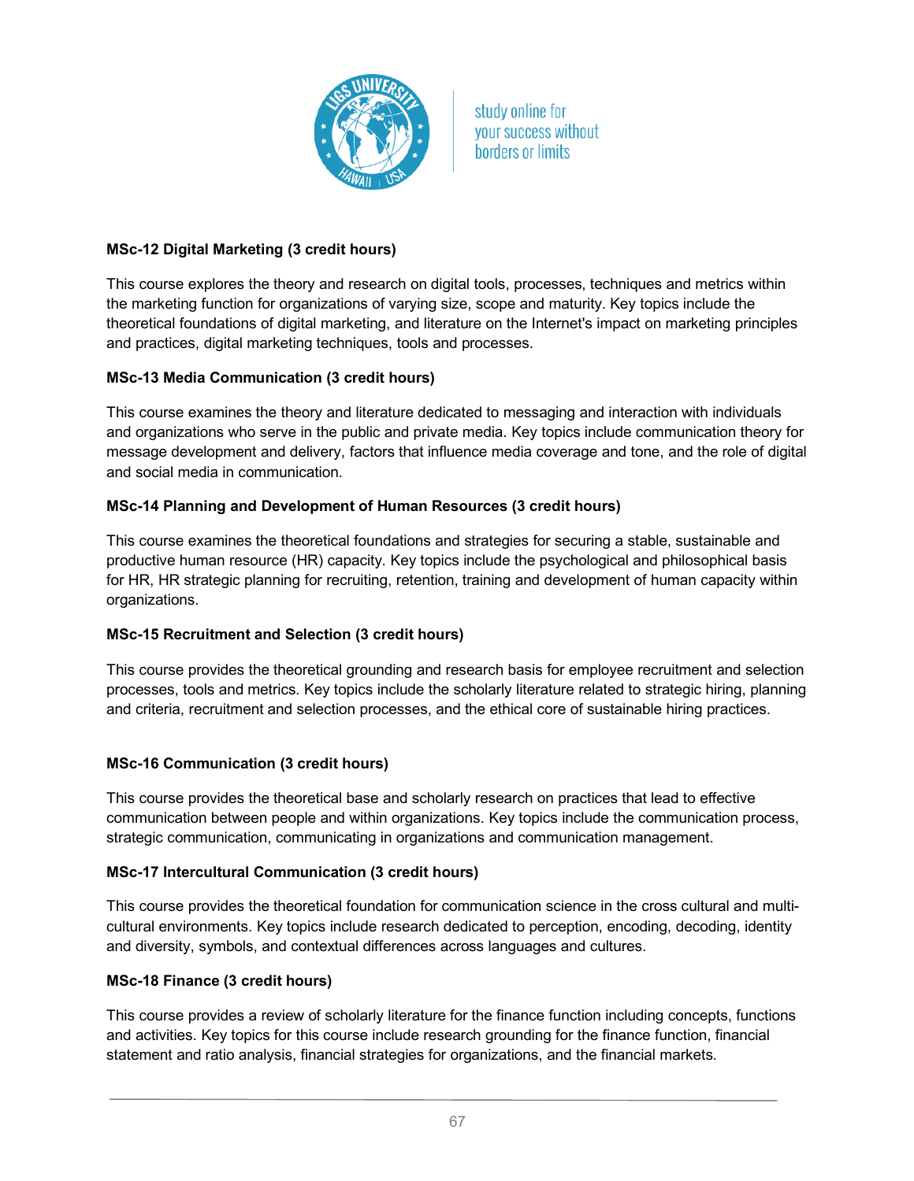**MSc-12 Digital Marketing (3 credit hours)**

This course explores the theory and research on digital tools, processes, techniques and metrics within the marketing function for organizations of varying size, scope and maturity. Key topics include the theoretical foundations of digital marketing, and literature on the Internet's impact on marketing principles and practices, digital marketing techniques, tools and processes.

**MSc-13 Media Communication (3 credit hours)**

This course examines the theory and literature dedicated to messaging and interaction with individuals and organizations who serve in the public and private media. Key topics include communication theory for message development and delivery, factors that influence media coverage and tone, and the role of digital and social media in communication.

**MSc-14 Planning and Development of Human Resources (3 credit hours)**

This course examines the theoretical foundations and strategies for securing a stable, sustainable and productive human resource (HR) capacity. Key topics include the psychological and philosophical basis for HR, HR strategic planning for recruiting, retention, training and development of human capacity within organizations.

**MSc-15 Recruitment and Selection (3 credit hours)**

This course provides the theoretical grounding and research basis for employee recruitment and selection processes, tools and metrics. Key topics include the scholarly literature related to strategic hiring, planning and criteria, recruitment and selection processes, and the ethical core of sustainable hiring practices.

**MSc-16 Communication (3 credit hours)**

This course provides the theoretical base and scholarly research on practices that lead to effective communication between people and within organizations. Key topics include the communication process, strategic communication, communicating in organizations and communication management.

**MSc-17 Intercultural Communication (3 credit hours)**

This course provides the theoretical foundation for communication science in the cross cultural and multi-cultural environments. Key topics include research dedicated to perception, encoding, decoding, identity and diversity, symbols, and contextual differences across languages and cultures.

**MSc-18 Finance (3 credit hours)**

This course provides a review of scholarly literature for the finance function including concepts, functions and activities. Key topics for this course include research grounding for the finance function, financial statement and ratio analysis, financial strategies for organizations, and the financial markets.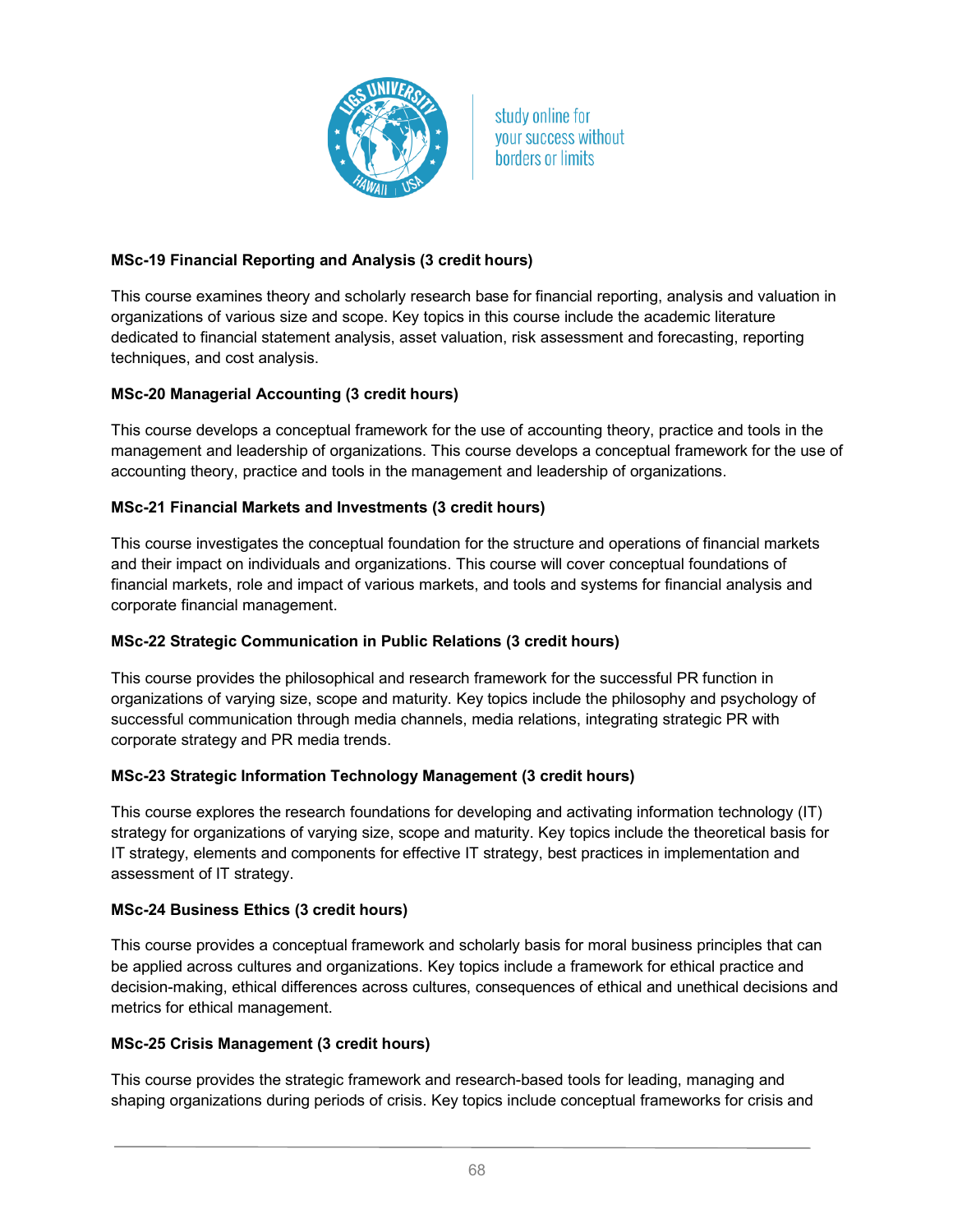**MSc-19 Financial Reporting and Analysis (3 credit hours)**

This course examines theory and scholarly research base for financial reporting, analysis and valuation in organizations of various size and scope. Key topics in this course include the academic literature dedicated to financial statement analysis, asset valuation, risk assessment and forecasting, reporting techniques, and cost analysis.

**MSc-20 Managerial Accounting (3 credit hours)**

This course develops a conceptual framework for the use of accounting theory, practice and tools in the management and leadership of organizations. This course develops a conceptual framework for the use of accounting theory, practice and tools in the management and leadership of organizations.

**MSc-21 Financial Markets and Investments (3 credit hours)**

This course investigates the conceptual foundation for the structure and operations of financial markets and their impact on individuals and organizations. This course will cover conceptual foundations of financial markets, role and impact of various markets, and tools and systems for financial analysis and corporate financial management.

**MSc-22 Strategic Communication in Public Relations (3 credit hours)**

This course provides the philosophical and research framework for the successful PR function in organizations of varying size, scope and maturity. Key topics include the philosophy and psychology of successful communication through media channels, media relations, integrating strategic PR with corporate strategy and PR media trends.

**MSc-23 Strategic Information Technology Management (3 credit hours)**

This course explores the research foundations for developing and activating information technology (IT) strategy for organizations of varying size, scope and maturity. Key topics include the theoretical basis for IT strategy, elements and components for effective IT strategy, best practices in implementation and assessment of IT strategy.

**MSc-24 Business Ethics (3 credit hours)**

This course provides a conceptual framework and scholarly basis for moral business principles that can be applied across cultures and organizations. Key topics include a framework for ethical practice and decision-making, ethical differences across cultures, consequences of ethical and unethical decisions and metrics for ethical management.

**MSc-25 Crisis Management (3 credit hours)**

This course provides the strategic framework and research-based tools for leading, managing and shaping organizations during periods of crisis. Key topics include conceptual frameworks for crisis and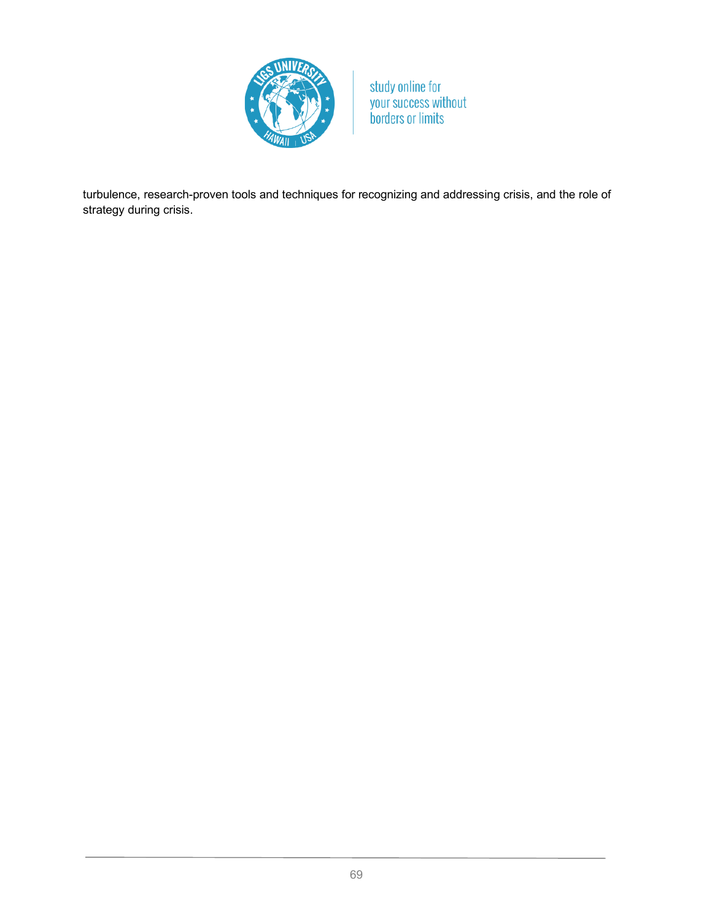turbulence, research-proven tools and techniques for recognizing and addressing crisis, and the role of strategy during crisis.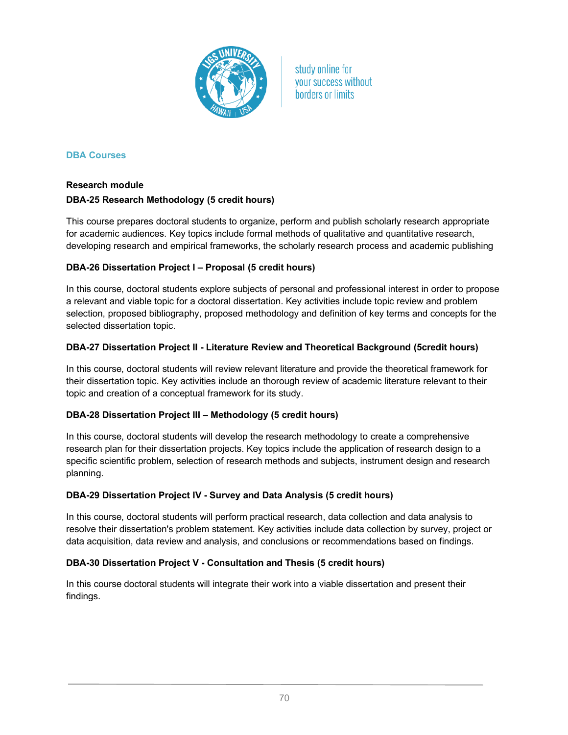## DBA Courses

**Research module**

**DBA-25 Research Methodology (5 credit hours)**

This course prepares doctoral students to organize, perform and publish scholarly research appropriate for academic audiences. Key topics include formal methods of qualitative and quantitative research, developing research and empirical frameworks, the scholarly research process and academic publishing

**DBA-26 Dissertation Project I – Proposal (5 credit hours)**

In this course, doctoral students explore subjects of personal and professional interest in order to propose a relevant and viable topic for a doctoral dissertation. Key activities include topic review and problem selection, proposed bibliography, proposed methodology and definition of key terms and concepts for the selected dissertation topic.

**DBA-27 Dissertation Project II - Literature Review and Theoretical Background (5credit hours)**

In this course, doctoral students will review relevant literature and provide the theoretical framework for their dissertation topic. Key activities include an thorough review of academic literature relevant to their topic and creation of a conceptual framework for its study.

**DBA-28 Dissertation Project III – Methodology (5 credit hours)**

In this course, doctoral students will develop the research methodology to create a comprehensive research plan for their dissertation projects. Key topics include the application of research design to a specific scientific problem, selection of research methods and subjects, instrument design and research planning.

**DBA-29 Dissertation Project IV - Survey and Data Analysis (5 credit hours)**

In this course, doctoral students will perform practical research, data collection and data analysis to resolve their dissertation's problem statement. Key activities include data collection by survey, project or data acquisition, data review and analysis, and conclusions or recommendations based on findings.

**DBA-30 Dissertation Project V - Consultation and Thesis (5 credit hours)**

In this course doctoral students will integrate their work into a viable dissertation and present their findings.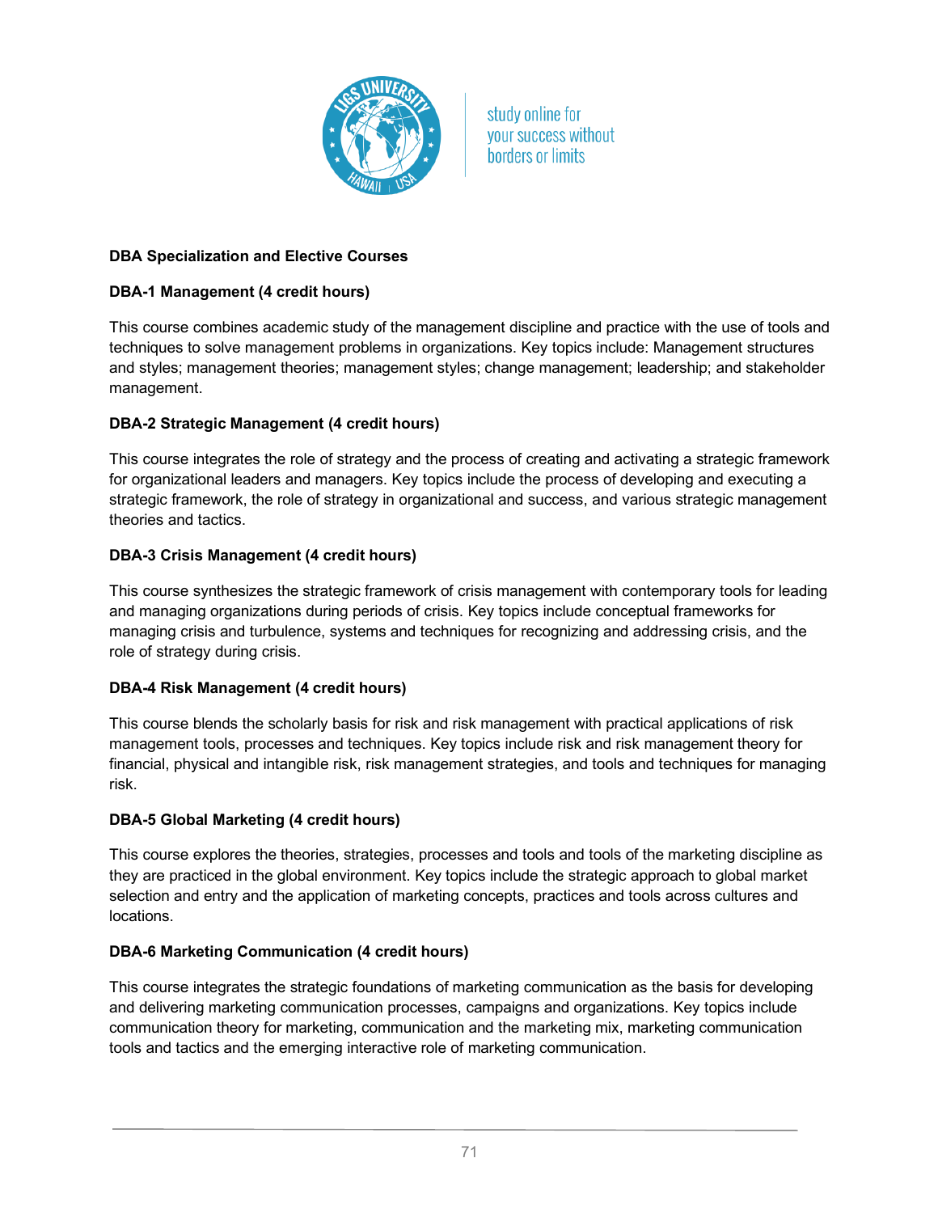## DBA Specialization and Elective Courses

### DBA-1 Management (4 credit hours)

This course combines academic study of the management discipline and practice with the use of tools and techniques to solve management problems in organizations. Key topics include: Management structures and styles; management theories; management styles; change management; leadership; and stakeholder management.

### DBA-2 Strategic Management (4 credit hours)

This course integrates the role of strategy and the process of creating and activating a strategic framework for organizational leaders and managers. Key topics include the process of developing and executing a strategic framework, the role of strategy in organizational and success, and various strategic management theories and tactics.

### DBA-3 Crisis Management (4 credit hours)

This course synthesizes the strategic framework of crisis management with contemporary tools for leading and managing organizations during periods of crisis. Key topics include conceptual frameworks for managing crisis and turbulence, systems and techniques for recognizing and addressing crisis, and the role of strategy during crisis.

### DBA-4 Risk Management (4 credit hours)

This course blends the scholarly basis for risk and risk management with practical applications of risk management tools, processes and techniques. Key topics include risk and risk management theory for financial, physical and intangible risk, risk management strategies, and tools and techniques for managing risk.

### DBA-5 Global Marketing (4 credit hours)

This course explores the theories, strategies, processes and tools and tools of the marketing discipline as they are practiced in the global environment. Key topics include the strategic approach to global market selection and entry and the application of marketing concepts, practices and tools across cultures and locations.

### DBA-6 Marketing Communication (4 credit hours)

This course integrates the strategic foundations of marketing communication as the basis for developing and delivering marketing communication processes, campaigns and organizations. Key topics include communication theory for marketing, communication and the marketing mix, marketing communication tools and tactics and the emerging interactive role of marketing communication.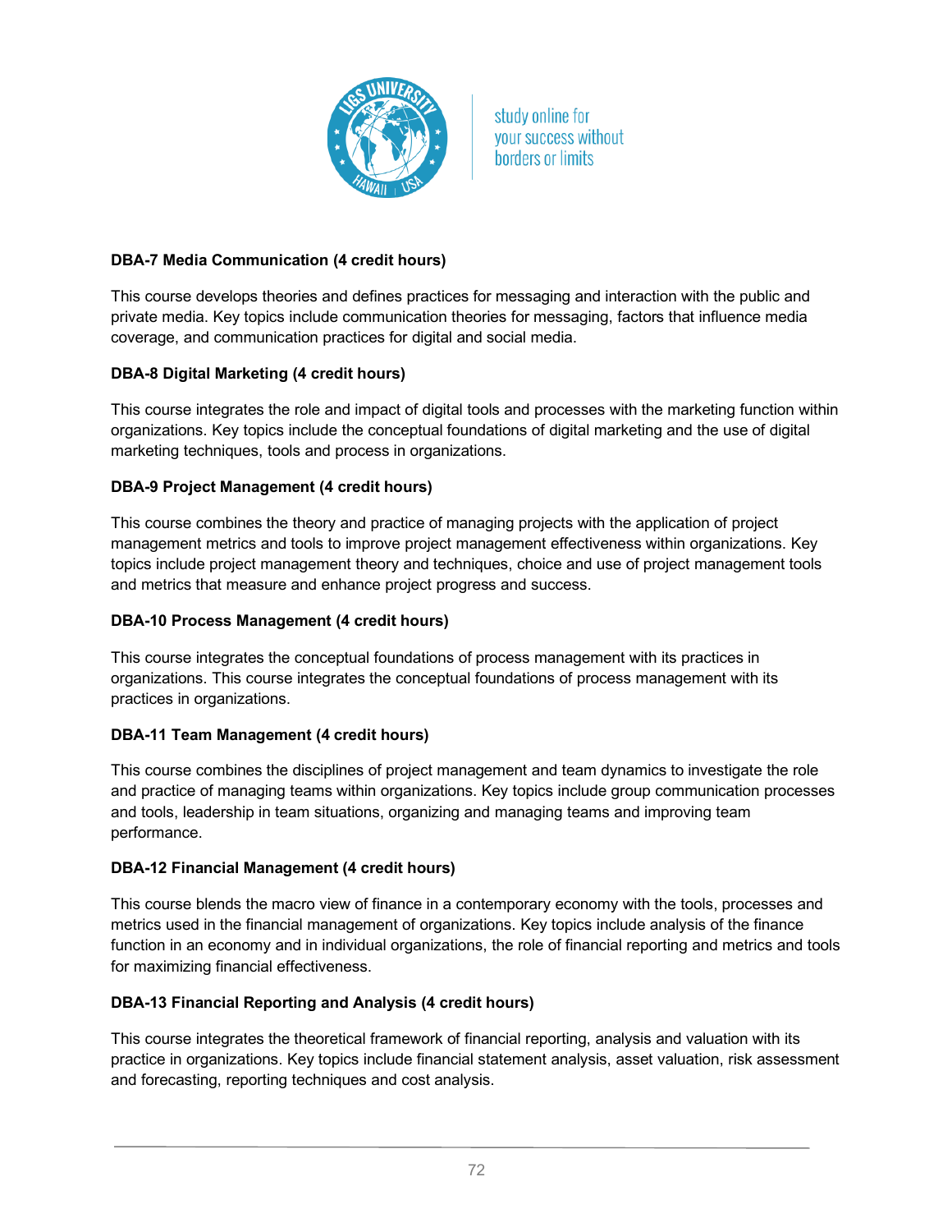**DBA-7 Media Communication (4 credit hours)**

This course develops theories and defines practices for messaging and interaction with the public and private media. Key topics include communication theories for messaging, factors that influence media coverage, and communication practices for digital and social media.

**DBA-8 Digital Marketing (4 credit hours)**

This course integrates the role and impact of digital tools and processes with the marketing function within organizations. Key topics include the conceptual foundations of digital marketing and the use of digital marketing techniques, tools and process in organizations.

**DBA-9 Project Management (4 credit hours)**

This course combines the theory and practice of managing projects with the application of project management metrics and tools to improve project management effectiveness within organizations. Key topics include project management theory and techniques, choice and use of project management tools and metrics that measure and enhance project progress and success.

**DBA-10 Process Management (4 credit hours)**

This course integrates the conceptual foundations of process management with its practices in organizations. This course integrates the conceptual foundations of process management with its practices in organizations.

**DBA-11 Team Management (4 credit hours)**

This course combines the disciplines of project management and team dynamics to investigate the role and practice of managing teams within organizations. Key topics include group communication processes and tools, leadership in team situations, organizing and managing teams and improving team performance.

**DBA-12 Financial Management (4 credit hours)**

This course blends the macro view of finance in a contemporary economy with the tools, processes and metrics used in the financial management of organizations. Key topics include analysis of the finance function in an economy and in individual organizations, the role of financial reporting and metrics and tools for maximizing financial effectiveness.

**DBA-13 Financial Reporting and Analysis (4 credit hours)**

This course integrates the theoretical framework of financial reporting, analysis and valuation with its practice in organizations. Key topics include financial statement analysis, asset valuation, risk assessment and forecasting, reporting techniques and cost analysis.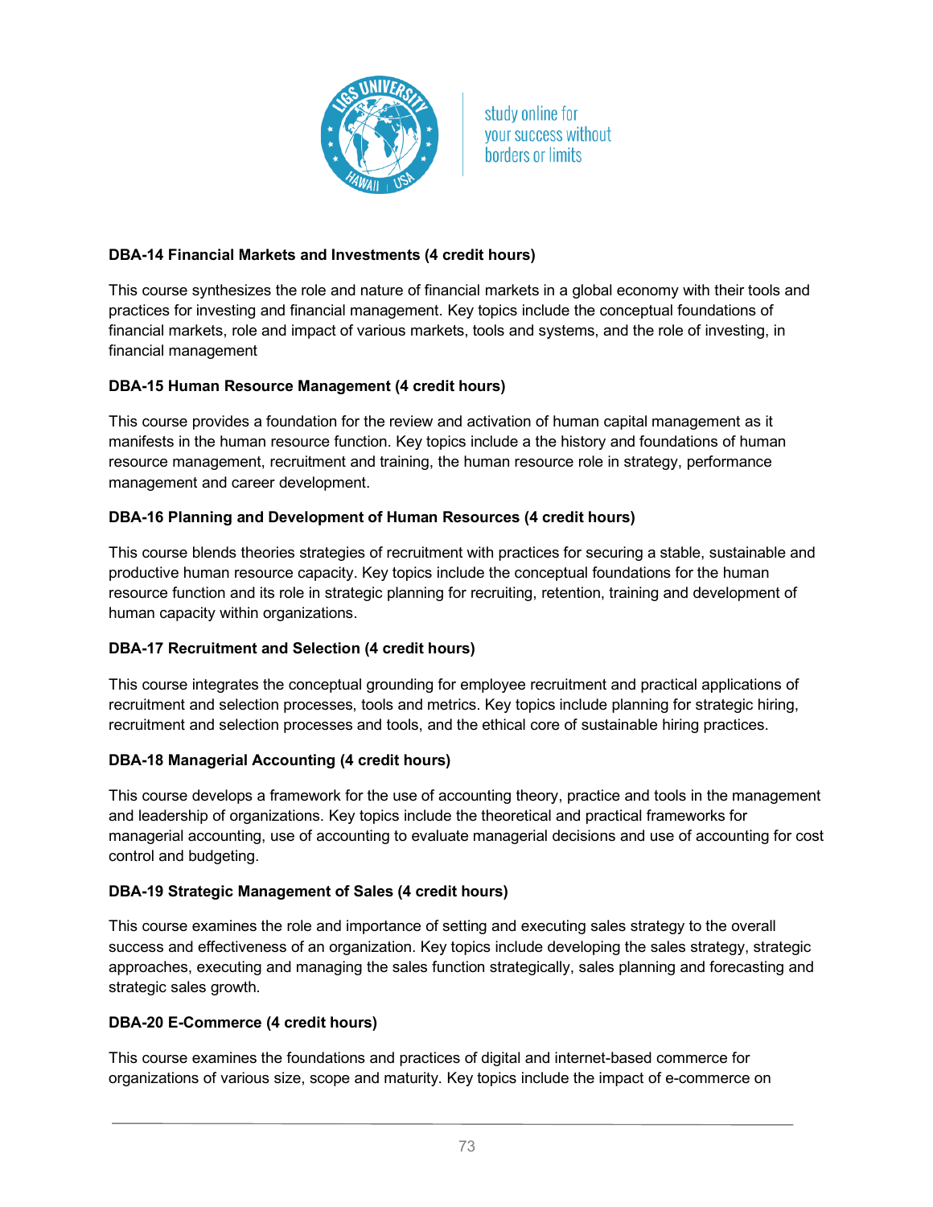**DBA-14 Financial Markets and Investments (4 credit hours)**

This course synthesizes the role and nature of financial markets in a global economy with their tools and practices for investing and financial management. Key topics include the conceptual foundations of financial markets, role and impact of various markets, tools and systems, and the role of investing, in financial management

**DBA-15 Human Resource Management (4 credit hours)**

This course provides a foundation for the review and activation of human capital management as it manifests in the human resource function. Key topics include a the history and foundations of human resource management, recruitment and training, the human resource role in strategy, performance management and career development.

**DBA-16 Planning and Development of Human Resources (4 credit hours)**

This course blends theories strategies of recruitment with practices for securing a stable, sustainable and productive human resource capacity. Key topics include the conceptual foundations for the human resource function and its role in strategic planning for recruiting, retention, training and development of human capacity within organizations.

**DBA-17 Recruitment and Selection (4 credit hours)**

This course integrates the conceptual grounding for employee recruitment and practical applications of recruitment and selection processes, tools and metrics. Key topics include planning for strategic hiring, recruitment and selection processes and tools, and the ethical core of sustainable hiring practices.

**DBA-18 Managerial Accounting (4 credit hours)**

This course develops a framework for the use of accounting theory, practice and tools in the management and leadership of organizations. Key topics include the theoretical and practical frameworks for managerial accounting, use of accounting to evaluate managerial decisions and use of accounting for cost control and budgeting.

**DBA-19 Strategic Management of Sales (4 credit hours)**

This course examines the role and importance of setting and executing sales strategy to the overall success and effectiveness of an organization. Key topics include developing the sales strategy, strategic approaches, executing and managing the sales function strategically, sales planning and forecasting and strategic sales growth.

**DBA-20 E-Commerce (4 credit hours)**

This course examines the foundations and practices of digital and internet-based commerce for organizations of various size, scope and maturity. Key topics include the impact of e-commerce on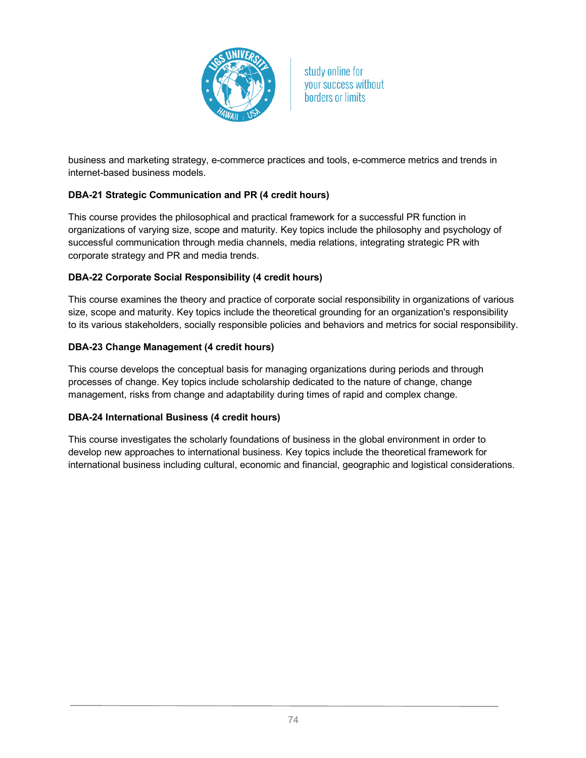business and marketing strategy, e-commerce practices and tools, e-commerce metrics and trends in internet-based business models.

**DBA-21 Strategic Communication and PR (4 credit hours)**

This course provides the philosophical and practical framework for a successful PR function in organizations of varying size, scope and maturity. Key topics include the philosophy and psychology of successful communication through media channels, media relations, integrating strategic PR with corporate strategy and PR and media trends.

**DBA-22 Corporate Social Responsibility (4 credit hours)**

This course examines the theory and practice of corporate social responsibility in organizations of various size, scope and maturity. Key topics include the theoretical grounding for an organization's responsibility to its various stakeholders, socially responsible policies and behaviors and metrics for social responsibility.

**DBA-23 Change Management (4 credit hours)**

This course develops the conceptual basis for managing organizations during periods and through processes of change. Key topics include scholarship dedicated to the nature of change, change management, risks from change and adaptability during times of rapid and complex change.

**DBA-24 International Business (4 credit hours)**

This course investigates the scholarly foundations of business in the global environment in order to develop new approaches to international business. Key topics include the theoretical framework for international business including cultural, economic and financial, geographic and logistical considerations.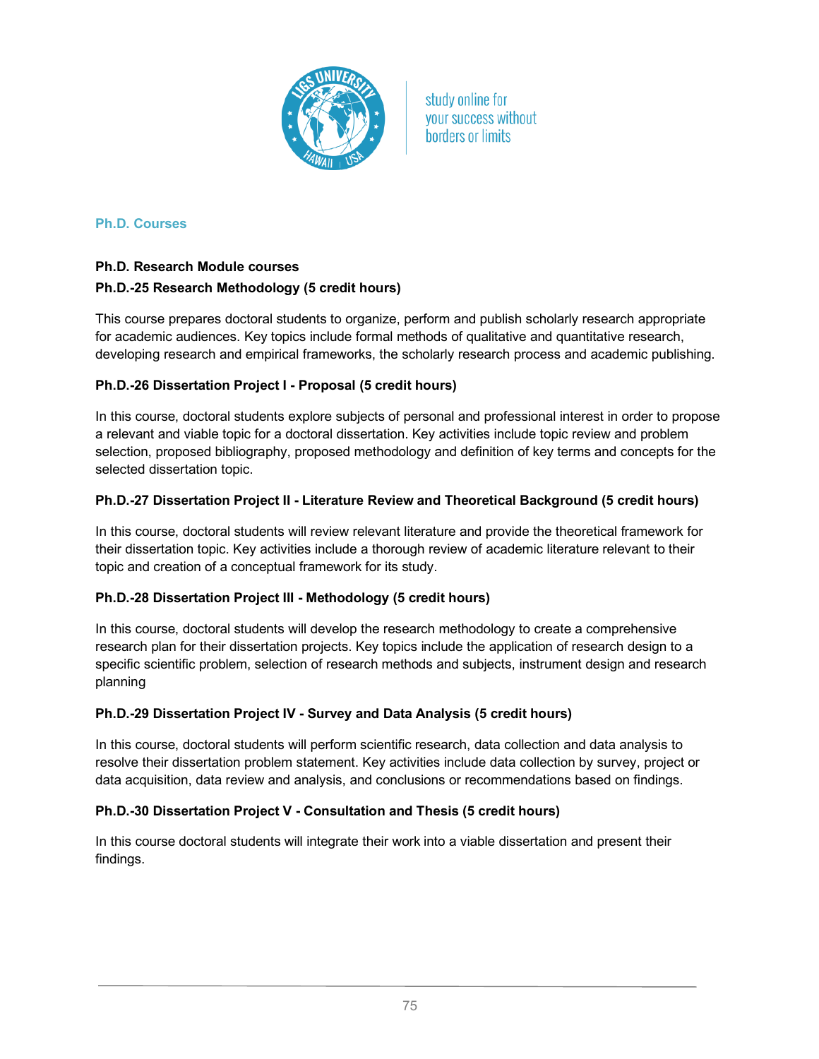## Ph.D. Courses

### Ph.D. Research Module courses

#### Ph.D.-25 Research Methodology (5 credit hours)

This course prepares doctoral students to organize, perform and publish scholarly research appropriate for academic audiences. Key topics include formal methods of qualitative and quantitative research, developing research and empirical frameworks, the scholarly research process and academic publishing.

#### Ph.D.-26 Dissertation Project I - Proposal (5 credit hours)

In this course, doctoral students explore subjects of personal and professional interest in order to propose a relevant and viable topic for a doctoral dissertation. Key activities include topic review and problem selection, proposed bibliography, proposed methodology and definition of key terms and concepts for the selected dissertation topic.

#### Ph.D.-27 Dissertation Project II - Literature Review and Theoretical Background (5 credit hours)

In this course, doctoral students will review relevant literature and provide the theoretical framework for their dissertation topic. Key activities include a thorough review of academic literature relevant to their topic and creation of a conceptual framework for its study.

#### Ph.D.-28 Dissertation Project III - Methodology (5 credit hours)

In this course, doctoral students will develop the research methodology to create a comprehensive research plan for their dissertation projects. Key topics include the application of research design to a specific scientific problem, selection of research methods and subjects, instrument design and research planning

#### Ph.D.-29 Dissertation Project IV - Survey and Data Analysis (5 credit hours)

In this course, doctoral students will perform scientific research, data collection and data analysis to resolve their dissertation problem statement. Key activities include data collection by survey, project or data acquisition, data review and analysis, and conclusions or recommendations based on findings.

#### Ph.D.-30 Dissertation Project V - Consultation and Thesis (5 credit hours)

In this course doctoral students will integrate their work into a viable dissertation and present their findings.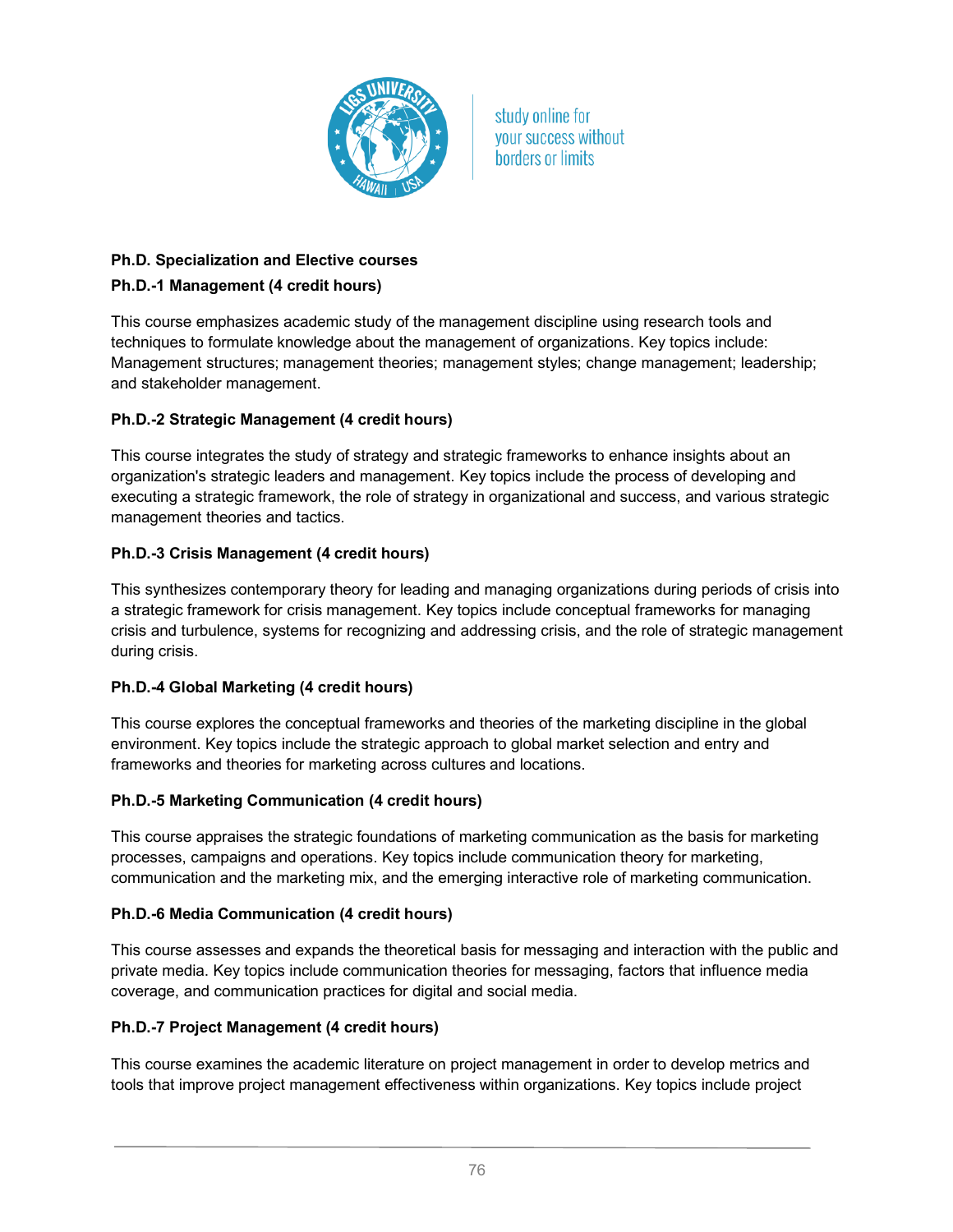**Ph.D. Specialization and Elective courses**

**Ph.D.-1 Management (4 credit hours)**

This course emphasizes academic study of the management discipline using research tools and techniques to formulate knowledge about the management of organizations. Key topics include: Management structures; management theories; management styles; change management; leadership; and stakeholder management.

**Ph.D.-2 Strategic Management (4 credit hours)**

This course integrates the study of strategy and strategic frameworks to enhance insights about an organization's strategic leaders and management. Key topics include the process of developing and executing a strategic framework, the role of strategy in organizational and success, and various strategic management theories and tactics.

**Ph.D.-3 Crisis Management (4 credit hours)**

This synthesizes contemporary theory for leading and managing organizations during periods of crisis into a strategic framework for crisis management. Key topics include conceptual frameworks for managing crisis and turbulence, systems for recognizing and addressing crisis, and the role of strategic management during crisis.

**Ph.D.-4 Global Marketing (4 credit hours)**

This course explores the conceptual frameworks and theories of the marketing discipline in the global environment. Key topics include the strategic approach to global market selection and entry and frameworks and theories for marketing across cultures and locations.

**Ph.D.-5 Marketing Communication (4 credit hours)**

This course appraises the strategic foundations of marketing communication as the basis for marketing processes, campaigns and operations. Key topics include communication theory for marketing, communication and the marketing mix, and the emerging interactive role of marketing communication.

**Ph.D.-6 Media Communication (4 credit hours)**

This course assesses and expands the theoretical basis for messaging and interaction with the public and private media. Key topics include communication theories for messaging, factors that influence media coverage, and communication practices for digital and social media.

**Ph.D.-7 Project Management (4 credit hours)**

This course examines the academic literature on project management in order to develop metrics and tools that improve project management effectiveness within organizations. Key topics include project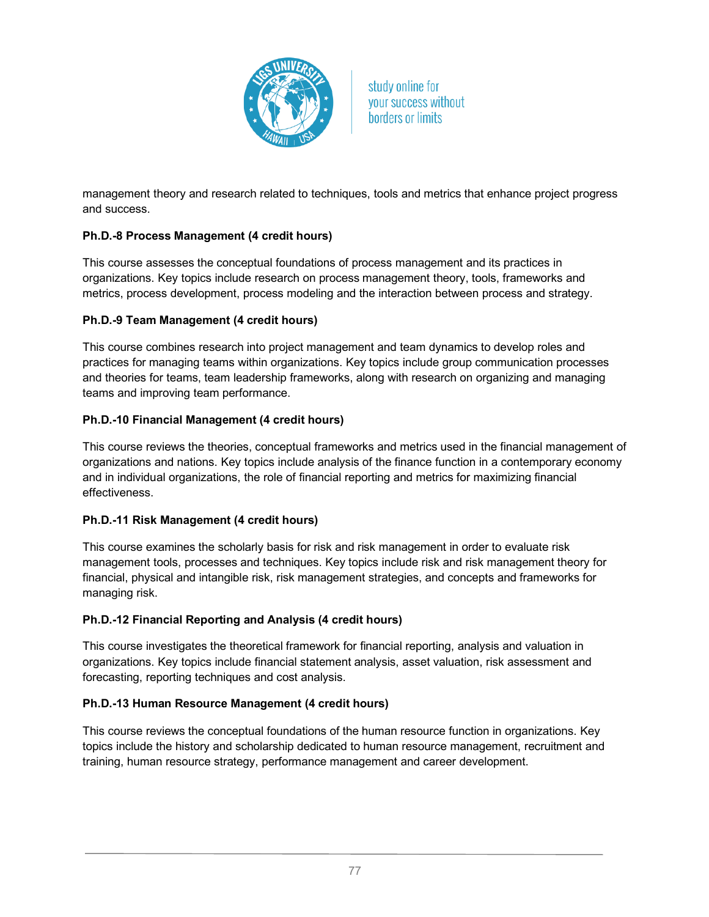management theory and research related to techniques, tools and metrics that enhance project progress and success.

**Ph.D.-8 Process Management (4 credit hours)**

This course assesses the conceptual foundations of process management and its practices in organizations. Key topics include research on process management theory, tools, frameworks and metrics, process development, process modeling and the interaction between process and strategy.

**Ph.D.-9 Team Management (4 credit hours)**

This course combines research into project management and team dynamics to develop roles and practices for managing teams within organizations. Key topics include group communication processes and theories for teams, team leadership frameworks, along with research on organizing and managing teams and improving team performance.

**Ph.D.-10 Financial Management (4 credit hours)**

This course reviews the theories, conceptual frameworks and metrics used in the financial management of organizations and nations. Key topics include analysis of the finance function in a contemporary economy and in individual organizations, the role of financial reporting and metrics for maximizing financial effectiveness.

**Ph.D.-11 Risk Management (4 credit hours)**

This course examines the scholarly basis for risk and risk management in order to evaluate risk management tools, processes and techniques. Key topics include risk and risk management theory for financial, physical and intangible risk, risk management strategies, and concepts and frameworks for managing risk.

**Ph.D.-12 Financial Reporting and Analysis (4 credit hours)**

This course investigates the theoretical framework for financial reporting, analysis and valuation in organizations. Key topics include financial statement analysis, asset valuation, risk assessment and forecasting, reporting techniques and cost analysis.

**Ph.D.-13 Human Resource Management (4 credit hours)**

This course reviews the conceptual foundations of the human resource function in organizations. Key topics include the history and scholarship dedicated to human resource management, recruitment and training, human resource strategy, performance management and career development.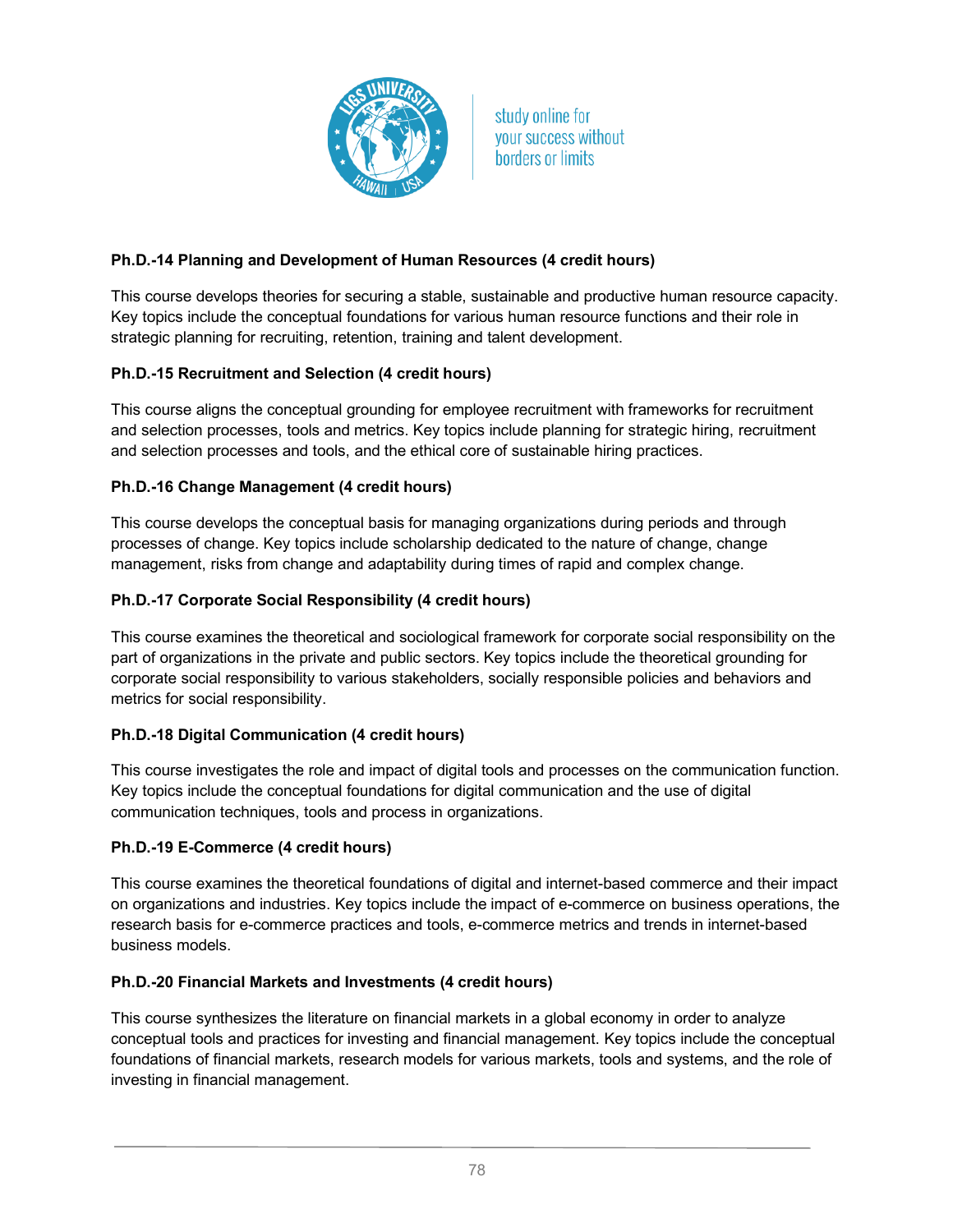**Ph.D.-14 Planning and Development of Human Resources (4 credit hours)**

This course develops theories for securing a stable, sustainable and productive human resource capacity. Key topics include the conceptual foundations for various human resource functions and their role in strategic planning for recruiting, retention, training and talent development.

**Ph.D.-15 Recruitment and Selection (4 credit hours)**

This course aligns the conceptual grounding for employee recruitment with frameworks for recruitment and selection processes, tools and metrics. Key topics include planning for strategic hiring, recruitment and selection processes and tools, and the ethical core of sustainable hiring practices.

**Ph.D.-16 Change Management (4 credit hours)**

This course develops the conceptual basis for managing organizations during periods and through processes of change. Key topics include scholarship dedicated to the nature of change, change management, risks from change and adaptability during times of rapid and complex change.

**Ph.D.-17 Corporate Social Responsibility (4 credit hours)**

This course examines the theoretical and sociological framework for corporate social responsibility on the part of organizations in the private and public sectors. Key topics include the theoretical grounding for corporate social responsibility to various stakeholders, socially responsible policies and behaviors and metrics for social responsibility.

**Ph.D.-18 Digital Communication (4 credit hours)**

This course investigates the role and impact of digital tools and processes on the communication function. Key topics include the conceptual foundations for digital communication and the use of digital communication techniques, tools and process in organizations.

**Ph.D.-19 E-Commerce (4 credit hours)**

This course examines the theoretical foundations of digital and internet-based commerce and their impact on organizations and industries. Key topics include the impact of e-commerce on business operations, the research basis for e-commerce practices and tools, e-commerce metrics and trends in internet-based business models.

**Ph.D.-20 Financial Markets and Investments (4 credit hours)**

This course synthesizes the literature on financial markets in a global economy in order to analyze conceptual tools and practices for investing and financial management. Key topics include the conceptual foundations of financial markets, research models for various markets, tools and systems, and the role of investing in financial management.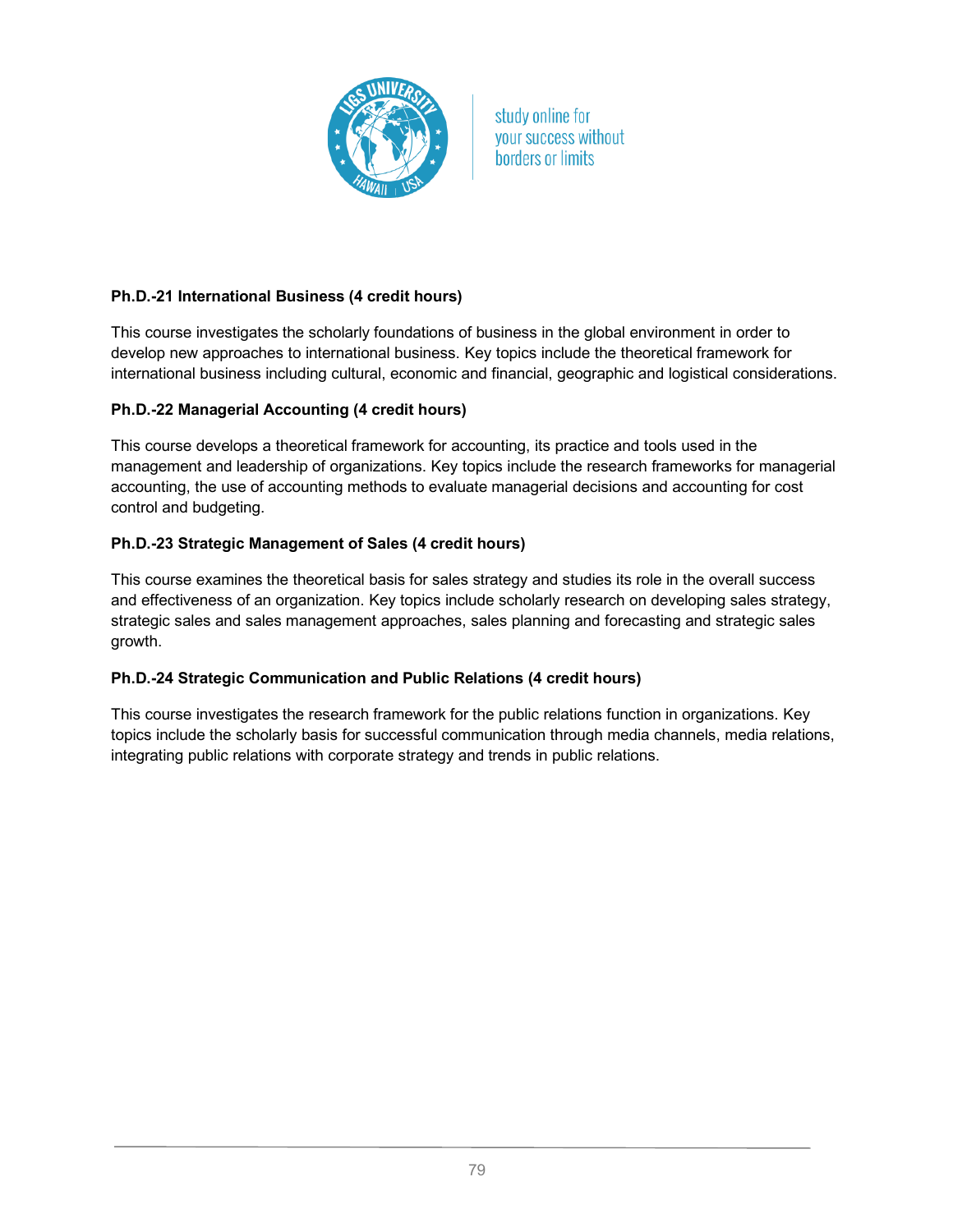**Ph.D.-21 International Business (4 credit hours)**

This course investigates the scholarly foundations of business in the global environment in order to develop new approaches to international business. Key topics include the theoretical framework for international business including cultural, economic and financial, geographic and logistical considerations.

**Ph.D.-22 Managerial Accounting (4 credit hours)**

This course develops a theoretical framework for accounting, its practice and tools used in the management and leadership of organizations. Key topics include the research frameworks for managerial accounting, the use of accounting methods to evaluate managerial decisions and accounting for cost control and budgeting.

**Ph.D.-23 Strategic Management of Sales (4 credit hours)**

This course examines the theoretical basis for sales strategy and studies its role in the overall success and effectiveness of an organization. Key topics include scholarly research on developing sales strategy, strategic sales and sales management approaches, sales planning and forecasting and strategic sales growth.

**Ph.D.-24 Strategic Communication and Public Relations (4 credit hours)**

This course investigates the research framework for the public relations function in organizations. Key topics include the scholarly basis for successful communication through media channels, media relations, integrating public relations with corporate strategy and trends in public relations.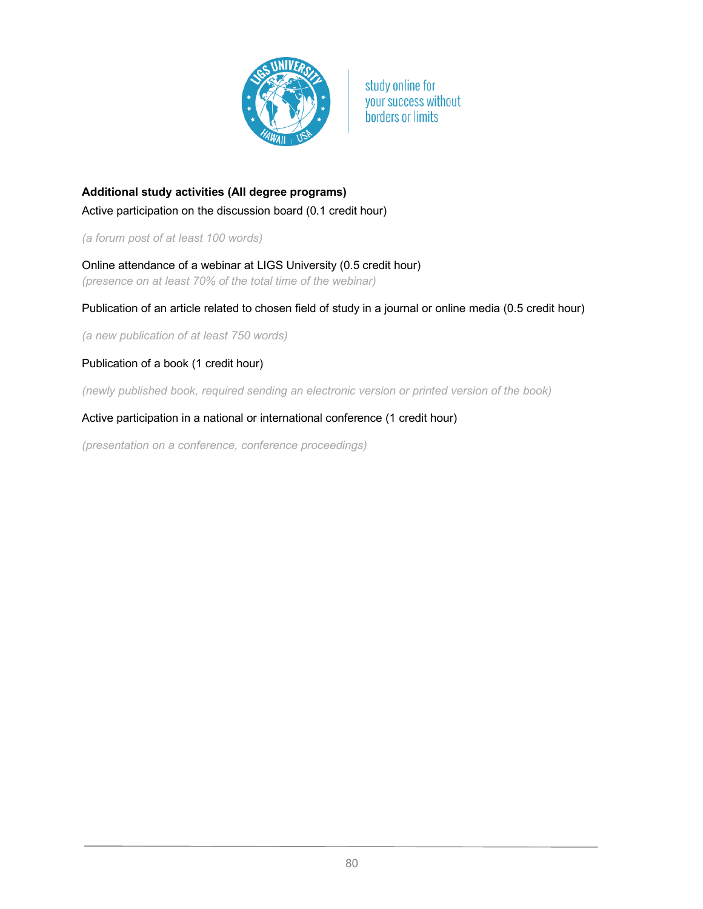**Additional study activities (All degree programs)**

Active participation on the discussion board (0.1 credit hour)

*(a forum post of at least 100 words)*

Online attendance of a webinar at LIGS University (0.5 credit hour)
*(presence on at least 70% of the total time of the webinar)*

Publication of an article related to chosen field of study in a journal or online media (0.5 credit hour)

*(a new publication of at least 750 words)*

Publication of a book (1 credit hour)

*(newly published book, required sending an electronic version or printed version of the book)*

Active participation in a national or international conference (1 credit hour)

*(presentation on a conference, conference proceedings)*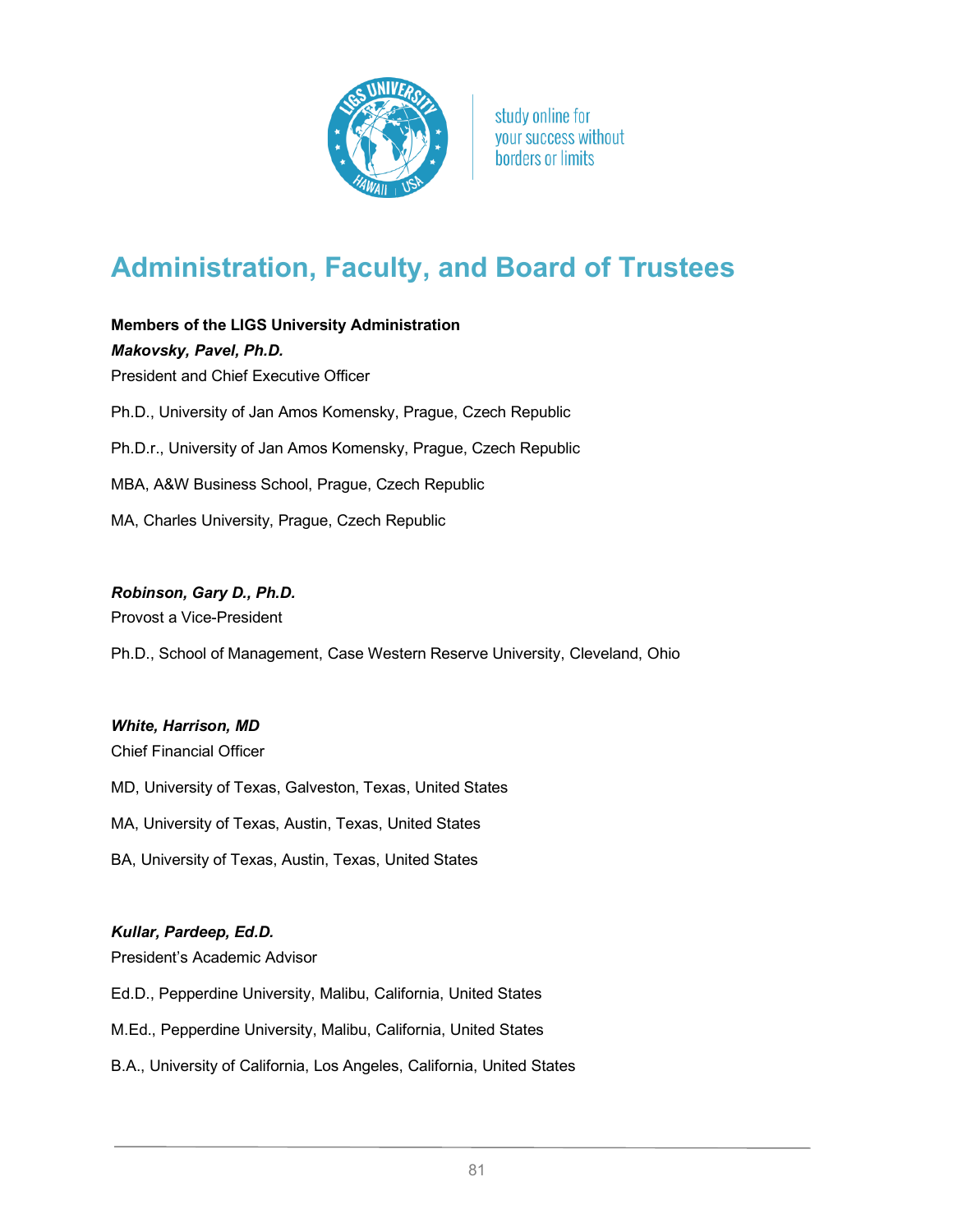study online for your success without borders or limits

# Administration, Faculty, and Board of Trustees

**Members of the LIGS University Administration**

***Makovsky, Pavel, Ph.D.***

President and Chief Executive Officer

Ph.D., University of Jan Amos Komensky, Prague, Czech Republic

Ph.D.r., University of Jan Amos Komensky, Prague, Czech Republic

MBA, A&W Business School, Prague, Czech Republic

MA, Charles University, Prague, Czech Republic

***Robinson, Gary D., Ph.D.***

Provost a Vice-President

Ph.D., School of Management, Case Western Reserve University, Cleveland, Ohio

***White, Harrison, MD***

Chief Financial Officer

MD, University of Texas, Galveston, Texas, United States

MA, University of Texas, Austin, Texas, United States

BA, University of Texas, Austin, Texas, United States

***Kullar, Pardeep, Ed.D.***

President's Academic Advisor

Ed.D., Pepperdine University, Malibu, California, United States

M.Ed., Pepperdine University, Malibu, California, United States

B.A., University of California, Los Angeles, California, United States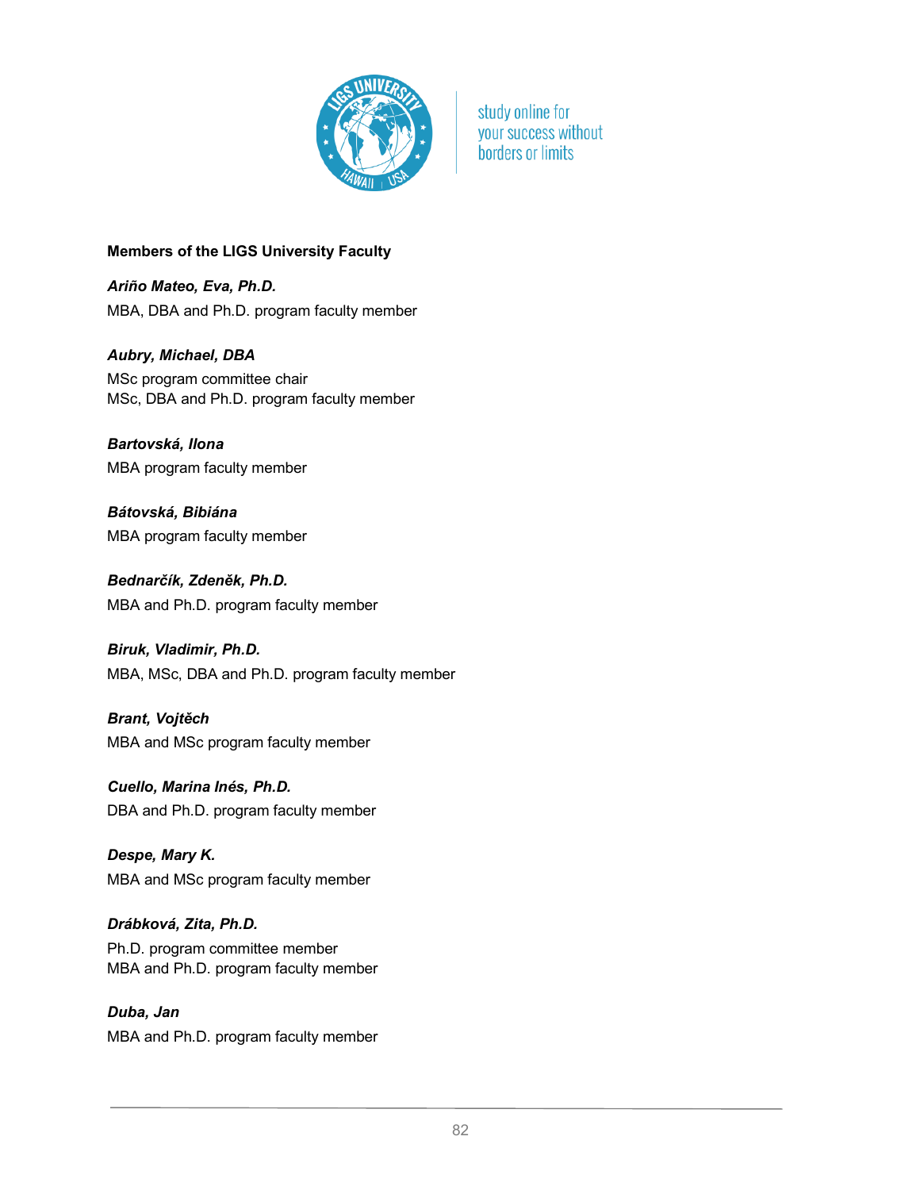**Members of the LIGS University Faculty**

***Ariño Mateo, Eva, Ph.D.***
MBA, DBA and Ph.D. program faculty member

***Aubry, Michael, DBA***
MSc program committee chair
MSc, DBA and Ph.D. program faculty member

***Bartovská, Ilona***
MBA program faculty member

***Bátovská, Bibiána***
MBA program faculty member

***Bednarčík, Zdeněk, Ph.D.***
MBA and Ph.D. program faculty member

***Biruk, Vladimir, Ph.D.***
MBA, MSc, DBA and Ph.D. program faculty member

***Brant, Vojtěch***
MBA and MSc program faculty member

***Cuello, Marina Inés, Ph.D.***
DBA and Ph.D. program faculty member

***Despe, Mary K.***
MBA and MSc program faculty member

***Drábková, Zita, Ph.D.***
Ph.D. program committee member
MBA and Ph.D. program faculty member

***Duba, Jan***
MBA and Ph.D. program faculty member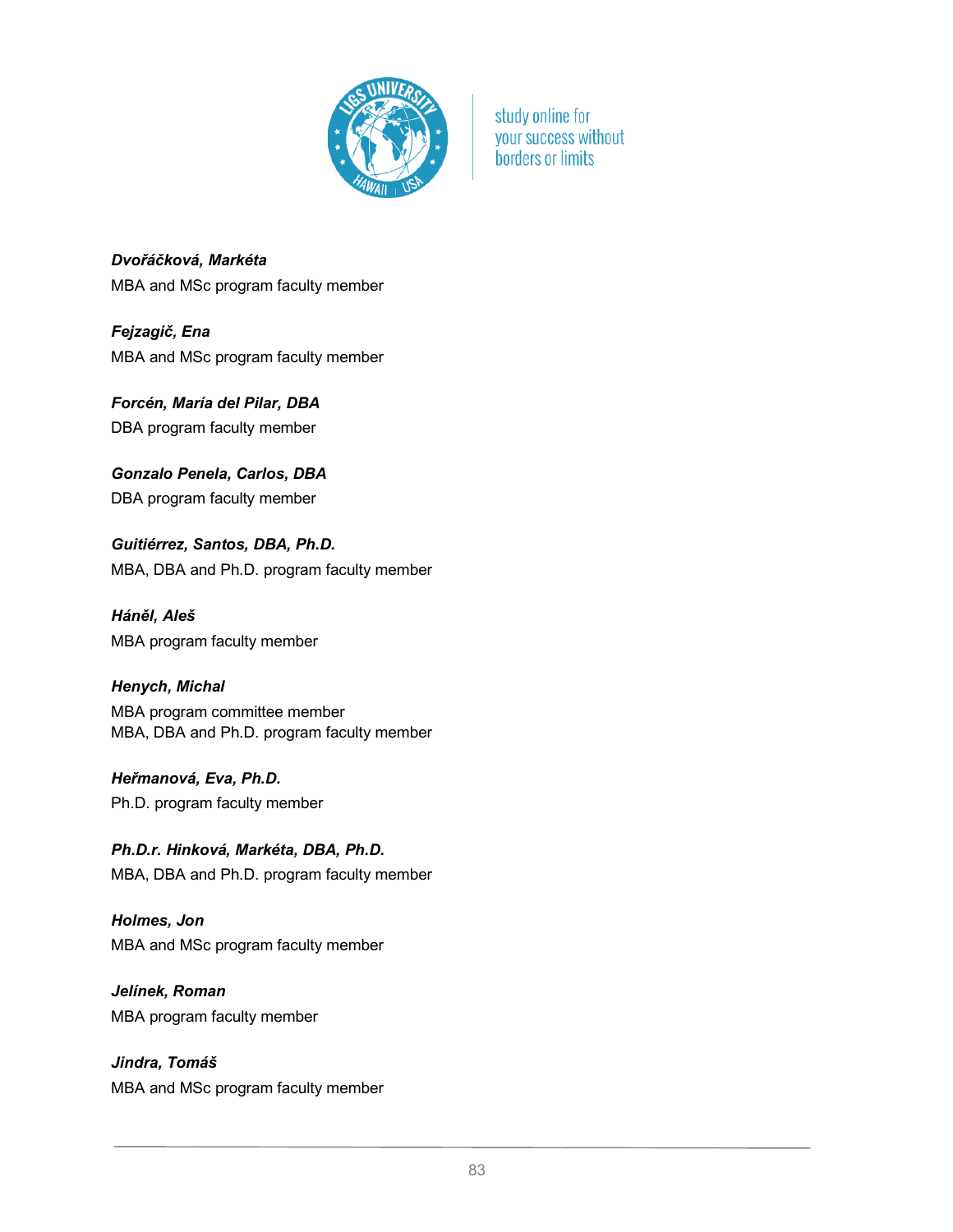***Dvořáčková, Markéta***
MBA and MSc program faculty member

***Fejzagič, Ena***
MBA and MSc program faculty member

***Forcén, María del Pilar, DBA***
DBA program faculty member

***Gonzalo Penela, Carlos, DBA***
DBA program faculty member

***Guitiérrez, Santos, DBA, Ph.D.***
MBA, DBA and Ph.D. program faculty member

***Háněl, Aleš***
MBA program faculty member

***Henych, Michal***
MBA program committee member
MBA, DBA and Ph.D. program faculty member

***Heřmanová, Eva, Ph.D.***
Ph.D. program faculty member

***Ph.D.r. Hinková, Markéta, DBA, Ph.D.***
MBA, DBA and Ph.D. program faculty member

***Holmes, Jon***
MBA and MSc program faculty member

***Jelínek, Roman***
MBA program faculty member

***Jindra, Tomáš***
MBA and MSc program faculty member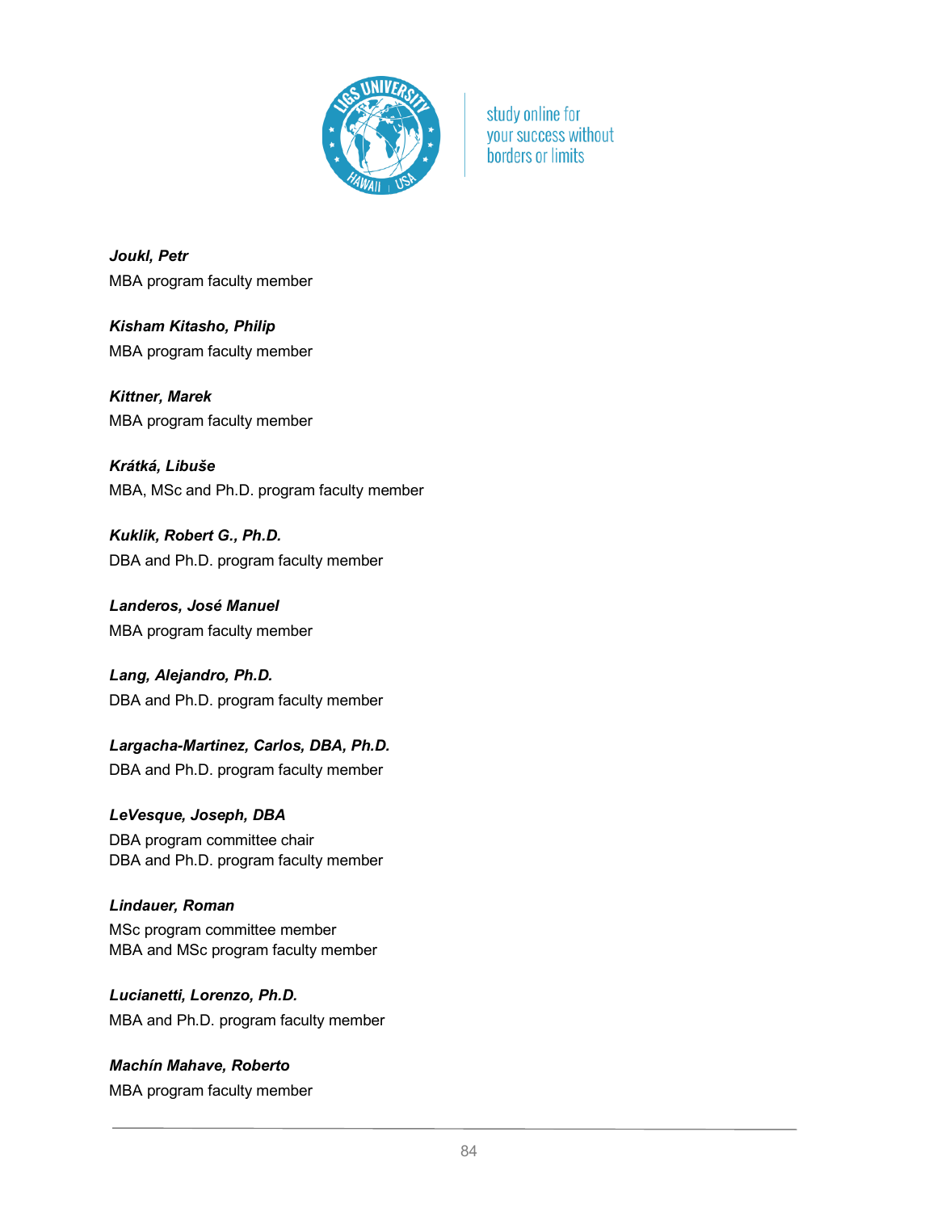***Joukl, Petr***
MBA program faculty member

***Kisham Kitasho, Philip***
MBA program faculty member

***Kittner, Marek***
MBA program faculty member

***Krátká, Libuše***
MBA, MSc and Ph.D. program faculty member

***Kuklik, Robert G., Ph.D.***
DBA and Ph.D. program faculty member

***Landeros, José Manuel***
MBA program faculty member

***Lang, Alejandro, Ph.D.***
DBA and Ph.D. program faculty member

***Largacha-Martinez, Carlos, DBA, Ph.D.***
DBA and Ph.D. program faculty member

***LeVesque, Joseph, DBA***
DBA program committee chair
DBA and Ph.D. program faculty member

***Lindauer, Roman***
MSc program committee member
MBA and MSc program faculty member

***Lucianetti, Lorenzo, Ph.D.***
MBA and Ph.D. program faculty member

***Machín Mahave, Roberto***
MBA program faculty member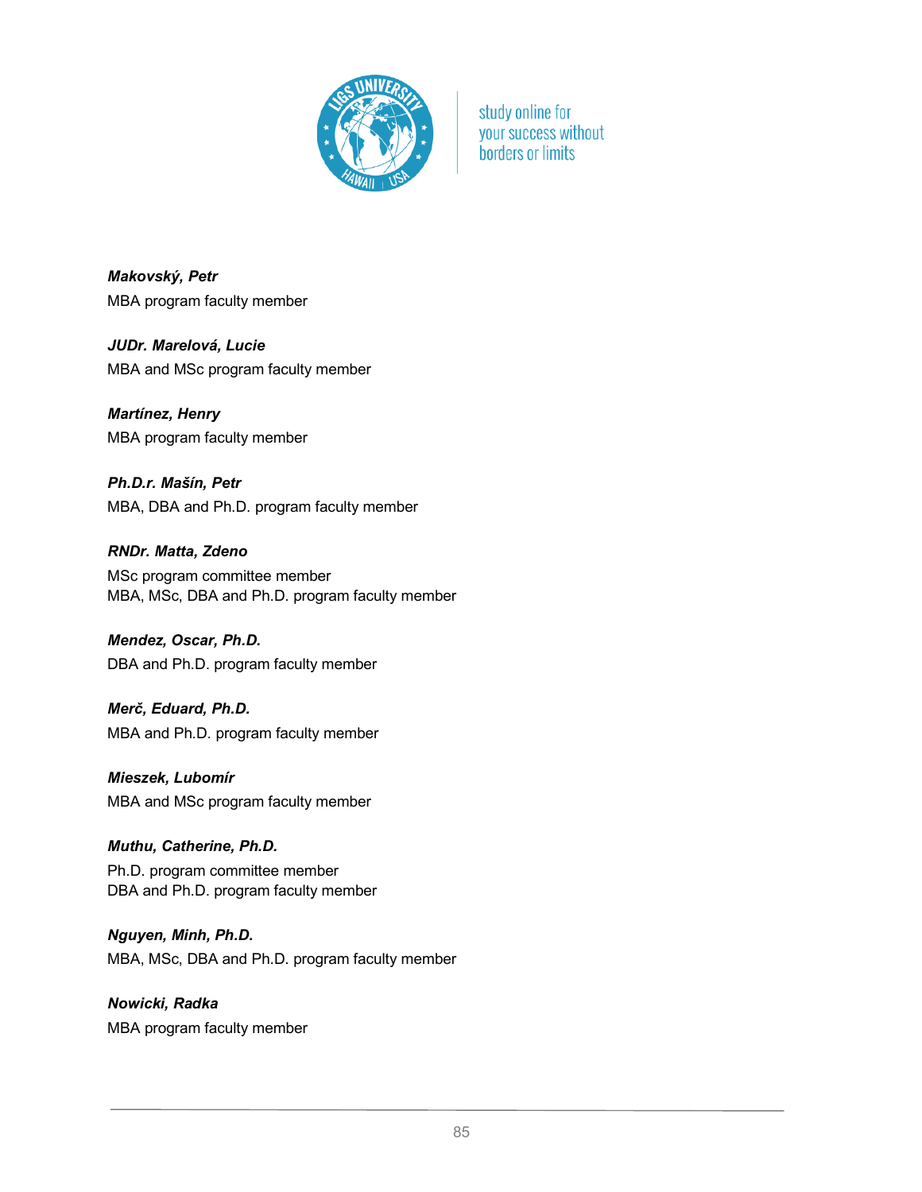***Makovský, Petr***
MBA program faculty member

***JUDr. Marelová, Lucie***
MBA and MSc program faculty member

***Martínez, Henry***
MBA program faculty member

***Ph.D.r. Mašín, Petr***
MBA, DBA and Ph.D. program faculty member

***RNDr. Matta, Zdeno***
MSc program committee member
MBA, MSc, DBA and Ph.D. program faculty member

***Mendez, Oscar, Ph.D.***
DBA and Ph.D. program faculty member

***Merč, Eduard, Ph.D.***
MBA and Ph.D. program faculty member

***Mieszek, Lubomír***
MBA and MSc program faculty member

***Muthu, Catherine, Ph.D.***
Ph.D. program committee member
DBA and Ph.D. program faculty member

***Nguyen, Minh, Ph.D.***
MBA, MSc, DBA and Ph.D. program faculty member

***Nowicki, Radka***
MBA program faculty member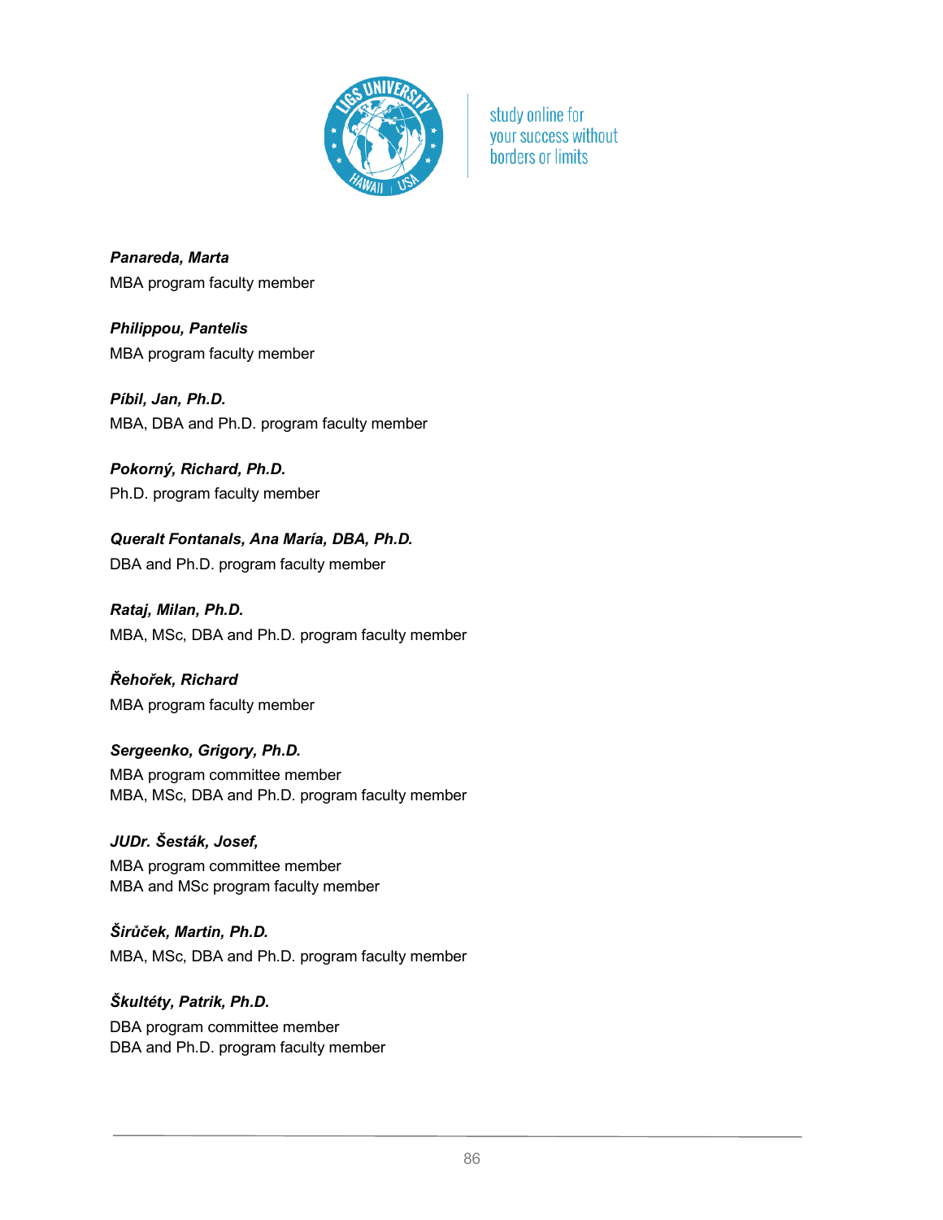***Panareda, Marta***
MBA program faculty member

***Philippou, Pantelis***
MBA program faculty member

***Píbil, Jan, Ph.D.***
MBA, DBA and Ph.D. program faculty member

***Pokorný, Richard, Ph.D.***
Ph.D. program faculty member

***Queralt Fontanals, Ana María, DBA, Ph.D.***
DBA and Ph.D. program faculty member

***Rataj, Milan, Ph.D.***
MBA, MSc, DBA and Ph.D. program faculty member

***Řehořek, Richard***
MBA program faculty member

***Sergeenko, Grigory, Ph.D.***
MBA program committee member
MBA, MSc, DBA and Ph.D. program faculty member

***JUDr. Šesták, Josef,***
MBA program committee member
MBA and MSc program faculty member

***Širůček, Martin, Ph.D.***
MBA, MSc, DBA and Ph.D. program faculty member

***Škultéty, Patrik, Ph.D.***
DBA program committee member
DBA and Ph.D. program faculty member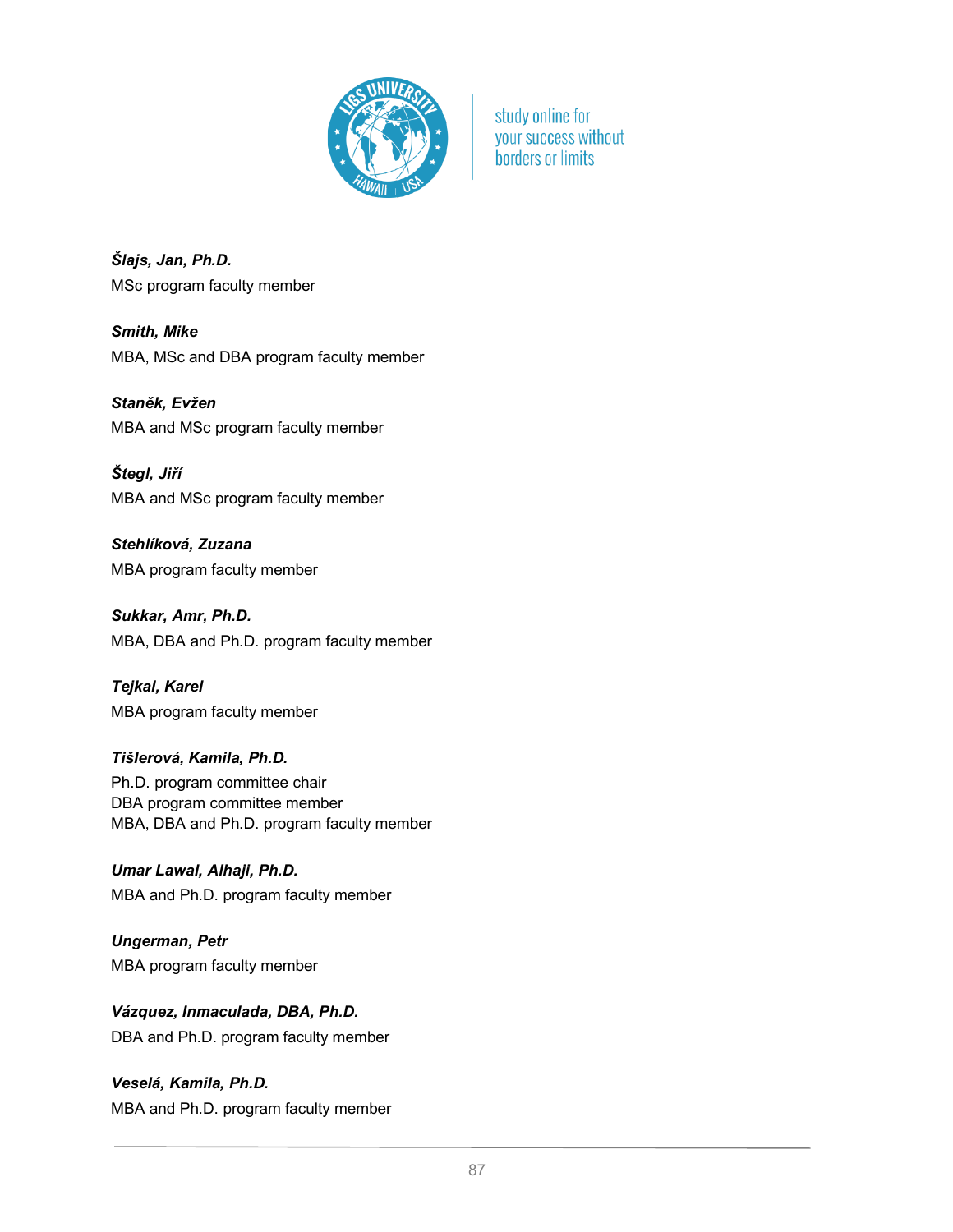***Šlajs, Jan, Ph.D.***
MSc program faculty member

***Smith, Mike***
MBA, MSc and DBA program faculty member

***Staněk, Evžen***
MBA and MSc program faculty member

***Štegl, Jiří***
MBA and MSc program faculty member

***Stehlíková, Zuzana***
MBA program faculty member

***Sukkar, Amr, Ph.D.***
MBA, DBA and Ph.D. program faculty member

***Tejkal, Karel***
MBA program faculty member

***Tišlerová, Kamila, Ph.D.***
Ph.D. program committee chair
DBA program committee member
MBA, DBA and Ph.D. program faculty member

***Umar Lawal, Alhaji, Ph.D.***
MBA and Ph.D. program faculty member

***Ungerman, Petr***
MBA program faculty member

***Vázquez, Inmaculada, DBA, Ph.D.***
DBA and Ph.D. program faculty member

***Veselá, Kamila, Ph.D.***
MBA and Ph.D. program faculty member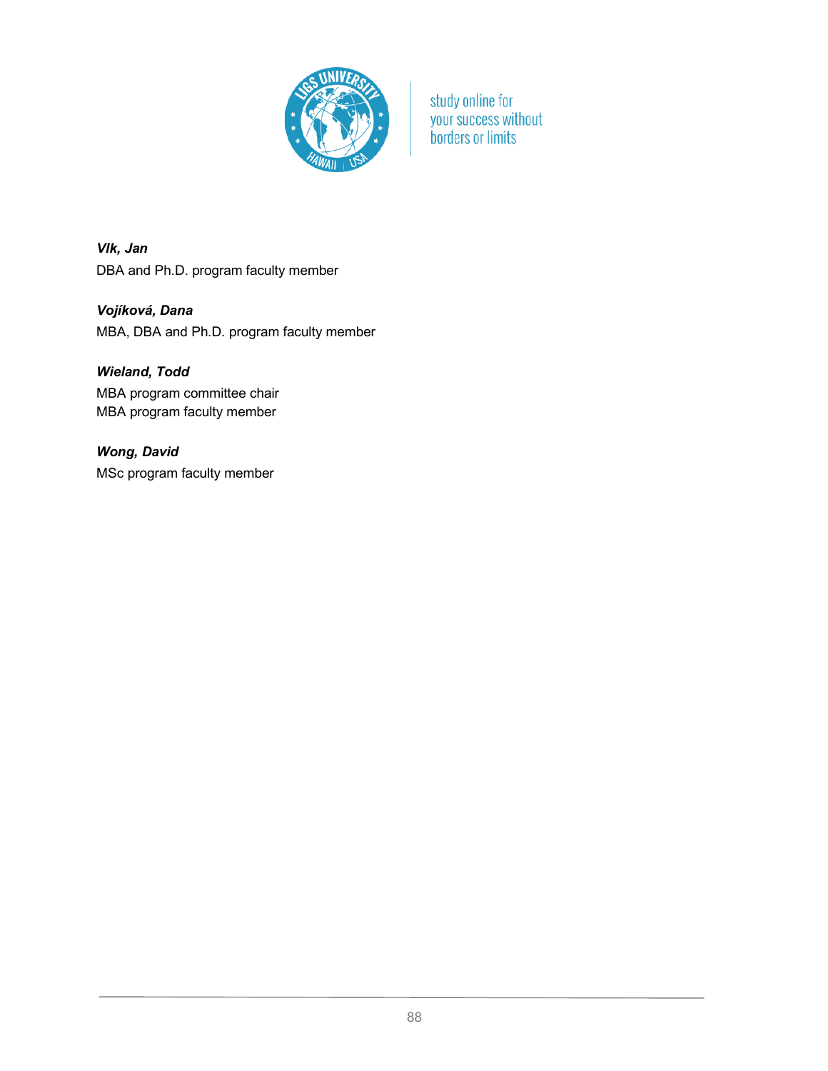***Vlk, Jan***
DBA and Ph.D. program faculty member

***Vojíková, Dana***
MBA, DBA and Ph.D. program faculty member

***Wieland, Todd***
MBA program committee chair
MBA program faculty member

***Wong, David***
MSc program faculty member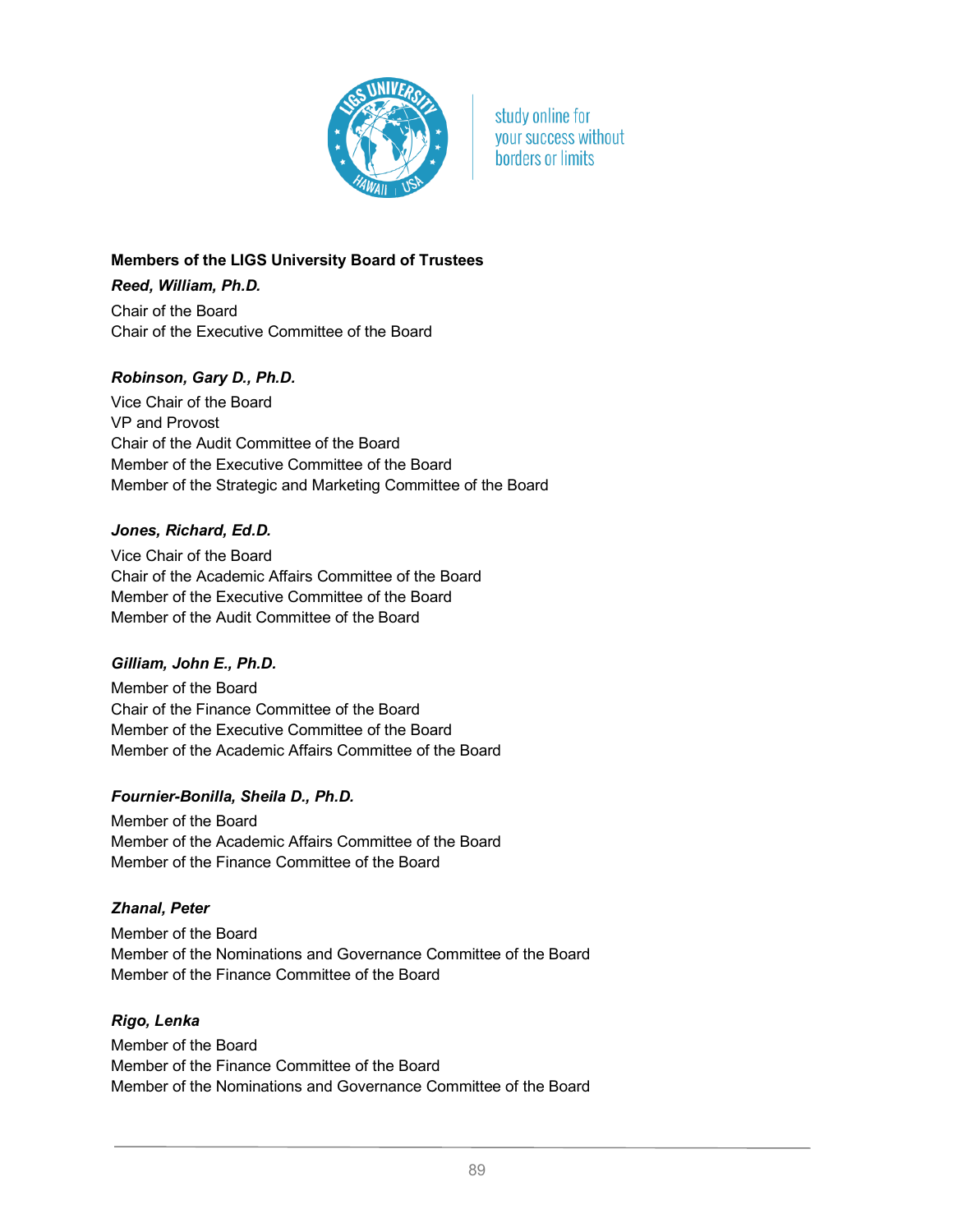**Members of the LIGS University Board of Trustees**

***Reed, William, Ph.D.***

Chair of the Board
Chair of the Executive Committee of the Board

***Robinson, Gary D., Ph.D.***

Vice Chair of the Board
VP and Provost
Chair of the Audit Committee of the Board
Member of the Executive Committee of the Board
Member of the Strategic and Marketing Committee of the Board

***Jones, Richard, Ed.D.***

Vice Chair of the Board
Chair of the Academic Affairs Committee of the Board
Member of the Executive Committee of the Board
Member of the Audit Committee of the Board

***Gilliam, John E., Ph.D.***

Member of the Board
Chair of the Finance Committee of the Board
Member of the Executive Committee of the Board
Member of the Academic Affairs Committee of the Board

***Fournier-Bonilla, Sheila D., Ph.D.***

Member of the Board
Member of the Academic Affairs Committee of the Board
Member of the Finance Committee of the Board

***Zhanal, Peter***

Member of the Board
Member of the Nominations and Governance Committee of the Board
Member of the Finance Committee of the Board

***Rigo, Lenka***

Member of the Board
Member of the Finance Committee of the Board
Member of the Nominations and Governance Committee of the Board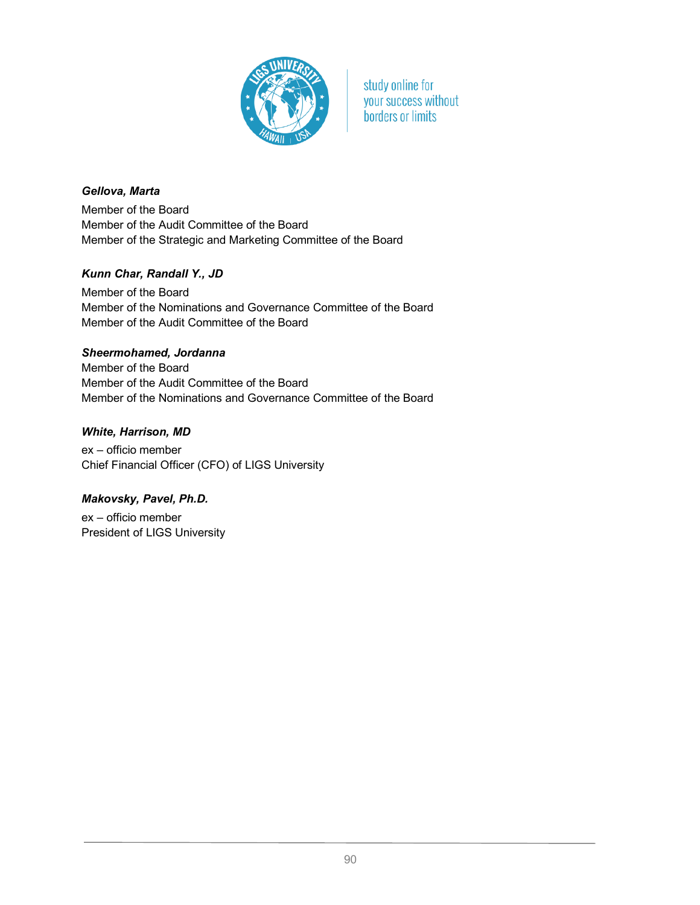***Gellova, Marta***

Member of the Board
Member of the Audit Committee of the Board
Member of the Strategic and Marketing Committee of the Board

***Kunn Char, Randall Y., JD***

Member of the Board
Member of the Nominations and Governance Committee of the Board
Member of the Audit Committee of the Board

***Sheermohamed, Jordanna***

Member of the Board
Member of the Audit Committee of the Board
Member of the Nominations and Governance Committee of the Board

***White, Harrison, MD***

ex – officio member
Chief Financial Officer (CFO) of LIGS University

***Makovsky, Pavel, Ph.D.***

ex – officio member
President of LIGS University